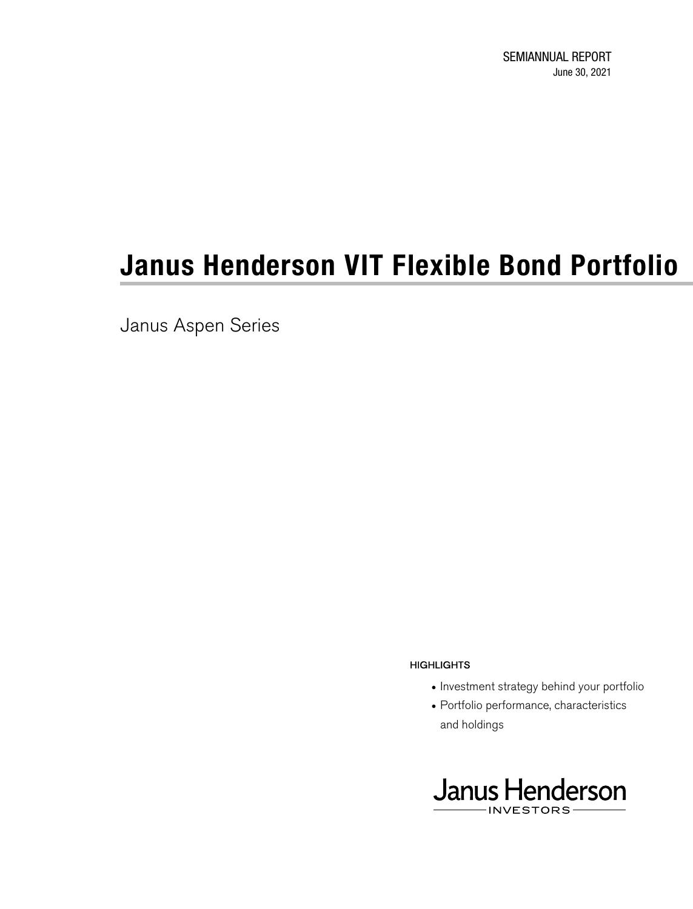SEMIANNUAL REPORT
June 30, 2021

# Janus Henderson VIT Flexible Bond Portfolio

Janus Aspen Series

HIGHLIGHTS

- Investment strategy behind your portfolio
- Portfolio performance, characteristics and holdings

Janus Henderson
INVESTORS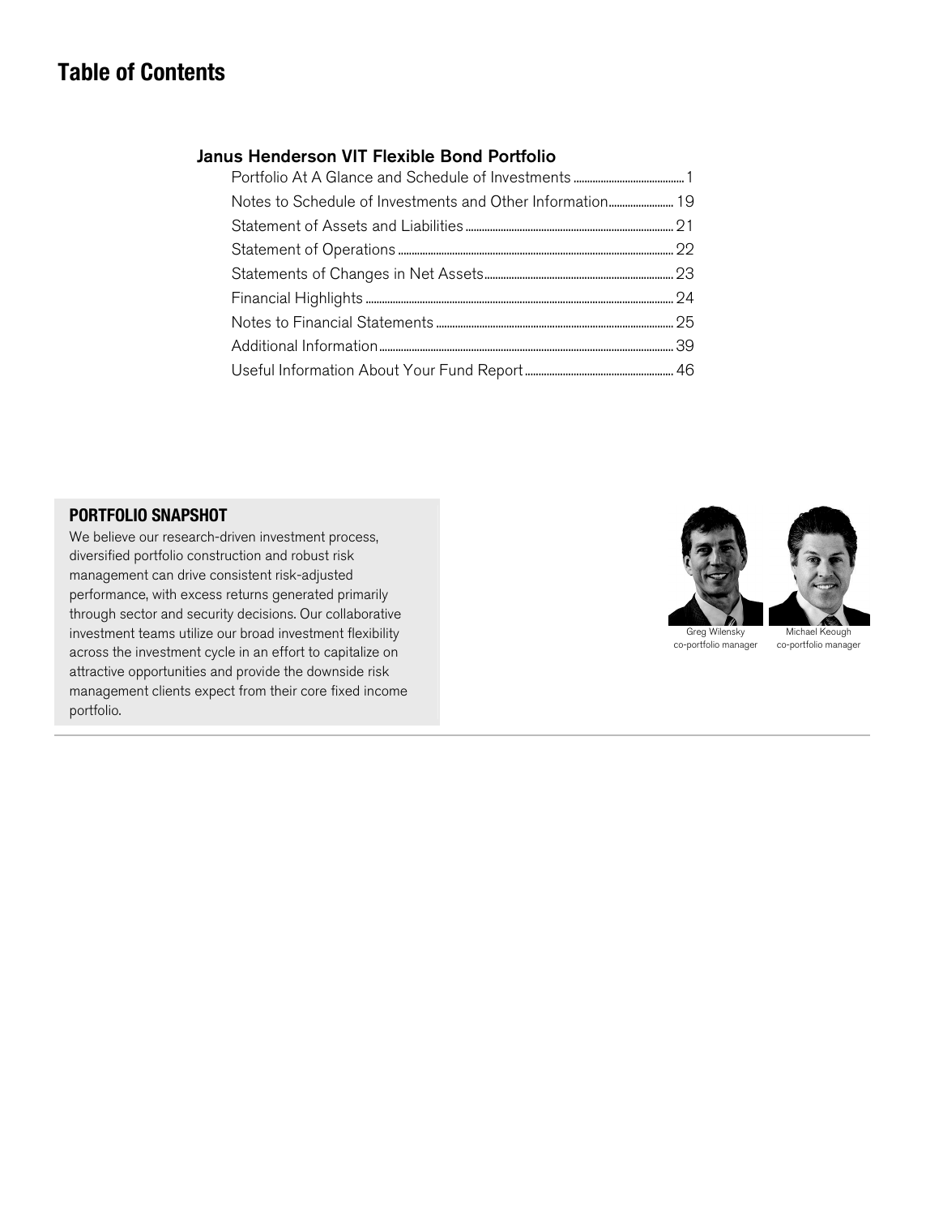# Table of Contents

## Janus Henderson VIT Flexible Bond Portfolio

| | |
|---|---|
| Portfolio At A Glance and Schedule of Investments | 1 |
| Notes to Schedule of Investments and Other Information | 19 |
| Statement of Assets and Liabilities | 21 |
| Statement of Operations | 22 |
| Statements of Changes in Net Assets | 23 |
| Financial Highlights | 24 |
| Notes to Financial Statements | 25 |
| Additional Information | 39 |
| Useful Information About Your Fund Report | 46 |

### PORTFOLIO SNAPSHOT

We believe our research-driven investment process, diversified portfolio construction and robust risk management can drive consistent risk-adjusted performance, with excess returns generated primarily through sector and security decisions. Our collaborative investment teams utilize our broad investment flexibility across the investment cycle in an effort to capitalize on attractive opportunities and provide the downside risk management clients expect from their core fixed income portfolio.

Greg Wilensky
co-portfolio manager

Michael Keough
co-portfolio manager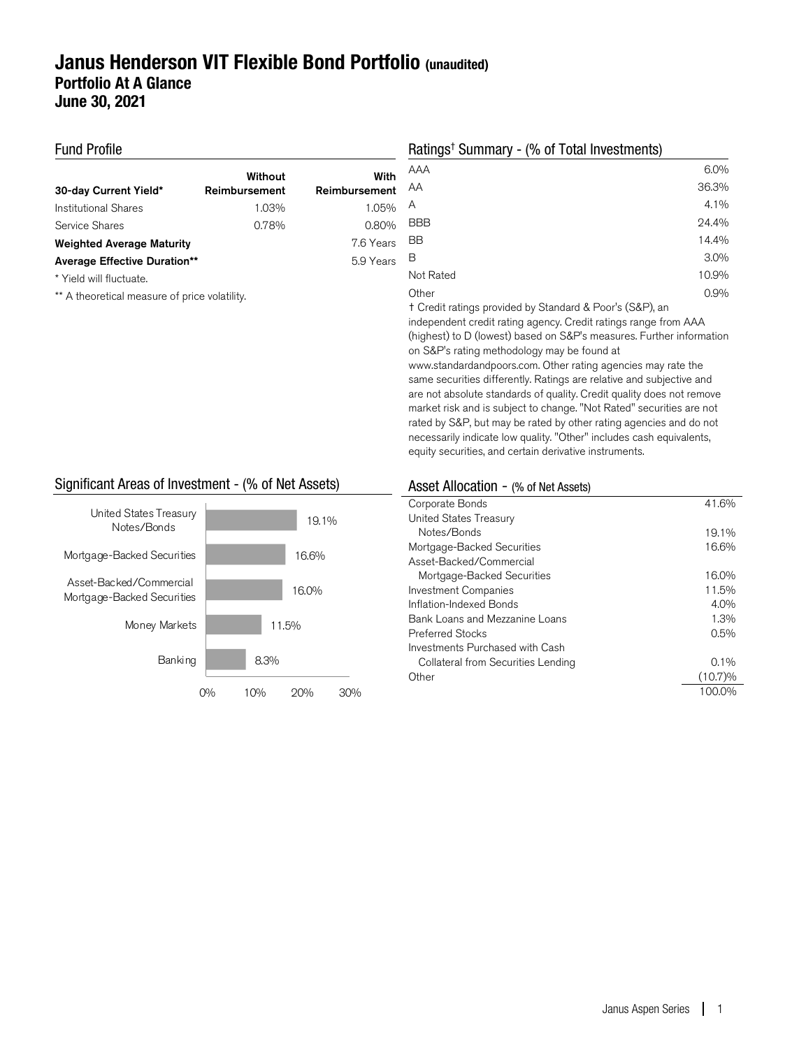# Janus Henderson VIT Flexible Bond Portfolio (unaudited)
## Portfolio At A Glance
## June 30, 2021

### Fund Profile

| 30-day Current Yield* | Without Reimbursement | With Reimbursement |
|---|---|---|
| Institutional Shares | 1.03% | 1.05% |
| Service Shares | 0.78% | 0.80% |
| **Weighted Average Maturity** | | 7.6 Years |
| **Average Effective Duration**** | | 5.9 Years |

\* Yield will fluctuate.

** A theoretical measure of price volatility.

### Ratings† Summary - (% of Total Investments)

| | |
|---|---|
| AAA | 6.0% |
| AA | 36.3% |
| A | 4.1% |
| BBB | 24.4% |
| BB | 14.4% |
| B | 3.0% |
| Not Rated | 10.9% |
| Other | 0.9% |

† Credit ratings provided by Standard & Poor's (S&P), an independent credit rating agency. Credit ratings range from AAA (highest) to D (lowest) based on S&P's measures. Further information on S&P's rating methodology may be found at www.standardandpoors.com. Other rating agencies may rate the same securities differently. Ratings are relative and subjective and are not absolute standards of quality. Credit quality does not remove market risk and is subject to change. "Not Rated" securities are not rated by S&P, but may be rated by other rating agencies and do not necessarily indicate low quality. "Other" includes cash equivalents, equity securities, and certain derivative instruments.

### Significant Areas of Investment - (% of Net Assets)

| | |
|---|---|
| United States Treasury Notes/Bonds | 19.1% |
| Mortgage-Backed Securities | 16.6% |
| Asset-Backed/Commercial Mortgage-Backed Securities | 16.0% |
| Money Markets | 11.5% |
| Banking | 8.3% |

### Asset Allocation - (% of Net Assets)

| | |
|---|---|
| Corporate Bonds | 41.6% |
| United States Treasury Notes/Bonds | 19.1% |
| Mortgage-Backed Securities | 16.6% |
| Asset-Backed/Commercial Mortgage-Backed Securities | 16.0% |
| Investment Companies | 11.5% |
| Inflation-Indexed Bonds | 4.0% |
| Bank Loans and Mezzanine Loans | 1.3% |
| Preferred Stocks | 0.5% |
| Investments Purchased with Cash Collateral from Securities Lending | 0.1% |
| Other | (10.7)% |
| | 100.0% |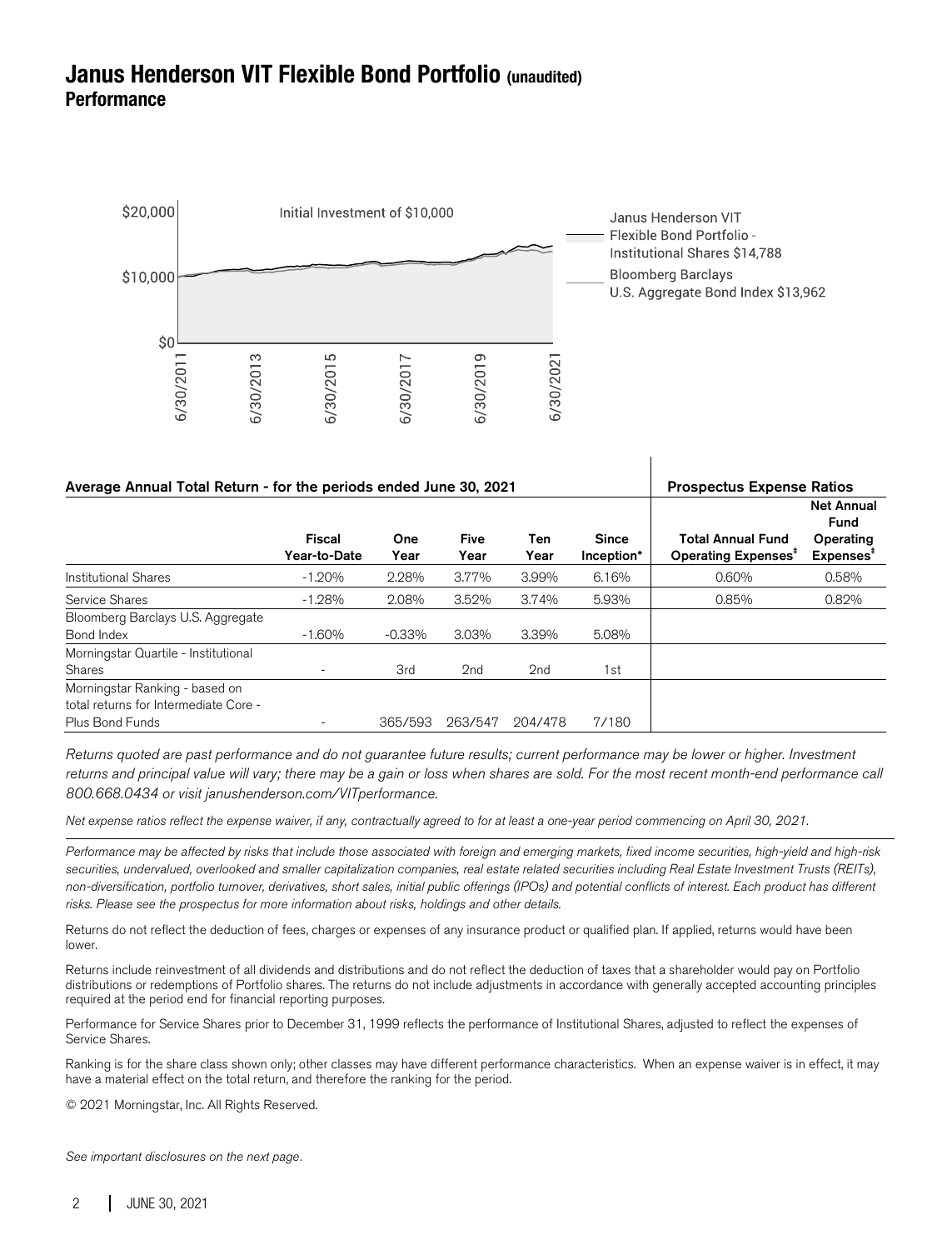# Janus Henderson VIT Flexible Bond Portfolio (unaudited)
## Performance

Initial Investment of $10,000

Janus Henderson VIT Flexible Bond Portfolio - Institutional Shares $14,788

Bloomberg Barclays U.S. Aggregate Bond Index $13,962

| Average Annual Total Return - for the periods ended June 30, 2021 | | | | | | Prospectus Expense Ratios | |
|---|---|---|---|---|---|---|---|
| | Fiscal Year-to-Date | One Year | Five Year | Ten Year | Since Inception* | Total Annual Fund Operating Expenses‡ | Net Annual Fund Operating Expenses‡ |
| Institutional Shares | -1.20% | 2.28% | 3.77% | 3.99% | 6.16% | 0.60% | 0.58% |
| Service Shares | -1.28% | 2.08% | 3.52% | 3.74% | 5.93% | 0.85% | 0.82% |
| Bloomberg Barclays U.S. Aggregate Bond Index | -1.60% | -0.33% | 3.03% | 3.39% | 5.08% | | |
| Morningstar Quartile - Institutional Shares | - | 3rd | 2nd | 2nd | 1st | | |
| Morningstar Ranking - based on total returns for Intermediate Core - Plus Bond Funds | - | 365/593 | 263/547 | 204/478 | 7/180 | | |

*Returns quoted are past performance and do not guarantee future results; current performance may be lower or higher. Investment returns and principal value will vary; there may be a gain or loss when shares are sold. For the most recent month-end performance call 800.668.0434 or visit janushenderson.com/VITperformance.*

*Net expense ratios reflect the expense waiver, if any, contractually agreed to for at least a one-year period commencing on April 30, 2021.*

*Performance may be affected by risks that include those associated with foreign and emerging markets, fixed income securities, high-yield and high-risk securities, undervalued, overlooked and smaller capitalization companies, real estate related securities including Real Estate Investment Trusts (REITs), non-diversification, portfolio turnover, derivatives, short sales, initial public offerings (IPOs) and potential conflicts of interest. Each product has different risks. Please see the prospectus for more information about risks, holdings and other details.*

Returns do not reflect the deduction of fees, charges or expenses of any insurance product or qualified plan. If applied, returns would have been lower.

Returns include reinvestment of all dividends and distributions and do not reflect the deduction of taxes that a shareholder would pay on Portfolio distributions or redemptions of Portfolio shares. The returns do not include adjustments in accordance with generally accepted accounting principles required at the period end for financial reporting purposes.

Performance for Service Shares prior to December 31, 1999 reflects the performance of Institutional Shares, adjusted to reflect the expenses of Service Shares.

Ranking is for the share class shown only; other classes may have different performance characteristics. When an expense waiver is in effect, it may have a material effect on the total return, and therefore the ranking for the period.

© 2021 Morningstar, Inc. All Rights Reserved.

*See important disclosures on the next page.*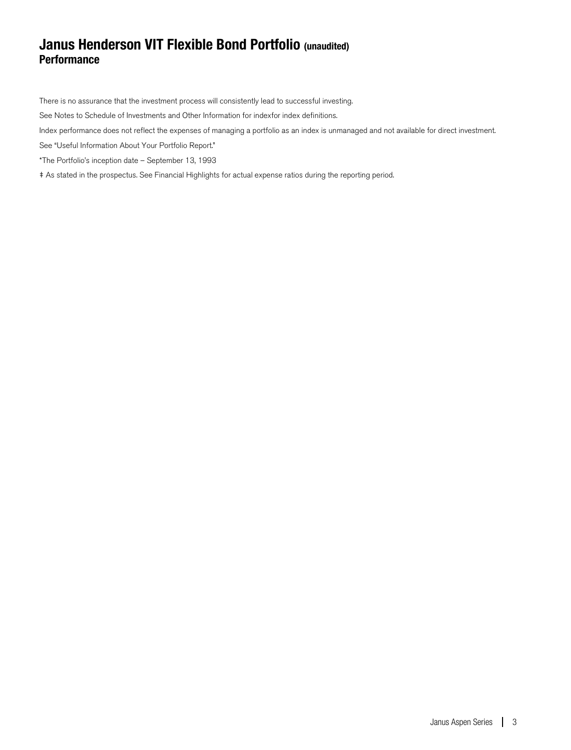# Janus Henderson VIT Flexible Bond Portfolio (unaudited)

## Performance

There is no assurance that the investment process will consistently lead to successful investing.

See Notes to Schedule of Investments and Other Information for indexfor index definitions.

Index performance does not reflect the expenses of managing a portfolio as an index is unmanaged and not available for direct investment.

See "Useful Information About Your Portfolio Report."

*The Portfolio's inception date – September 13, 1993

‡ As stated in the prospectus. See Financial Highlights for actual expense ratios during the reporting period.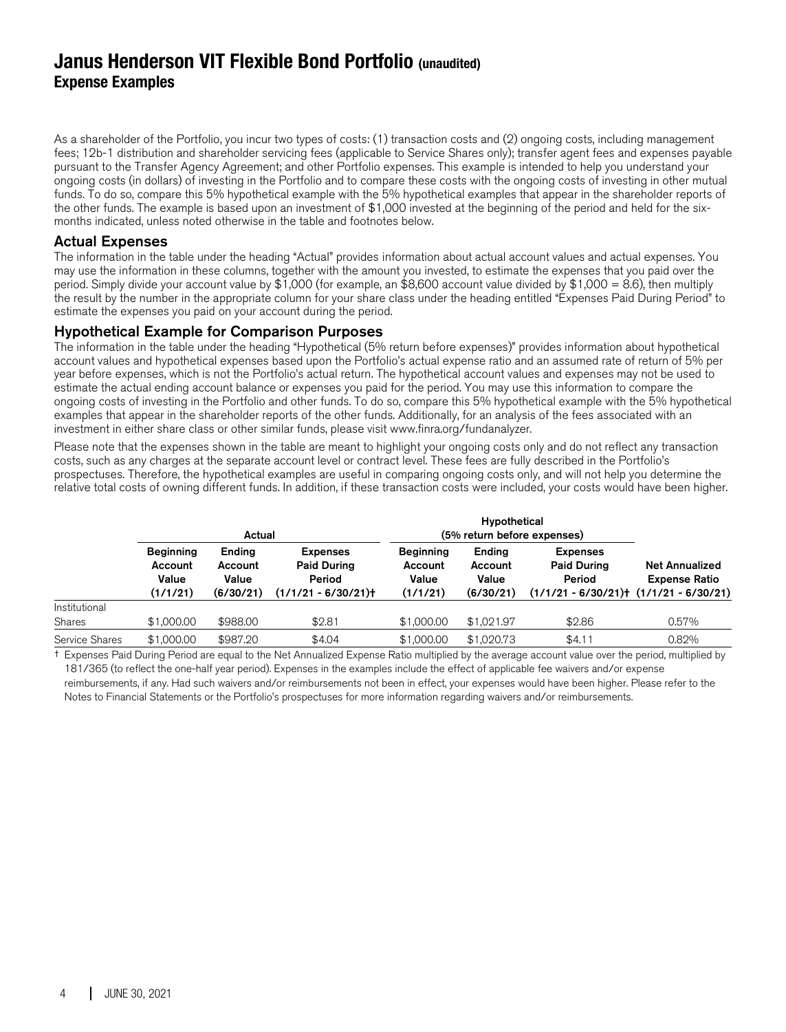# Janus Henderson VIT Flexible Bond Portfolio (unaudited)

## Expense Examples

As a shareholder of the Portfolio, you incur two types of costs: (1) transaction costs and (2) ongoing costs, including management fees; 12b-1 distribution and shareholder servicing fees (applicable to Service Shares only); transfer agent fees and expenses payable pursuant to the Transfer Agency Agreement; and other Portfolio expenses. This example is intended to help you understand your ongoing costs (in dollars) of investing in the Portfolio and to compare these costs with the ongoing costs of investing in other mutual funds. To do so, compare this 5% hypothetical example with the 5% hypothetical examples that appear in the shareholder reports of the other funds. The example is based upon an investment of $1,000 invested at the beginning of the period and held for the six-months indicated, unless noted otherwise in the table and footnotes below.

### Actual Expenses

The information in the table under the heading "Actual" provides information about actual account values and actual expenses. You may use the information in these columns, together with the amount you invested, to estimate the expenses that you paid over the period. Simply divide your account value by $1,000 (for example, an $8,600 account value divided by $1,000 = 8.6), then multiply the result by the number in the appropriate column for your share class under the heading entitled "Expenses Paid During Period" to estimate the expenses you paid on your account during the period.

### Hypothetical Example for Comparison Purposes

The information in the table under the heading "Hypothetical (5% return before expenses)" provides information about hypothetical account values and hypothetical expenses based upon the Portfolio's actual expense ratio and an assumed rate of return of 5% per year before expenses, which is not the Portfolio's actual return. The hypothetical account values and expenses may not be used to estimate the actual ending account balance or expenses you paid for the period. You may use this information to compare the ongoing costs of investing in the Portfolio and other funds. To do so, compare this 5% hypothetical example with the 5% hypothetical examples that appear in the shareholder reports of the other funds. Additionally, for an analysis of the fees associated with an investment in either share class or other similar funds, please visit www.finra.org/fundanalyzer.

Please note that the expenses shown in the table are meant to highlight your ongoing costs only and do not reflect any transaction costs, such as any charges at the separate account level or contract level. These fees are fully described in the Portfolio's prospectuses. Therefore, the hypothetical examples are useful in comparing ongoing costs only, and will not help you determine the relative total costs of owning different funds. In addition, if these transaction costs were included, your costs would have been higher.

| | Actual | | | Hypothetical (5% return before expenses) | | | |
|---|---|---|---|---|---|---|---|
| | Beginning Account Value (1/1/21) | Ending Account Value (6/30/21) | Expenses Paid During Period (1/1/21 - 6/30/21)† | Beginning Account Value (1/1/21) | Ending Account Value (6/30/21) | Expenses Paid During Period (1/1/21 - 6/30/21)† | Net Annualized Expense Ratio (1/1/21 - 6/30/21) |
| Institutional Shares | $1,000.00 | $988.00 | $2.81 | $1,000.00 | $1,021.97 | $2.86 | 0.57% |
| Service Shares | $1,000.00 | $987.20 | $4.04 | $1,000.00 | $1,020.73 | $4.11 | 0.82% |

† Expenses Paid During Period are equal to the Net Annualized Expense Ratio multiplied by the average account value over the period, multiplied by 181/365 (to reflect the one-half year period). Expenses in the examples include the effect of applicable fee waivers and/or expense reimbursements, if any. Had such waivers and/or reimbursements not been in effect, your expenses would have been higher. Please refer to the Notes to Financial Statements or the Portfolio's prospectuses for more information regarding waivers and/or reimbursements.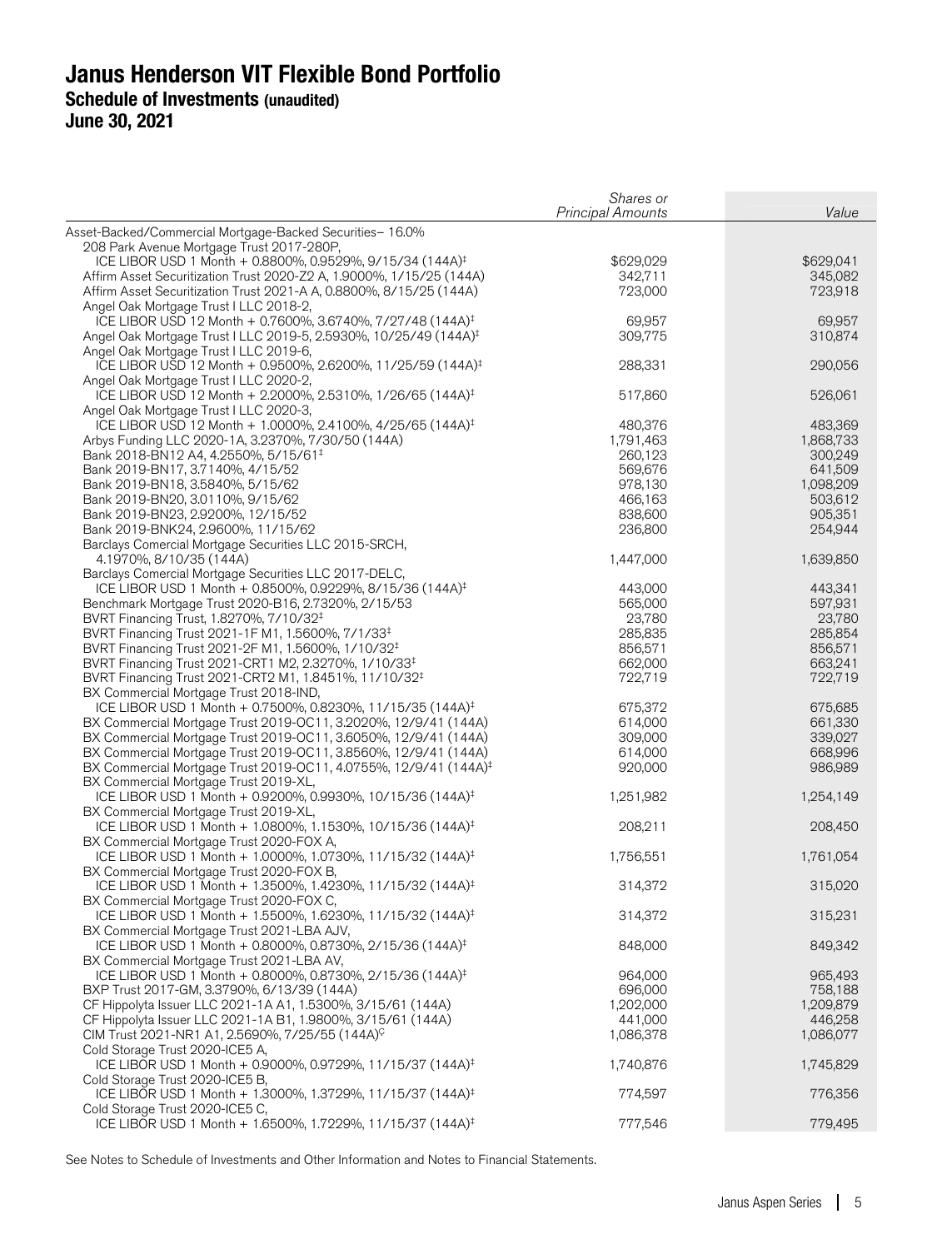# Janus Henderson VIT Flexible Bond Portfolio

## Schedule of Investments (unaudited)

## June 30, 2021

| | *Shares or Principal Amounts* | *Value* |
|---|---|---|
| Asset-Backed/Commercial Mortgage-Backed Securities– 16.0% | | |
| 208 Park Avenue Mortgage Trust 2017-280P, ICE LIBOR USD 1 Month + 0.8800%, 0.9529%, 9/15/34 (144A)‡ | $629,029 | $629,041 |
| Affirm Asset Securitization Trust 2020-Z2 A, 1.9000%, 1/15/25 (144A) | 342,711 | 345,082 |
| Affirm Asset Securitization Trust 2021-A A, 0.8800%, 8/15/25 (144A) | 723,000 | 723,918 |
| Angel Oak Mortgage Trust I LLC 2018-2, ICE LIBOR USD 12 Month + 0.7600%, 3.6740%, 7/27/48 (144A)‡ | 69,957 | 69,957 |
| Angel Oak Mortgage Trust I LLC 2019-5, 2.5930%, 10/25/49 (144A)‡ | 309,775 | 310,874 |
| Angel Oak Mortgage Trust I LLC 2019-6, ICE LIBOR USD 12 Month + 0.9500%, 2.6200%, 11/25/59 (144A)‡ | 288,331 | 290,056 |
| Angel Oak Mortgage Trust I LLC 2020-2, ICE LIBOR USD 12 Month + 2.2000%, 2.5310%, 1/26/65 (144A)‡ | 517,860 | 526,061 |
| Angel Oak Mortgage Trust I LLC 2020-3, ICE LIBOR USD 12 Month + 1.0000%, 2.4100%, 4/25/65 (144A)‡ | 480,376 | 483,369 |
| Arbys Funding LLC 2020-1A, 3.2370%, 7/30/50 (144A) | 1,791,463 | 1,868,733 |
| Bank 2018-BN12 A4, 4.2550%, 5/15/61‡ | 260,123 | 300,249 |
| Bank 2019-BN17, 3.7140%, 4/15/52 | 569,676 | 641,509 |
| Bank 2019-BN18, 3.5840%, 5/15/62 | 978,130 | 1,098,209 |
| Bank 2019-BN20, 3.0110%, 9/15/62 | 466,163 | 503,612 |
| Bank 2019-BN23, 2.9200%, 12/15/52 | 838,600 | 905,351 |
| Bank 2019-BNK24, 2.9600%, 11/15/62 | 236,800 | 254,944 |
| Barclays Comercial Mortgage Securities LLC 2015-SRCH, 4.1970%, 8/10/35 (144A) | 1,447,000 | 1,639,850 |
| Barclays Comercial Mortgage Securities LLC 2017-DELC, ICE LIBOR USD 1 Month + 0.8500%, 0.9229%, 8/15/36 (144A)‡ | 443,000 | 443,341 |
| Benchmark Mortgage Trust 2020-B16, 2.7320%, 2/15/53 | 565,000 | 597,931 |
| BVRT Financing Trust, 1.8270%, 7/10/32‡ | 23,780 | 23,780 |
| BVRT Financing Trust 2021-1F M1, 1.5600%, 7/1/33‡ | 285,835 | 285,854 |
| BVRT Financing Trust 2021-2F M1, 1.5600%, 1/10/32‡ | 856,571 | 856,571 |
| BVRT Financing Trust 2021-CRT1 M2, 2.3270%, 1/10/33‡ | 662,000 | 663,241 |
| BVRT Financing Trust 2021-CRT2 M1, 1.8451%, 11/10/32‡ | 722,719 | 722,719 |
| BX Commercial Mortgage Trust 2018-IND, ICE LIBOR USD 1 Month + 0.7500%, 0.8230%, 11/15/35 (144A)‡ | 675,372 | 675,685 |
| BX Commercial Mortgage Trust 2019-OC11, 3.2020%, 12/9/41 (144A) | 614,000 | 661,330 |
| BX Commercial Mortgage Trust 2019-OC11, 3.6050%, 12/9/41 (144A) | 309,000 | 339,027 |
| BX Commercial Mortgage Trust 2019-OC11, 3.8560%, 12/9/41 (144A) | 614,000 | 668,996 |
| BX Commercial Mortgage Trust 2019-OC11, 4.0755%, 12/9/41 (144A)‡ | 920,000 | 986,989 |
| BX Commercial Mortgage Trust 2019-XL, ICE LIBOR USD 1 Month + 0.9200%, 0.9930%, 10/15/36 (144A)‡ | 1,251,982 | 1,254,149 |
| BX Commercial Mortgage Trust 2019-XL, ICE LIBOR USD 1 Month + 1.0800%, 1.1530%, 10/15/36 (144A)‡ | 208,211 | 208,450 |
| BX Commercial Mortgage Trust 2020-FOX A, ICE LIBOR USD 1 Month + 1.0000%, 1.0730%, 11/15/32 (144A)‡ | 1,756,551 | 1,761,054 |
| BX Commercial Mortgage Trust 2020-FOX B, ICE LIBOR USD 1 Month + 1.3500%, 1.4230%, 11/15/32 (144A)‡ | 314,372 | 315,020 |
| BX Commercial Mortgage Trust 2020-FOX C, ICE LIBOR USD 1 Month + 1.5500%, 1.6230%, 11/15/32 (144A)‡ | 314,372 | 315,231 |
| BX Commercial Mortgage Trust 2021-LBA AJV, ICE LIBOR USD 1 Month + 0.8000%, 0.8730%, 2/15/36 (144A)‡ | 848,000 | 849,342 |
| BX Commercial Mortgage Trust 2021-LBA AV, ICE LIBOR USD 1 Month + 0.8000%, 0.8730%, 2/15/36 (144A)‡ | 964,000 | 965,493 |
| BXP Trust 2017-GM, 3.3790%, 6/13/39 (144A) | 696,000 | 758,188 |
| CF Hippolyta Issuer LLC 2021-1A A1, 1.5300%, 3/15/61 (144A) | 1,202,000 | 1,209,879 |
| CF Hippolyta Issuer LLC 2021-1A B1, 1.9800%, 3/15/61 (144A) | 441,000 | 446,258 |
| CIM Trust 2021-NR1 A1, 2.5690%, 7/25/55 (144A)Ç | 1,086,378 | 1,086,077 |
| Cold Storage Trust 2020-ICE5 A, ICE LIBOR USD 1 Month + 0.9000%, 0.9729%, 11/15/37 (144A)‡ | 1,740,876 | 1,745,829 |
| Cold Storage Trust 2020-ICE5 B, ICE LIBOR USD 1 Month + 1.3000%, 1.3729%, 11/15/37 (144A)‡ | 774,597 | 776,356 |
| Cold Storage Trust 2020-ICE5 C, ICE LIBOR USD 1 Month + 1.6500%, 1.7229%, 11/15/37 (144A)‡ | 777,546 | 779,495 |

See Notes to Schedule of Investments and Other Information and Notes to Financial Statements.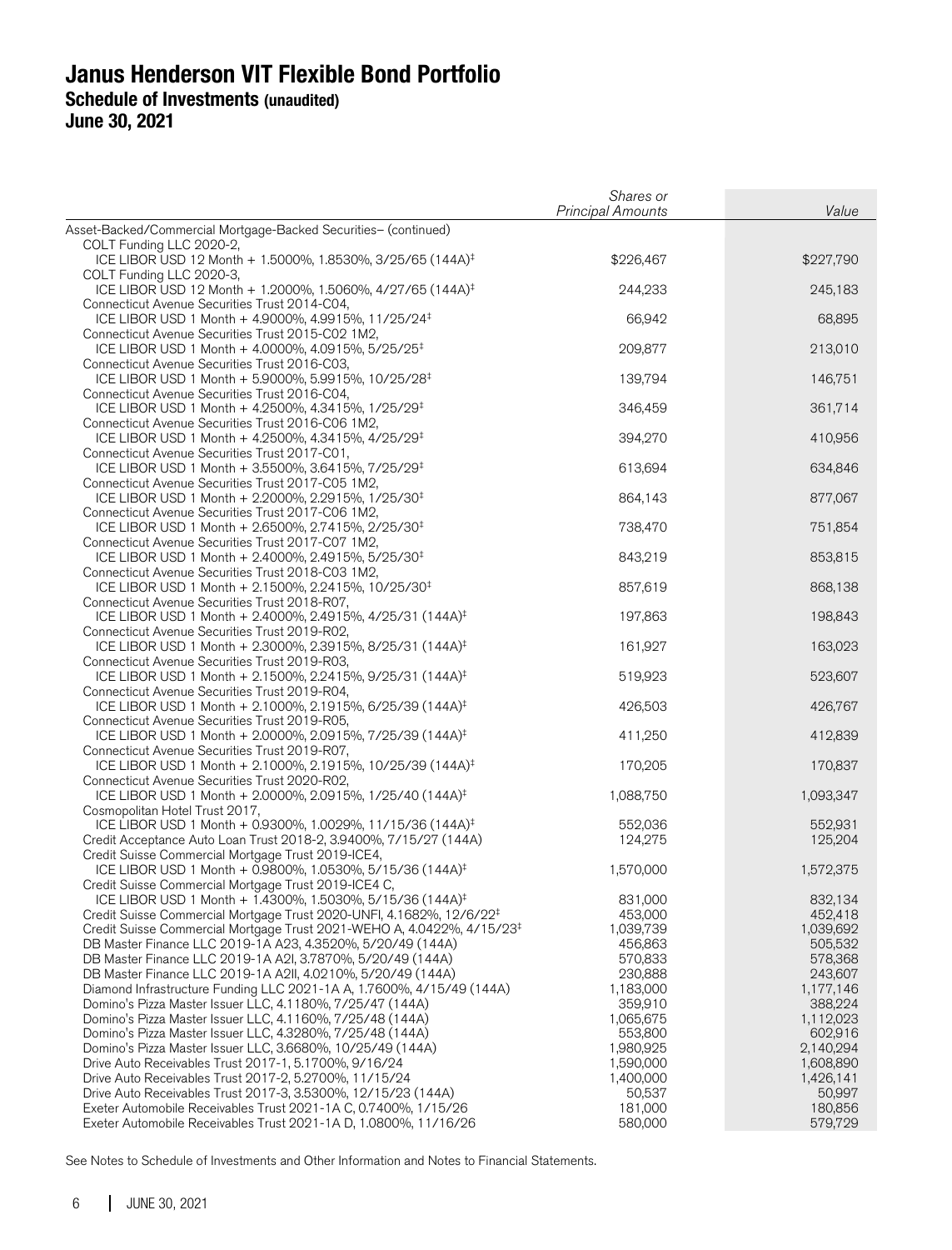# Janus Henderson VIT Flexible Bond Portfolio
## Schedule of Investments (unaudited)
## June 30, 2021

| | *Shares or Principal Amounts* | *Value* |
|---|---|---|
| Asset-Backed/Commercial Mortgage-Backed Securities– (continued) | | |
| COLT Funding LLC 2020-2, ICE LIBOR USD 12 Month + 1.5000%, 1.8530%, 3/25/65 (144A)‡ | $226,467 | $227,790 |
| COLT Funding LLC 2020-3, ICE LIBOR USD 12 Month + 1.2000%, 1.5060%, 4/27/65 (144A)‡ | 244,233 | 245,183 |
| Connecticut Avenue Securities Trust 2014-C04, ICE LIBOR USD 1 Month + 4.9000%, 4.9915%, 11/25/24‡ | 66,942 | 68,895 |
| Connecticut Avenue Securities Trust 2015-C02 1M2, ICE LIBOR USD 1 Month + 4.0000%, 4.0915%, 5/25/25‡ | 209,877 | 213,010 |
| Connecticut Avenue Securities Trust 2016-C03, ICE LIBOR USD 1 Month + 5.9000%, 5.9915%, 10/25/28‡ | 139,794 | 146,751 |
| Connecticut Avenue Securities Trust 2016-C04, ICE LIBOR USD 1 Month + 4.2500%, 4.3415%, 1/25/29‡ | 346,459 | 361,714 |
| Connecticut Avenue Securities Trust 2016-C06 1M2, ICE LIBOR USD 1 Month + 4.2500%, 4.3415%, 4/25/29‡ | 394,270 | 410,956 |
| Connecticut Avenue Securities Trust 2017-C01, ICE LIBOR USD 1 Month + 3.5500%, 3.6415%, 7/25/29‡ | 613,694 | 634,846 |
| Connecticut Avenue Securities Trust 2017-C05 1M2, ICE LIBOR USD 1 Month + 2.2000%, 2.2915%, 1/25/30‡ | 864,143 | 877,067 |
| Connecticut Avenue Securities Trust 2017-C06 1M2, ICE LIBOR USD 1 Month + 2.6500%, 2.7415%, 2/25/30‡ | 738,470 | 751,854 |
| Connecticut Avenue Securities Trust 2017-C07 1M2, ICE LIBOR USD 1 Month + 2.4000%, 2.4915%, 5/25/30‡ | 843,219 | 853,815 |
| Connecticut Avenue Securities Trust 2018-C03 1M2, ICE LIBOR USD 1 Month + 2.1500%, 2.2415%, 10/25/30‡ | 857,619 | 868,138 |
| Connecticut Avenue Securities Trust 2018-R07, ICE LIBOR USD 1 Month + 2.4000%, 2.4915%, 4/25/31 (144A)‡ | 197,863 | 198,843 |
| Connecticut Avenue Securities Trust 2019-R02, ICE LIBOR USD 1 Month + 2.3000%, 2.3915%, 8/25/31 (144A)‡ | 161,927 | 163,023 |
| Connecticut Avenue Securities Trust 2019-R03, ICE LIBOR USD 1 Month + 2.1500%, 2.2415%, 9/25/31 (144A)‡ | 519,923 | 523,607 |
| Connecticut Avenue Securities Trust 2019-R04, ICE LIBOR USD 1 Month + 2.1000%, 2.1915%, 6/25/39 (144A)‡ | 426,503 | 426,767 |
| Connecticut Avenue Securities Trust 2019-R05, ICE LIBOR USD 1 Month + 2.0000%, 2.0915%, 7/25/39 (144A)‡ | 411,250 | 412,839 |
| Connecticut Avenue Securities Trust 2019-R07, ICE LIBOR USD 1 Month + 2.1000%, 2.1915%, 10/25/39 (144A)‡ | 170,205 | 170,837 |
| Connecticut Avenue Securities Trust 2020-R02, ICE LIBOR USD 1 Month + 2.0000%, 2.0915%, 1/25/40 (144A)‡ | 1,088,750 | 1,093,347 |
| Cosmopolitan Hotel Trust 2017, ICE LIBOR USD 1 Month + 0.9300%, 1.0029%, 11/15/36 (144A)‡ | 552,036 | 552,931 |
| Credit Acceptance Auto Loan Trust 2018-2, 3.9400%, 7/15/27 (144A) | 124,275 | 125,204 |
| Credit Suisse Commercial Mortgage Trust 2019-ICE4, ICE LIBOR USD 1 Month + 0.9800%, 1.0530%, 5/15/36 (144A)‡ | 1,570,000 | 1,572,375 |
| Credit Suisse Commercial Mortgage Trust 2019-ICE4 C, ICE LIBOR USD 1 Month + 1.4300%, 1.5030%, 5/15/36 (144A)‡ | 831,000 | 832,134 |
| Credit Suisse Commercial Mortgage Trust 2020-UNFI, 4.1682%, 12/6/22‡ | 453,000 | 452,418 |
| Credit Suisse Commercial Mortgage Trust 2021-WEHO A, 4.0422%, 4/15/23‡ | 1,039,739 | 1,039,692 |
| DB Master Finance LLC 2019-1A A23, 4.3520%, 5/20/49 (144A) | 456,863 | 505,532 |
| DB Master Finance LLC 2019-1A A2I, 3.7870%, 5/20/49 (144A) | 570,833 | 578,368 |
| DB Master Finance LLC 2019-1A A2II, 4.0210%, 5/20/49 (144A) | 230,888 | 243,607 |
| Diamond Infrastructure Funding LLC 2021-1A A, 1.7600%, 4/15/49 (144A) | 1,183,000 | 1,177,146 |
| Domino's Pizza Master Issuer LLC, 4.1180%, 7/25/47 (144A) | 359,910 | 388,224 |
| Domino's Pizza Master Issuer LLC, 4.1160%, 7/25/48 (144A) | 1,065,675 | 1,112,023 |
| Domino's Pizza Master Issuer LLC, 4.3280%, 7/25/48 (144A) | 553,800 | 602,916 |
| Domino's Pizza Master Issuer LLC, 3.6680%, 10/25/49 (144A) | 1,980,925 | 2,140,294 |
| Drive Auto Receivables Trust 2017-1, 5.1700%, 9/16/24 | 1,590,000 | 1,608,890 |
| Drive Auto Receivables Trust 2017-2, 5.2700%, 11/15/24 | 1,400,000 | 1,426,141 |
| Drive Auto Receivables Trust 2017-3, 3.5300%, 12/15/23 (144A) | 50,537 | 50,997 |
| Exeter Automobile Receivables Trust 2021-1A C, 0.7400%, 1/15/26 | 181,000 | 180,856 |
| Exeter Automobile Receivables Trust 2021-1A D, 1.0800%, 11/16/26 | 580,000 | 579,729 |

See Notes to Schedule of Investments and Other Information and Notes to Financial Statements.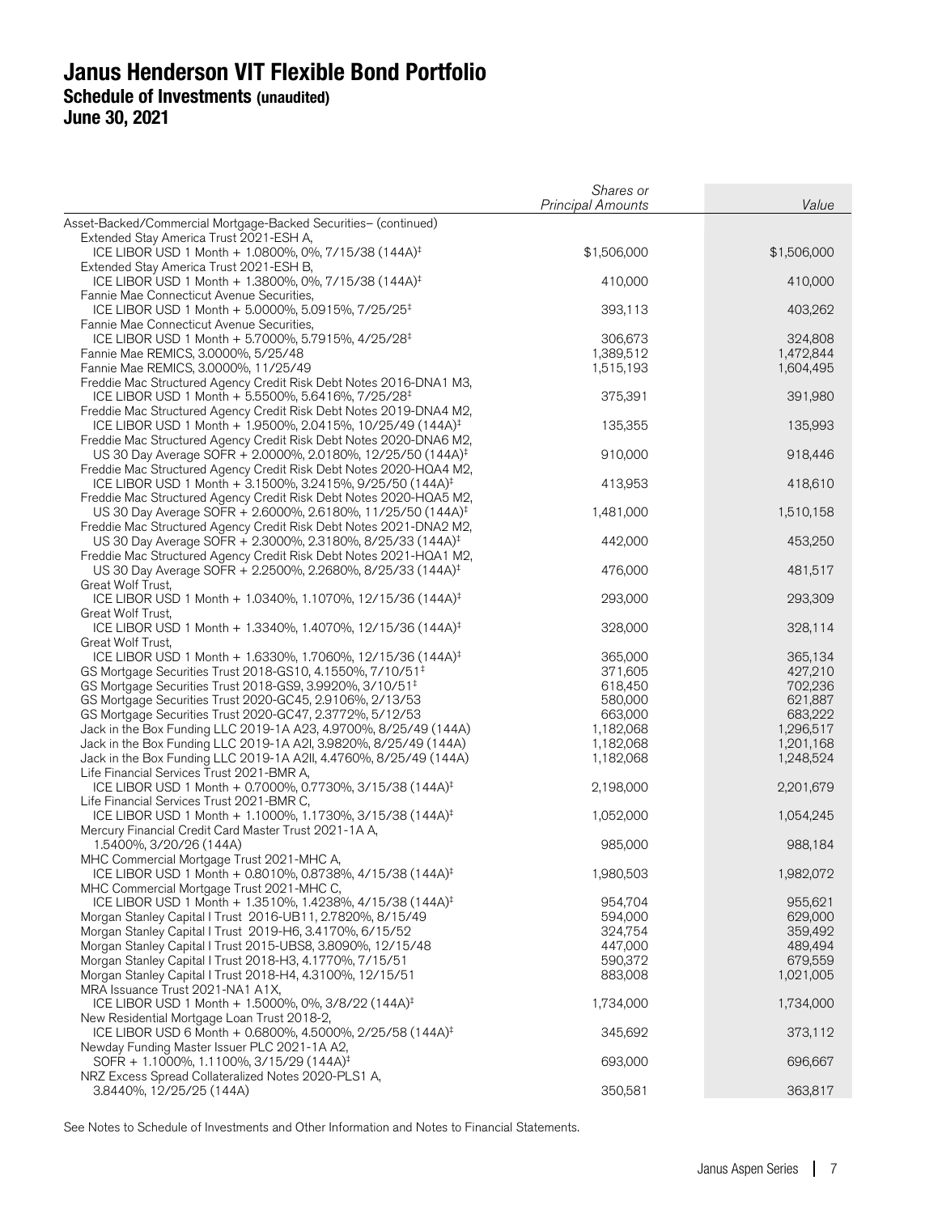# Janus Henderson VIT Flexible Bond Portfolio

## Schedule of Investments (unaudited)

## June 30, 2021

| | *Shares or Principal Amounts* | *Value* |
|---|---|---|
| Asset-Backed/Commercial Mortgage-Backed Securities– (continued) | | |
| Extended Stay America Trust 2021-ESH A, ICE LIBOR USD 1 Month + 1.0800%, 0%, 7/15/38 (144A)‡ | $1,506,000 | $1,506,000 |
| Extended Stay America Trust 2021-ESH B, ICE LIBOR USD 1 Month + 1.3800%, 0%, 7/15/38 (144A)‡ | 410,000 | 410,000 |
| Fannie Mae Connecticut Avenue Securities, ICE LIBOR USD 1 Month + 5.0000%, 5.0915%, 7/25/25‡ | 393,113 | 403,262 |
| Fannie Mae Connecticut Avenue Securities, ICE LIBOR USD 1 Month + 5.7000%, 5.7915%, 4/25/28‡ | 306,673 | 324,808 |
| Fannie Mae REMICS, 3.0000%, 5/25/48 | 1,389,512 | 1,472,844 |
| Fannie Mae REMICS, 3.0000%, 11/25/49 | 1,515,193 | 1,604,495 |
| Freddie Mac Structured Agency Credit Risk Debt Notes 2016-DNA1 M3, ICE LIBOR USD 1 Month + 5.5500%, 5.6416%, 7/25/28‡ | 375,391 | 391,980 |
| Freddie Mac Structured Agency Credit Risk Debt Notes 2019-DNA4 M2, ICE LIBOR USD 1 Month + 1.9500%, 2.0415%, 10/25/49 (144A)‡ | 135,355 | 135,993 |
| Freddie Mac Structured Agency Credit Risk Debt Notes 2020-DNA6 M2, US 30 Day Average SOFR + 2.0000%, 2.0180%, 12/25/50 (144A)‡ | 910,000 | 918,446 |
| Freddie Mac Structured Agency Credit Risk Debt Notes 2020-HQA4 M2, ICE LIBOR USD 1 Month + 3.1500%, 3.2415%, 9/25/50 (144A)‡ | 413,953 | 418,610 |
| Freddie Mac Structured Agency Credit Risk Debt Notes 2020-HQA5 M2, US 30 Day Average SOFR + 2.6000%, 2.6180%, 11/25/50 (144A)‡ | 1,481,000 | 1,510,158 |
| Freddie Mac Structured Agency Credit Risk Debt Notes 2021-DNA2 M2, US 30 Day Average SOFR + 2.3000%, 2.3180%, 8/25/33 (144A)‡ | 442,000 | 453,250 |
| Freddie Mac Structured Agency Credit Risk Debt Notes 2021-HQA1 M2, US 30 Day Average SOFR + 2.2500%, 2.2680%, 8/25/33 (144A)‡ | 476,000 | 481,517 |
| Great Wolf Trust, ICE LIBOR USD 1 Month + 1.0340%, 1.1070%, 12/15/36 (144A)‡ | 293,000 | 293,309 |
| Great Wolf Trust, ICE LIBOR USD 1 Month + 1.3340%, 1.4070%, 12/15/36 (144A)‡ | 328,000 | 328,114 |
| Great Wolf Trust, ICE LIBOR USD 1 Month + 1.6330%, 1.7060%, 12/15/36 (144A)‡ | 365,000 | 365,134 |
| GS Mortgage Securities Trust 2018-GS10, 4.1550%, 7/10/51‡ | 371,605 | 427,210 |
| GS Mortgage Securities Trust 2018-GS9, 3.9920%, 3/10/51‡ | 618,450 | 702,236 |
| GS Mortgage Securities Trust 2020-GC45, 2.9106%, 2/13/53 | 580,000 | 621,887 |
| GS Mortgage Securities Trust 2020-GC47, 2.3772%, 5/12/53 | 663,000 | 683,222 |
| Jack in the Box Funding LLC 2019-1A A23, 4.9700%, 8/25/49 (144A) | 1,182,068 | 1,296,517 |
| Jack in the Box Funding LLC 2019-1A A2I, 3.9820%, 8/25/49 (144A) | 1,182,068 | 1,201,168 |
| Jack in the Box Funding LLC 2019-1A A2II, 4.4760%, 8/25/49 (144A) | 1,182,068 | 1,248,524 |
| Life Financial Services Trust 2021-BMR A, ICE LIBOR USD 1 Month + 0.7000%, 0.7730%, 3/15/38 (144A)‡ | 2,198,000 | 2,201,679 |
| Life Financial Services Trust 2021-BMR C, ICE LIBOR USD 1 Month + 1.1000%, 1.1730%, 3/15/38 (144A)‡ | 1,052,000 | 1,054,245 |
| Mercury Financial Credit Card Master Trust 2021-1A A, 1.5400%, 3/20/26 (144A) | 985,000 | 988,184 |
| MHC Commercial Mortgage Trust 2021-MHC A, ICE LIBOR USD 1 Month + 0.8010%, 0.8738%, 4/15/38 (144A)‡ | 1,980,503 | 1,982,072 |
| MHC Commercial Mortgage Trust 2021-MHC C, ICE LIBOR USD 1 Month + 1.3510%, 1.4238%, 4/15/38 (144A)‡ | 954,704 | 955,621 |
| Morgan Stanley Capital I Trust 2016-UB11, 2.7820%, 8/15/49 | 594,000 | 629,000 |
| Morgan Stanley Capital I Trust 2019-H6, 3.4170%, 6/15/52 | 324,754 | 359,492 |
| Morgan Stanley Capital I Trust 2015-UBS8, 3.8090%, 12/15/48 | 447,000 | 489,494 |
| Morgan Stanley Capital I Trust 2018-H3, 4.1770%, 7/15/51 | 590,372 | 679,559 |
| Morgan Stanley Capital I Trust 2018-H4, 4.3100%, 12/15/51 | 883,008 | 1,021,005 |
| MRA Issuance Trust 2021-NA1 A1X, ICE LIBOR USD 1 Month + 1.5000%, 0%, 3/8/22 (144A)‡ | 1,734,000 | 1,734,000 |
| New Residential Mortgage Loan Trust 2018-2, ICE LIBOR USD 6 Month + 0.6800%, 4.5000%, 2/25/58 (144A)‡ | 345,692 | 373,112 |
| Newday Funding Master Issuer PLC 2021-1A A2, SOFR + 1.1000%, 1.1100%, 3/15/29 (144A)‡ | 693,000 | 696,667 |
| NRZ Excess Spread Collateralized Notes 2020-PLS1 A, 3.8440%, 12/25/25 (144A) | 350,581 | 363,817 |

See Notes to Schedule of Investments and Other Information and Notes to Financial Statements.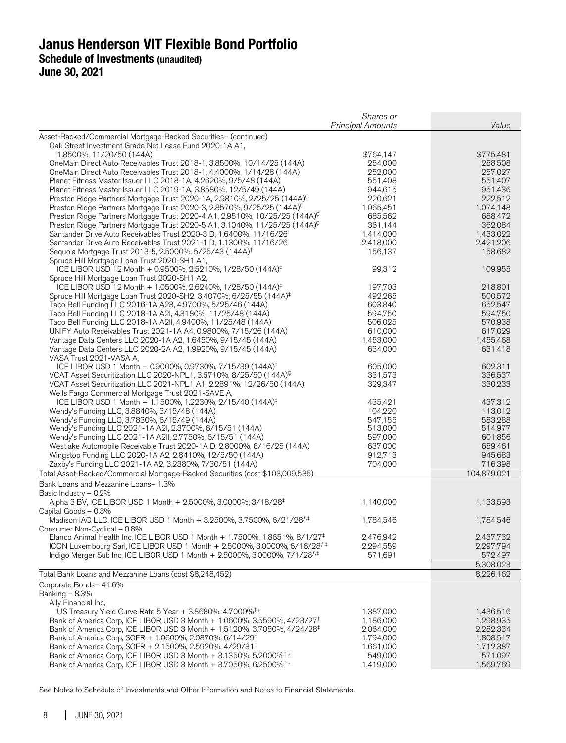# Janus Henderson VIT Flexible Bond Portfolio
## Schedule of Investments (unaudited)
## June 30, 2021

| | *Shares or Principal Amounts* | *Value* |
|---|---|---|
| Asset-Backed/Commercial Mortgage-Backed Securities– (continued) | | |
| Oak Street Investment Grade Net Lease Fund 2020-1A A1, 1.8500%, 11/20/50 (144A) | $764,147 | $775,481 |
| OneMain Direct Auto Receivables Trust 2018-1, 3.8500%, 10/14/25 (144A) | 254,000 | 258,508 |
| OneMain Direct Auto Receivables Trust 2018-1, 4.4000%, 1/14/28 (144A) | 252,000 | 257,027 |
| Planet Fitness Master Issuer LLC 2018-1A, 4.2620%, 9/5/48 (144A) | 551,408 | 551,407 |
| Planet Fitness Master Issuer LLC 2019-1A, 3.8580%, 12/5/49 (144A) | 944,615 | 951,436 |
| Preston Ridge Partners Mortgage Trust 2020-1A, 2.9810%, 2/25/25 (144A)[Ç] | 220,621 | 222,512 |
| Preston Ridge Partners Mortgage Trust 2020-3, 2.8570%, 9/25/25 (144A)[Ç] | 1,065,451 | 1,074,148 |
| Preston Ridge Partners Mortgage Trust 2020-4 A1, 2.9510%, 10/25/25 (144A)[Ç] | 685,562 | 688,472 |
| Preston Ridge Partners Mortgage Trust 2020-5 A1, 3.1040%, 11/25/25 (144A)[Ç] | 361,144 | 362,084 |
| Santander Drive Auto Receivables Trust 2020-3 D, 1.6400%, 11/16/26 | 1,414,000 | 1,433,022 |
| Santander Drive Auto Receivables Trust 2021-1 D, 1.1300%, 11/16/26 | 2,418,000 | 2,421,206 |
| Sequoia Mortgage Trust 2013-5, 2.5000%, 5/25/43 (144A)[‡] | 156,137 | 158,682 |
| Spruce Hill Mortgage Loan Trust 2020-SH1 A1, ICE LIBOR USD 12 Month + 0.9500%, 2.5210%, 1/28/50 (144A)[‡] | 99,312 | 109,955 |
| Spruce Hill Mortgage Loan Trust 2020-SH1 A2, ICE LIBOR USD 12 Month + 1.0500%, 2.6240%, 1/28/50 (144A)[‡] | 197,703 | 218,801 |
| Spruce Hill Mortgage Loan Trust 2020-SH2, 3.4070%, 6/25/55 (144A)[‡] | 492,265 | 500,572 |
| Taco Bell Funding LLC 2016-1A A23, 4.9700%, 5/25/46 (144A) | 603,840 | 652,547 |
| Taco Bell Funding LLC 2018-1A A2I, 4.3180%, 11/25/48 (144A) | 594,750 | 594,750 |
| Taco Bell Funding LLC 2018-1A A2II, 4.9400%, 11/25/48 (144A) | 506,025 | 570,938 |
| UNIFY Auto Receivables Trust 2021-1A A4, 0.9800%, 7/15/26 (144A) | 610,000 | 617,029 |
| Vantage Data Centers LLC 2020-1A A2, 1.6450%, 9/15/45 (144A) | 1,453,000 | 1,455,468 |
| Vantage Data Centers LLC 2020-2A A2, 1.9920%, 9/15/45 (144A) | 634,000 | 631,418 |
| VASA Trust 2021-VASA A, ICE LIBOR USD 1 Month + 0.9000%, 0.9730%, 7/15/39 (144A)[‡] | 605,000 | 602,311 |
| VCAT Asset Securitization LLC 2020-NPL1, 3.6710%, 8/25/50 (144A)[Ç] | 331,573 | 336,537 |
| VCAT Asset Securitization LLC 2021-NPL1 A1, 2.2891%, 12/26/50 (144A) | 329,347 | 330,233 |
| Wells Fargo Commercial Mortgage Trust 2021-SAVE A, ICE LIBOR USD 1 Month + 1.1500%, 1.2230%, 2/15/40 (144A)[‡] | 435,421 | 437,312 |
| Wendy's Funding LLC, 3.8840%, 3/15/48 (144A) | 104,220 | 113,012 |
| Wendy's Funding LLC, 3.7830%, 6/15/49 (144A) | 547,155 | 583,288 |
| Wendy's Funding LLC 2021-1A A2I, 2.3700%, 6/15/51 (144A) | 513,000 | 514,977 |
| Wendy's Funding LLC 2021-1A A2II, 2.7750%, 6/15/51 (144A) | 597,000 | 601,856 |
| Westlake Automobile Receivable Trust 2020-1A D, 2.8000%, 6/16/25 (144A) | 637,000 | 659,461 |
| Wingstop Funding LLC 2020-1A A2, 2.8410%, 12/5/50 (144A) | 912,713 | 945,683 |
| Zaxby's Funding LLC 2021-1A A2, 3.2380%, 7/30/51 (144A) | 704,000 | 716,398 |
| Total Asset-Backed/Commercial Mortgage-Backed Securities (cost $103,009,535) | | 104,879,021 |
| Bank Loans and Mezzanine Loans– 1.3% | | |
| Basic Industry – 0.2% | | |
| Alpha 3 BV, ICE LIBOR USD 1 Month + 2.5000%, 3.0000%, 3/18/28[‡] | 1,140,000 | 1,133,593 |
| Capital Goods – 0.3% | | |
| Madison IAQ LLC, ICE LIBOR USD 1 Month + 3.2500%, 3.7500%, 6/21/28[ƒ,‡] | 1,784,546 | 1,784,546 |
| Consumer Non-Cyclical – 0.8% | | |
| Elanco Animal Health Inc, ICE LIBOR USD 1 Month + 1.7500%, 1.8651%, 8/1/27[‡] | 2,476,942 | 2,437,732 |
| ICON Luxembourg Sarl, ICE LIBOR USD 1 Month + 2.5000%, 3.0000%, 6/16/28[ƒ,‡] | 2,294,559 | 2,297,794 |
| Indigo Merger Sub Inc, ICE LIBOR USD 1 Month + 2.5000%, 3.0000%, 7/1/28[ƒ,‡] | 571,691 | 572,497 |
| | | 5,308,023 |
| Total Bank Loans and Mezzanine Loans (cost $8,248,452) | | 8,226,162 |
| Corporate Bonds– 41.6% | | |
| Banking – 8.3% | | |
| Ally Financial Inc, US Treasury Yield Curve Rate 5 Year + 3.8680%, 4.7000%[‡,µ] | 1,387,000 | 1,436,516 |
| Bank of America Corp, ICE LIBOR USD 3 Month + 1.0600%, 3.5590%, 4/23/27[‡] | 1,186,000 | 1,298,935 |
| Bank of America Corp, ICE LIBOR USD 3 Month + 1.5120%, 3.7050%, 4/24/28[‡] | 2,064,000 | 2,282,334 |
| Bank of America Corp, SOFR + 1.0600%, 2.0870%, 6/14/29[‡] | 1,794,000 | 1,808,517 |
| Bank of America Corp, SOFR + 2.1500%, 2.5920%, 4/29/31[‡] | 1,661,000 | 1,712,387 |
| Bank of America Corp, ICE LIBOR USD 3 Month + 3.1350%, 5.2000%[‡,µ] | 549,000 | 571,097 |
| Bank of America Corp, ICE LIBOR USD 3 Month + 3.7050%, 6.2500%[‡,µ] | 1,419,000 | 1,569,769 |

See Notes to Schedule of Investments and Other Information and Notes to Financial Statements.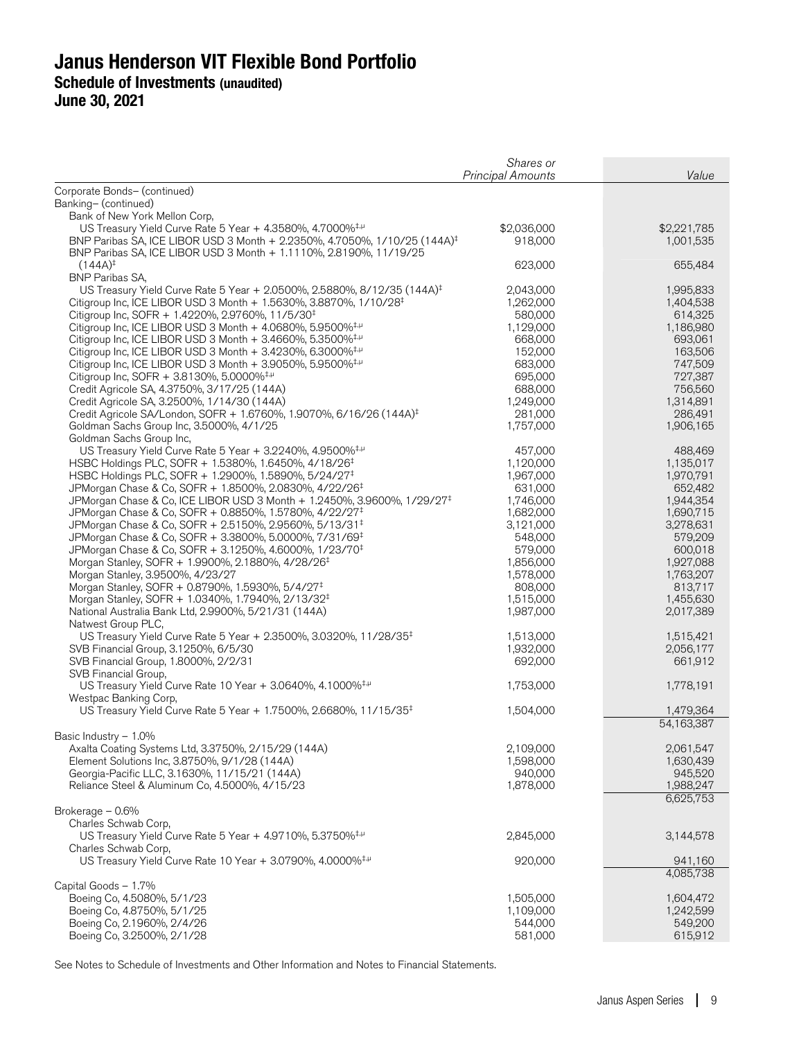# Janus Henderson VIT Flexible Bond Portfolio
## Schedule of Investments (unaudited)
## June 30, 2021

| | *Shares or Principal Amounts* | *Value* |
|---|---|---|
| Corporate Bonds– (continued) | | |
| Banking– (continued) | | |
| Bank of New York Mellon Corp, | | |
| US Treasury Yield Curve Rate 5 Year + 4.3580%, 4.7000%‡,µ | $2,036,000 | $2,221,785 |
| BNP Paribas SA, ICE LIBOR USD 3 Month + 2.2350%, 4.7050%, 1/10/25 (144A)‡ | 918,000 | 1,001,535 |
| BNP Paribas SA, ICE LIBOR USD 3 Month + 1.1110%, 2.8190%, 11/19/25 (144A)‡ | 623,000 | 655,484 |
| BNP Paribas SA, | | |
| US Treasury Yield Curve Rate 5 Year + 2.0500%, 2.5880%, 8/12/35 (144A)‡ | 2,043,000 | 1,995,833 |
| Citigroup Inc, ICE LIBOR USD 3 Month + 1.5630%, 3.8870%, 1/10/28‡ | 1,262,000 | 1,404,538 |
| Citigroup Inc, SOFR + 1.4220%, 2.9760%, 11/5/30‡ | 580,000 | 614,325 |
| Citigroup Inc, ICE LIBOR USD 3 Month + 4.0680%, 5.9500%‡,µ | 1,129,000 | 1,186,980 |
| Citigroup Inc, ICE LIBOR USD 3 Month + 3.4660%, 5.3500%‡,µ | 668,000 | 693,061 |
| Citigroup Inc, ICE LIBOR USD 3 Month + 3.4230%, 6.3000%‡,µ | 152,000 | 163,506 |
| Citigroup Inc, ICE LIBOR USD 3 Month + 3.9050%, 5.9500%‡,µ | 683,000 | 747,509 |
| Citigroup Inc, SOFR + 3.8130%, 5.0000%‡,µ | 695,000 | 727,387 |
| Credit Agricole SA, 4.3750%, 3/17/25 (144A) | 688,000 | 756,560 |
| Credit Agricole SA, 3.2500%, 1/14/30 (144A) | 1,249,000 | 1,314,891 |
| Credit Agricole SA/London, SOFR + 1.6760%, 1.9070%, 6/16/26 (144A)‡ | 281,000 | 286,491 |
| Goldman Sachs Group Inc, 3.5000%, 4/1/25 | 1,757,000 | 1,906,165 |
| Goldman Sachs Group Inc, | | |
| US Treasury Yield Curve Rate 5 Year + 3.2240%, 4.9500%‡,µ | 457,000 | 488,469 |
| HSBC Holdings PLC, SOFR + 1.5380%, 1.6450%, 4/18/26‡ | 1,120,000 | 1,135,017 |
| HSBC Holdings PLC, SOFR + 1.2900%, 1.5890%, 5/24/27‡ | 1,967,000 | 1,970,791 |
| JPMorgan Chase & Co, SOFR + 1.8500%, 2.0830%, 4/22/26‡ | 631,000 | 652,482 |
| JPMorgan Chase & Co, ICE LIBOR USD 3 Month + 1.2450%, 3.9600%, 1/29/27‡ | 1,746,000 | 1,944,354 |
| JPMorgan Chase & Co, SOFR + 0.8850%, 1.5780%, 4/22/27‡ | 1,682,000 | 1,690,715 |
| JPMorgan Chase & Co, SOFR + 2.5150%, 2.9560%, 5/13/31‡ | 3,121,000 | 3,278,631 |
| JPMorgan Chase & Co, SOFR + 3.3800%, 5.0000%, 7/31/69‡ | 548,000 | 579,209 |
| JPMorgan Chase & Co, SOFR + 3.1250%, 4.6000%, 1/23/70‡ | 579,000 | 600,018 |
| Morgan Stanley, SOFR + 1.9900%, 2.1880%, 4/28/26‡ | 1,856,000 | 1,927,088 |
| Morgan Stanley, 3.9500%, 4/23/27 | 1,578,000 | 1,763,207 |
| Morgan Stanley, SOFR + 0.8790%, 1.5930%, 5/4/27‡ | 808,000 | 813,717 |
| Morgan Stanley, SOFR + 1.0340%, 1.7940%, 2/13/32‡ | 1,515,000 | 1,455,630 |
| National Australia Bank Ltd, 2.9900%, 5/21/31 (144A) | 1,987,000 | 2,017,389 |
| Natwest Group PLC, | | |
| US Treasury Yield Curve Rate 5 Year + 2.3500%, 3.0320%, 11/28/35‡ | 1,513,000 | 1,515,421 |
| SVB Financial Group, 3.1250%, 6/5/30 | 1,932,000 | 2,056,177 |
| SVB Financial Group, 1.8000%, 2/2/31 | 692,000 | 661,912 |
| SVB Financial Group, | | |
| US Treasury Yield Curve Rate 10 Year + 3.0640%, 4.1000%‡,µ | 1,753,000 | 1,778,191 |
| Westpac Banking Corp, | | |
| US Treasury Yield Curve Rate 5 Year + 1.7500%, 2.6680%, 11/15/35‡ | 1,504,000 | 1,479,364 |
| | | 54,163,387 |
| Basic Industry – 1.0% | | |
| Axalta Coating Systems Ltd, 3.3750%, 2/15/29 (144A) | 2,109,000 | 2,061,547 |
| Element Solutions Inc, 3.8750%, 9/1/28 (144A) | 1,598,000 | 1,630,439 |
| Georgia-Pacific LLC, 3.1630%, 11/15/21 (144A) | 940,000 | 945,520 |
| Reliance Steel & Aluminum Co, 4.5000%, 4/15/23 | 1,878,000 | 1,988,247 |
| | | 6,625,753 |
| Brokerage – 0.6% | | |
| Charles Schwab Corp, | | |
| US Treasury Yield Curve Rate 5 Year + 4.9710%, 5.3750%‡,µ | 2,845,000 | 3,144,578 |
| Charles Schwab Corp, | | |
| US Treasury Yield Curve Rate 10 Year + 3.0790%, 4.0000%‡,µ | 920,000 | 941,160 |
| | | 4,085,738 |
| Capital Goods – 1.7% | | |
| Boeing Co, 4.5080%, 5/1/23 | 1,505,000 | 1,604,472 |
| Boeing Co, 4.8750%, 5/1/25 | 1,109,000 | 1,242,599 |
| Boeing Co, 2.1960%, 2/4/26 | 544,000 | 549,200 |
| Boeing Co, 3.2500%, 2/1/28 | 581,000 | 615,912 |

See Notes to Schedule of Investments and Other Information and Notes to Financial Statements.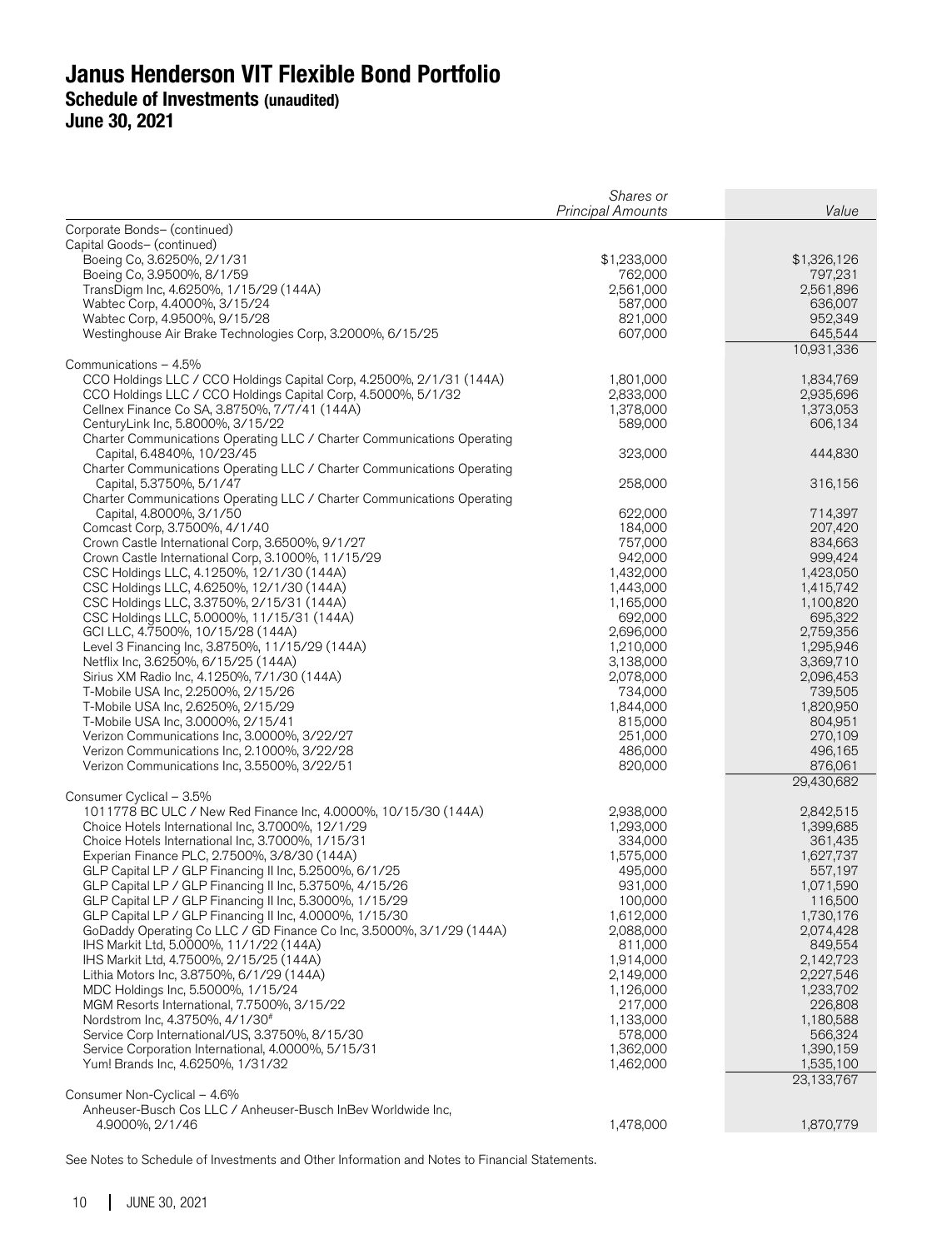# Janus Henderson VIT Flexible Bond Portfolio
## Schedule of Investments (unaudited)
## June 30, 2021

| | *Shares or Principal Amounts* | *Value* |
|---|---|---|
| Corporate Bonds– (continued) | | |
| Capital Goods– (continued) | | |
| Boeing Co, 3.6250%, 2/1/31 | $1,233,000 | $1,326,126 |
| Boeing Co, 3.9500%, 8/1/59 | 762,000 | 797,231 |
| TransDigm Inc, 4.6250%, 1/15/29 (144A) | 2,561,000 | 2,561,896 |
| Wabtec Corp, 4.4000%, 3/15/24 | 587,000 | 636,007 |
| Wabtec Corp, 4.9500%, 9/15/28 | 821,000 | 952,349 |
| Westinghouse Air Brake Technologies Corp, 3.2000%, 6/15/25 | 607,000 | 645,544 |
| | | 10,931,336 |
| Communications – 4.5% | | |
| CCO Holdings LLC / CCO Holdings Capital Corp, 4.2500%, 2/1/31 (144A) | 1,801,000 | 1,834,769 |
| CCO Holdings LLC / CCO Holdings Capital Corp, 4.5000%, 5/1/32 | 2,833,000 | 2,935,696 |
| Cellnex Finance Co SA, 3.8750%, 7/7/41 (144A) | 1,378,000 | 1,373,053 |
| CenturyLink Inc, 5.8000%, 3/15/22 | 589,000 | 606,134 |
| Charter Communications Operating LLC / Charter Communications Operating Capital, 6.4840%, 10/23/45 | 323,000 | 444,830 |
| Charter Communications Operating LLC / Charter Communications Operating Capital, 5.3750%, 5/1/47 | 258,000 | 316,156 |
| Charter Communications Operating LLC / Charter Communications Operating Capital, 4.8000%, 3/1/50 | 622,000 | 714,397 |
| Comcast Corp, 3.7500%, 4/1/40 | 184,000 | 207,420 |
| Crown Castle International Corp, 3.6500%, 9/1/27 | 757,000 | 834,663 |
| Crown Castle International Corp, 3.1000%, 11/15/29 | 942,000 | 999,424 |
| CSC Holdings LLC, 4.1250%, 12/1/30 (144A) | 1,432,000 | 1,423,050 |
| CSC Holdings LLC, 4.6250%, 12/1/30 (144A) | 1,443,000 | 1,415,742 |
| CSC Holdings LLC, 3.3750%, 2/15/31 (144A) | 1,165,000 | 1,100,820 |
| CSC Holdings LLC, 5.0000%, 11/15/31 (144A) | 692,000 | 695,322 |
| GCI LLC, 4.7500%, 10/15/28 (144A) | 2,696,000 | 2,759,356 |
| Level 3 Financing Inc, 3.8750%, 11/15/29 (144A) | 1,210,000 | 1,295,946 |
| Netflix Inc, 3.6250%, 6/15/25 (144A) | 3,138,000 | 3,369,710 |
| Sirius XM Radio Inc, 4.1250%, 7/1/30 (144A) | 2,078,000 | 2,096,453 |
| T-Mobile USA Inc, 2.2500%, 2/15/26 | 734,000 | 739,505 |
| T-Mobile USA Inc, 2.6250%, 2/15/29 | 1,844,000 | 1,820,950 |
| T-Mobile USA Inc, 3.0000%, 2/15/41 | 815,000 | 804,951 |
| Verizon Communications Inc, 3.0000%, 3/22/27 | 251,000 | 270,109 |
| Verizon Communications Inc, 2.1000%, 3/22/28 | 486,000 | 496,165 |
| Verizon Communications Inc, 3.5500%, 3/22/51 | 820,000 | 876,061 |
| | | 29,430,682 |
| Consumer Cyclical – 3.5% | | |
| 1011778 BC ULC / New Red Finance Inc, 4.0000%, 10/15/30 (144A) | 2,938,000 | 2,842,515 |
| Choice Hotels International Inc, 3.7000%, 12/1/29 | 1,293,000 | 1,399,685 |
| Choice Hotels International Inc, 3.7000%, 1/15/31 | 334,000 | 361,435 |
| Experian Finance PLC, 2.7500%, 3/8/30 (144A) | 1,575,000 | 1,627,737 |
| GLP Capital LP / GLP Financing II Inc, 5.2500%, 6/1/25 | 495,000 | 557,197 |
| GLP Capital LP / GLP Financing II Inc, 5.3750%, 4/15/26 | 931,000 | 1,071,590 |
| GLP Capital LP / GLP Financing II Inc, 5.3000%, 1/15/29 | 100,000 | 116,500 |
| GLP Capital LP / GLP Financing II Inc, 4.0000%, 1/15/30 | 1,612,000 | 1,730,176 |
| GoDaddy Operating Co LLC / GD Finance Co Inc, 3.5000%, 3/1/29 (144A) | 2,088,000 | 2,074,428 |
| IHS Markit Ltd, 5.0000%, 11/1/22 (144A) | 811,000 | 849,554 |
| IHS Markit Ltd, 4.7500%, 2/15/25 (144A) | 1,914,000 | 2,142,723 |
| Lithia Motors Inc, 3.8750%, 6/1/29 (144A) | 2,149,000 | 2,227,546 |
| MDC Holdings Inc, 5.5000%, 1/15/24 | 1,126,000 | 1,233,702 |
| MGM Resorts International, 7.7500%, 3/15/22 | 217,000 | 226,808 |
| Nordstrom Inc, 4.3750%, 4/1/30# | 1,133,000 | 1,180,588 |
| Service Corp International/US, 3.3750%, 8/15/30 | 578,000 | 566,324 |
| Service Corporation International, 4.0000%, 5/15/31 | 1,362,000 | 1,390,159 |
| Yum! Brands Inc, 4.6250%, 1/31/32 | 1,462,000 | 1,535,100 |
| | | 23,133,767 |
| Consumer Non-Cyclical – 4.6% | | |
| Anheuser-Busch Cos LLC / Anheuser-Busch InBev Worldwide Inc, 4.9000%, 2/1/46 | 1,478,000 | 1,870,779 |

See Notes to Schedule of Investments and Other Information and Notes to Financial Statements.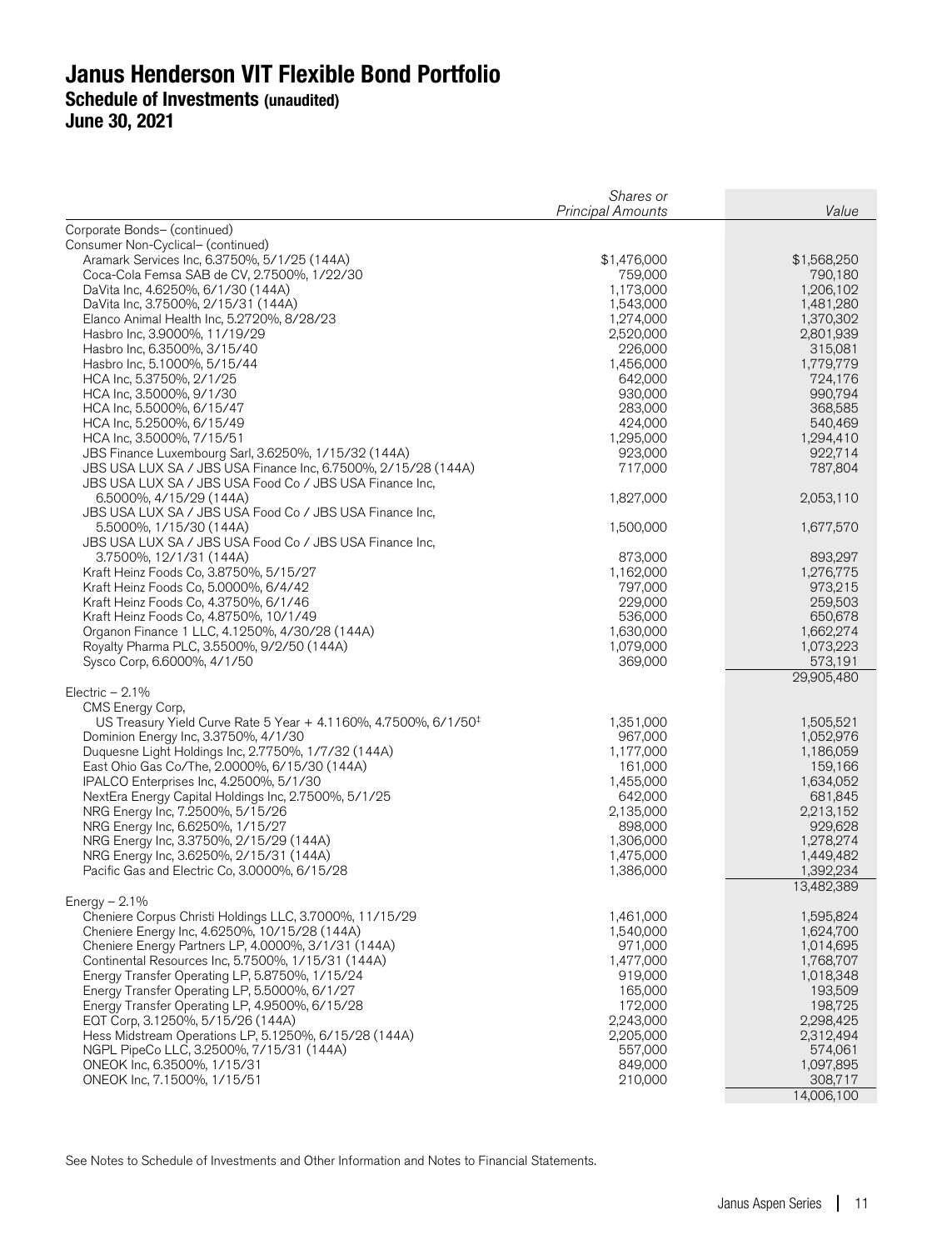# Janus Henderson VIT Flexible Bond Portfolio
## Schedule of Investments (unaudited)
## June 30, 2021

| | *Shares or Principal Amounts* | *Value* |
|---|---|---|
| Corporate Bonds– (continued) | | |
| Consumer Non-Cyclical– (continued) | | |
| Aramark Services Inc, 6.3750%, 5/1/25 (144A) | $1,476,000 | $1,568,250 |
| Coca-Cola Femsa SAB de CV, 2.7500%, 1/22/30 | 759,000 | 790,180 |
| DaVita Inc, 4.6250%, 6/1/30 (144A) | 1,173,000 | 1,206,102 |
| DaVita Inc, 3.7500%, 2/15/31 (144A) | 1,543,000 | 1,481,280 |
| Elanco Animal Health Inc, 5.2720%, 8/28/23 | 1,274,000 | 1,370,302 |
| Hasbro Inc, 3.9000%, 11/19/29 | 2,520,000 | 2,801,939 |
| Hasbro Inc, 6.3500%, 3/15/40 | 226,000 | 315,081 |
| Hasbro Inc, 5.1000%, 5/15/44 | 1,456,000 | 1,779,779 |
| HCA Inc, 5.3750%, 2/1/25 | 642,000 | 724,176 |
| HCA Inc, 3.5000%, 9/1/30 | 930,000 | 990,794 |
| HCA Inc, 5.5000%, 6/15/47 | 283,000 | 368,585 |
| HCA Inc, 5.2500%, 6/15/49 | 424,000 | 540,469 |
| HCA Inc, 3.5000%, 7/15/51 | 1,295,000 | 1,294,410 |
| JBS Finance Luxembourg Sarl, 3.6250%, 1/15/32 (144A) | 923,000 | 922,714 |
| JBS USA LUX SA / JBS USA Finance Inc, 6.7500%, 2/15/28 (144A) | 717,000 | 787,804 |
| JBS USA LUX SA / JBS USA Food Co / JBS USA Finance Inc, 6.5000%, 4/15/29 (144A) | 1,827,000 | 2,053,110 |
| JBS USA LUX SA / JBS USA Food Co / JBS USA Finance Inc, 5.5000%, 1/15/30 (144A) | 1,500,000 | 1,677,570 |
| JBS USA LUX SA / JBS USA Food Co / JBS USA Finance Inc, 3.7500%, 12/1/31 (144A) | 873,000 | 893,297 |
| Kraft Heinz Foods Co, 3.8750%, 5/15/27 | 1,162,000 | 1,276,775 |
| Kraft Heinz Foods Co, 5.0000%, 6/4/42 | 797,000 | 973,215 |
| Kraft Heinz Foods Co, 4.3750%, 6/1/46 | 229,000 | 259,503 |
| Kraft Heinz Foods Co, 4.8750%, 10/1/49 | 536,000 | 650,678 |
| Organon Finance 1 LLC, 4.1250%, 4/30/28 (144A) | 1,630,000 | 1,662,274 |
| Royalty Pharma PLC, 3.5500%, 9/2/50 (144A) | 1,079,000 | 1,073,223 |
| Sysco Corp, 6.6000%, 4/1/50 | 369,000 | 573,191 |
| | | 29,905,480 |
| Electric – 2.1% | | |
| CMS Energy Corp, US Treasury Yield Curve Rate 5 Year + 4.1160%, 4.7500%, 6/1/50‡ | 1,351,000 | 1,505,521 |
| Dominion Energy Inc, 3.3750%, 4/1/30 | 967,000 | 1,052,976 |
| Duquesne Light Holdings Inc, 2.7750%, 1/7/32 (144A) | 1,177,000 | 1,186,059 |
| East Ohio Gas Co/The, 2.0000%, 6/15/30 (144A) | 161,000 | 159,166 |
| IPALCO Enterprises Inc, 4.2500%, 5/1/30 | 1,455,000 | 1,634,052 |
| NextEra Energy Capital Holdings Inc, 2.7500%, 5/1/25 | 642,000 | 681,845 |
| NRG Energy Inc, 7.2500%, 5/15/26 | 2,135,000 | 2,213,152 |
| NRG Energy Inc, 6.6250%, 1/15/27 | 898,000 | 929,628 |
| NRG Energy Inc, 3.3750%, 2/15/29 (144A) | 1,306,000 | 1,278,274 |
| NRG Energy Inc, 3.6250%, 2/15/31 (144A) | 1,475,000 | 1,449,482 |
| Pacific Gas and Electric Co, 3.0000%, 6/15/28 | 1,386,000 | 1,392,234 |
| | | 13,482,389 |
| Energy – 2.1% | | |
| Cheniere Corpus Christi Holdings LLC, 3.7000%, 11/15/29 | 1,461,000 | 1,595,824 |
| Cheniere Energy Inc, 4.6250%, 10/15/28 (144A) | 1,540,000 | 1,624,700 |
| Cheniere Energy Partners LP, 4.0000%, 3/1/31 (144A) | 971,000 | 1,014,695 |
| Continental Resources Inc, 5.7500%, 1/15/31 (144A) | 1,477,000 | 1,768,707 |
| Energy Transfer Operating LP, 5.8750%, 1/15/24 | 919,000 | 1,018,348 |
| Energy Transfer Operating LP, 5.5000%, 6/1/27 | 165,000 | 193,509 |
| Energy Transfer Operating LP, 4.9500%, 6/15/28 | 172,000 | 198,725 |
| EQT Corp, 3.1250%, 5/15/26 (144A) | 2,243,000 | 2,298,425 |
| Hess Midstream Operations LP, 5.1250%, 6/15/28 (144A) | 2,205,000 | 2,312,494 |
| NGPL PipeCo LLC, 3.2500%, 7/15/31 (144A) | 557,000 | 574,061 |
| ONEOK Inc, 6.3500%, 1/15/31 | 849,000 | 1,097,895 |
| ONEOK Inc, 7.1500%, 1/15/51 | 210,000 | 308,717 |
| | | 14,006,100 |

See Notes to Schedule of Investments and Other Information and Notes to Financial Statements.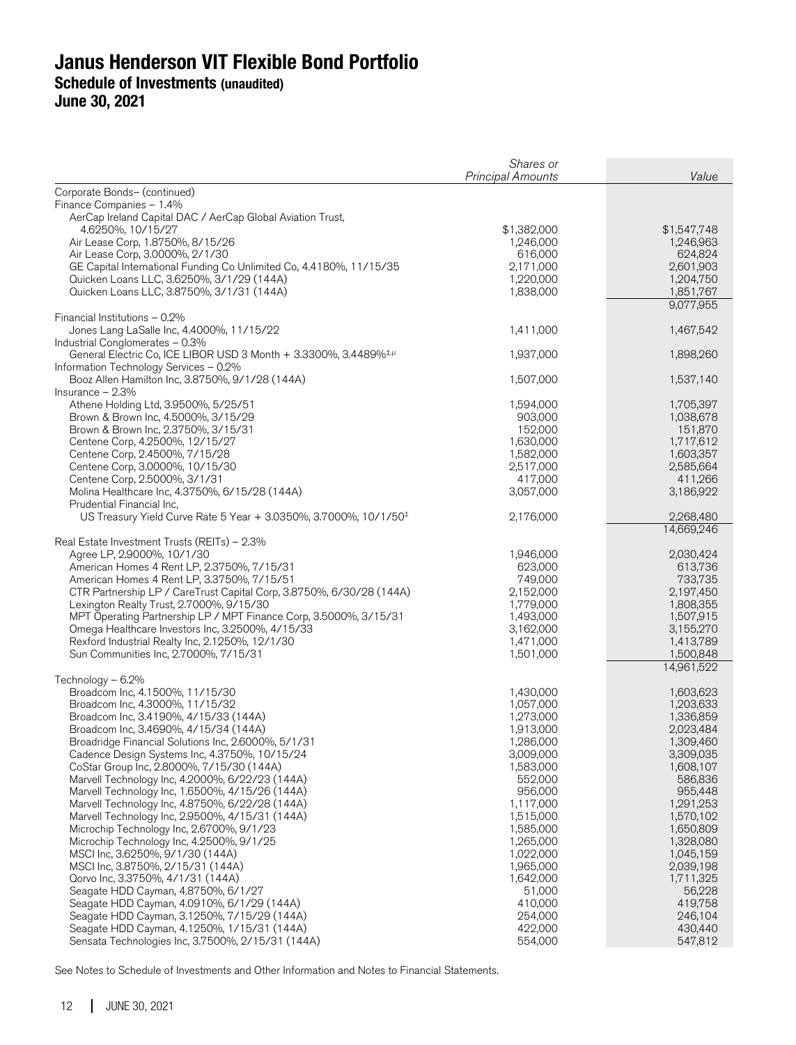# Janus Henderson VIT Flexible Bond Portfolio
## Schedule of Investments (unaudited)
## June 30, 2021

| | *Shares or Principal Amounts* | *Value* |
|---|---|---|
| Corporate Bonds– (continued) | | |
| Finance Companies – 1.4% | | |
| AerCap Ireland Capital DAC / AerCap Global Aviation Trust, 4.6250%, 10/15/27 | $1,382,000 | $1,547,748 |
| Air Lease Corp, 1.8750%, 8/15/26 | 1,246,000 | 1,246,963 |
| Air Lease Corp, 3.0000%, 2/1/30 | 616,000 | 624,824 |
| GE Capital International Funding Co Unlimited Co, 4.4180%, 11/15/35 | 2,171,000 | 2,601,903 |
| Quicken Loans LLC, 3.6250%, 3/1/29 (144A) | 1,220,000 | 1,204,750 |
| Quicken Loans LLC, 3.8750%, 3/1/31 (144A) | 1,838,000 | 1,851,767 |
| | | 9,077,955 |
| Financial Institutions – 0.2% | | |
| Jones Lang LaSalle Inc, 4.4000%, 11/15/22 | 1,411,000 | 1,467,542 |
| Industrial Conglomerates – 0.3% | | |
| General Electric Co, ICE LIBOR USD 3 Month + 3.3300%, 3.4489%[‡,µ] | 1,937,000 | 1,898,260 |
| Information Technology Services – 0.2% | | |
| Booz Allen Hamilton Inc, 3.8750%, 9/1/28 (144A) | 1,507,000 | 1,537,140 |
| Insurance – 2.3% | | |
| Athene Holding Ltd, 3.9500%, 5/25/51 | 1,594,000 | 1,705,397 |
| Brown & Brown Inc, 4.5000%, 3/15/29 | 903,000 | 1,038,678 |
| Brown & Brown Inc, 2.3750%, 3/15/31 | 152,000 | 151,870 |
| Centene Corp, 4.2500%, 12/15/27 | 1,630,000 | 1,717,612 |
| Centene Corp, 2.4500%, 7/15/28 | 1,582,000 | 1,603,357 |
| Centene Corp, 3.0000%, 10/15/30 | 2,517,000 | 2,585,664 |
| Centene Corp, 2.5000%, 3/1/31 | 417,000 | 411,266 |
| Molina Healthcare Inc, 4.3750%, 6/15/28 (144A) | 3,057,000 | 3,186,922 |
| Prudential Financial Inc, US Treasury Yield Curve Rate 5 Year + 3.0350%, 3.7000%, 10/1/50[‡] | 2,176,000 | 2,268,480 |
| | | 14,669,246 |
| Real Estate Investment Trusts (REITs) – 2.3% | | |
| Agree LP, 2.9000%, 10/1/30 | 1,946,000 | 2,030,424 |
| American Homes 4 Rent LP, 2.3750%, 7/15/31 | 623,000 | 613,736 |
| American Homes 4 Rent LP, 3.3750%, 7/15/51 | 749,000 | 733,735 |
| CTR Partnership LP / CareTrust Capital Corp, 3.8750%, 6/30/28 (144A) | 2,152,000 | 2,197,450 |
| Lexington Realty Trust, 2.7000%, 9/15/30 | 1,779,000 | 1,808,355 |
| MPT Operating Partnership LP / MPT Finance Corp, 3.5000%, 3/15/31 | 1,493,000 | 1,507,915 |
| Omega Healthcare Investors Inc, 3.2500%, 4/15/33 | 3,162,000 | 3,155,270 |
| Rexford Industrial Realty Inc, 2.1250%, 12/1/30 | 1,471,000 | 1,413,789 |
| Sun Communities Inc, 2.7000%, 7/15/31 | 1,501,000 | 1,500,848 |
| | | 14,961,522 |
| Technology – 6.2% | | |
| Broadcom Inc, 4.1500%, 11/15/30 | 1,430,000 | 1,603,623 |
| Broadcom Inc, 4.3000%, 11/15/32 | 1,057,000 | 1,203,633 |
| Broadcom Inc, 3.4190%, 4/15/33 (144A) | 1,273,000 | 1,336,859 |
| Broadcom Inc, 3.4690%, 4/15/34 (144A) | 1,913,000 | 2,023,484 |
| Broadridge Financial Solutions Inc, 2.6000%, 5/1/31 | 1,286,000 | 1,309,460 |
| Cadence Design Systems Inc, 4.3750%, 10/15/24 | 3,009,000 | 3,309,035 |
| CoStar Group Inc, 2.8000%, 7/15/30 (144A) | 1,583,000 | 1,608,107 |
| Marvell Technology Inc, 4.2000%, 6/22/23 (144A) | 552,000 | 586,836 |
| Marvell Technology Inc, 1.6500%, 4/15/26 (144A) | 956,000 | 955,448 |
| Marvell Technology Inc, 4.8750%, 6/22/28 (144A) | 1,117,000 | 1,291,253 |
| Marvell Technology Inc, 2.9500%, 4/15/31 (144A) | 1,515,000 | 1,570,102 |
| Microchip Technology Inc, 2.6700%, 9/1/23 | 1,585,000 | 1,650,809 |
| Microchip Technology Inc, 4.2500%, 9/1/25 | 1,265,000 | 1,328,080 |
| MSCI Inc, 3.6250%, 9/1/30 (144A) | 1,022,000 | 1,045,159 |
| MSCI Inc, 3.8750%, 2/15/31 (144A) | 1,965,000 | 2,039,198 |
| Qorvo Inc, 3.3750%, 4/1/31 (144A) | 1,642,000 | 1,711,325 |
| Seagate HDD Cayman, 4.8750%, 6/1/27 | 51,000 | 56,228 |
| Seagate HDD Cayman, 4.0910%, 6/1/29 (144A) | 410,000 | 419,758 |
| Seagate HDD Cayman, 3.1250%, 7/15/29 (144A) | 254,000 | 246,104 |
| Seagate HDD Cayman, 4.1250%, 1/15/31 (144A) | 422,000 | 430,440 |
| Sensata Technologies Inc, 3.7500%, 2/15/31 (144A) | 554,000 | 547,812 |

See Notes to Schedule of Investments and Other Information and Notes to Financial Statements.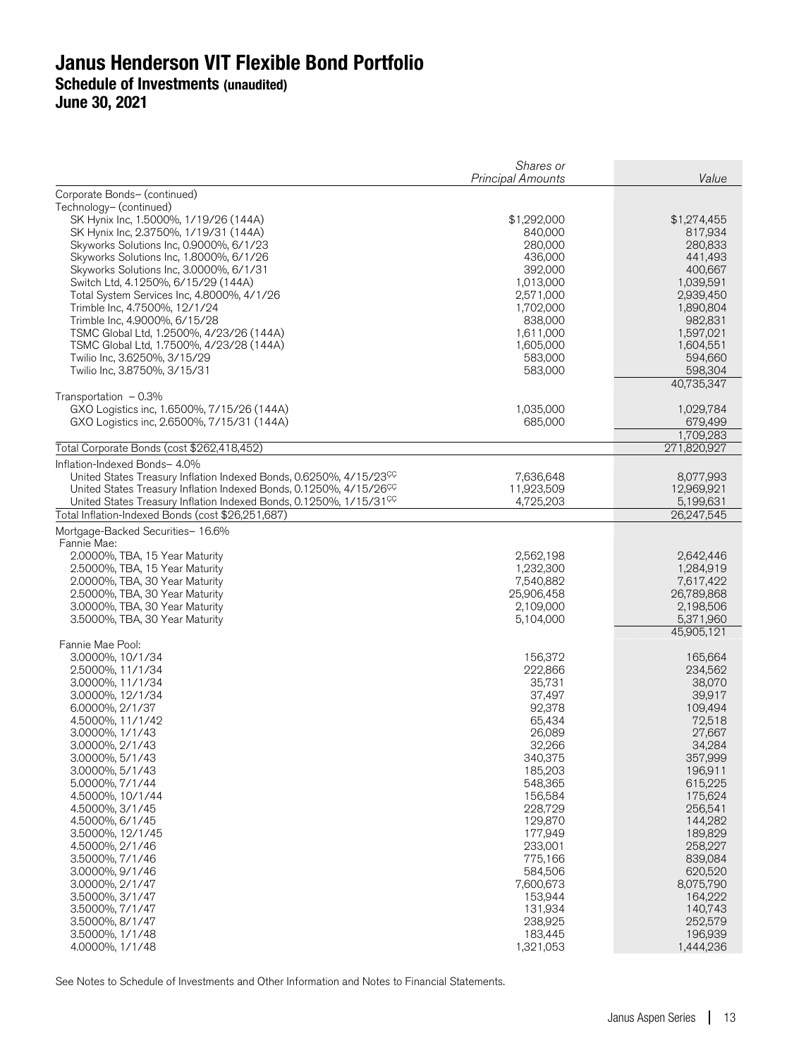# Janus Henderson VIT Flexible Bond Portfolio
## Schedule of Investments (unaudited)
## June 30, 2021

| | *Shares or Principal Amounts* | *Value* |
|---|---|---|
| Corporate Bonds– (continued) | | |
| Technology– (continued) | | |
| SK Hynix Inc, 1.5000%, 1/19/26 (144A) | $1,292,000 | $1,274,455 |
| SK Hynix Inc, 2.3750%, 1/19/31 (144A) | 840,000 | 817,934 |
| Skyworks Solutions Inc, 0.9000%, 6/1/23 | 280,000 | 280,833 |
| Skyworks Solutions Inc, 1.8000%, 6/1/26 | 436,000 | 441,493 |
| Skyworks Solutions Inc, 3.0000%, 6/1/31 | 392,000 | 400,667 |
| Switch Ltd, 4.1250%, 6/15/29 (144A) | 1,013,000 | 1,039,591 |
| Total System Services Inc, 4.8000%, 4/1/26 | 2,571,000 | 2,939,450 |
| Trimble Inc, 4.7500%, 12/1/24 | 1,702,000 | 1,890,804 |
| Trimble Inc, 4.9000%, 6/15/28 | 838,000 | 982,831 |
| TSMC Global Ltd, 1.2500%, 4/23/26 (144A) | 1,611,000 | 1,597,021 |
| TSMC Global Ltd, 1.7500%, 4/23/28 (144A) | 1,605,000 | 1,604,551 |
| Twilio Inc, 3.6250%, 3/15/29 | 583,000 | 594,660 |
| Twilio Inc, 3.8750%, 3/15/31 | 583,000 | 598,304 |
| | | 40,735,347 |
| Transportation – 0.3% | | |
| GXO Logistics inc, 1.6500%, 7/15/26 (144A) | 1,035,000 | 1,029,784 |
| GXO Logistics inc, 2.6500%, 7/15/31 (144A) | 685,000 | 679,499 |
| | | 1,709,283 |
| Total Corporate Bonds (cost $262,418,452) | | 271,820,927 |
| Inflation-Indexed Bonds– 4.0% | | |
| United States Treasury Inflation Indexed Bonds, 0.6250%, 4/15/23[CC] | 7,636,648 | 8,077,993 |
| United States Treasury Inflation Indexed Bonds, 0.1250%, 4/15/26[CC] | 11,923,509 | 12,969,921 |
| United States Treasury Inflation Indexed Bonds, 0.1250%, 1/15/31[CC] | 4,725,203 | 5,199,631 |
| Total Inflation-Indexed Bonds (cost $26,251,687) | | 26,247,545 |
| Mortgage-Backed Securities– 16.6% | | |
| Fannie Mae: | | |
| 2.0000%, TBA, 15 Year Maturity | 2,562,198 | 2,642,446 |
| 2.5000%, TBA, 15 Year Maturity | 1,232,300 | 1,284,919 |
| 2.0000%, TBA, 30 Year Maturity | 7,540,882 | 7,617,422 |
| 2.5000%, TBA, 30 Year Maturity | 25,906,458 | 26,789,868 |
| 3.0000%, TBA, 30 Year Maturity | 2,109,000 | 2,198,506 |
| 3.5000%, TBA, 30 Year Maturity | 5,104,000 | 5,371,960 |
| | | 45,905,121 |
| Fannie Mae Pool: | | |
| 3.0000%, 10/1/34 | 156,372 | 165,664 |
| 2.5000%, 11/1/34 | 222,866 | 234,562 |
| 3.0000%, 11/1/34 | 35,731 | 38,070 |
| 3.0000%, 12/1/34 | 37,497 | 39,917 |
| 6.0000%, 2/1/37 | 92,378 | 109,494 |
| 4.5000%, 11/1/42 | 65,434 | 72,518 |
| 3.0000%, 1/1/43 | 26,089 | 27,667 |
| 3.0000%, 2/1/43 | 32,266 | 34,284 |
| 3.0000%, 5/1/43 | 340,375 | 357,999 |
| 3.0000%, 5/1/43 | 185,203 | 196,911 |
| 5.0000%, 7/1/44 | 548,365 | 615,225 |
| 4.5000%, 10/1/44 | 156,584 | 175,624 |
| 4.5000%, 3/1/45 | 228,729 | 256,541 |
| 4.5000%, 6/1/45 | 129,870 | 144,282 |
| 3.5000%, 12/1/45 | 177,949 | 189,829 |
| 4.5000%, 2/1/46 | 233,001 | 258,227 |
| 3.5000%, 7/1/46 | 775,166 | 839,084 |
| 3.0000%, 9/1/46 | 584,506 | 620,520 |
| 3.0000%, 2/1/47 | 7,600,673 | 8,075,790 |
| 3.5000%, 3/1/47 | 153,944 | 164,222 |
| 3.5000%, 7/1/47 | 131,934 | 140,743 |
| 3.5000%, 8/1/47 | 238,925 | 252,579 |
| 3.5000%, 1/1/48 | 183,445 | 196,939 |
| 4.0000%, 1/1/48 | 1,321,053 | 1,444,236 |

See Notes to Schedule of Investments and Other Information and Notes to Financial Statements.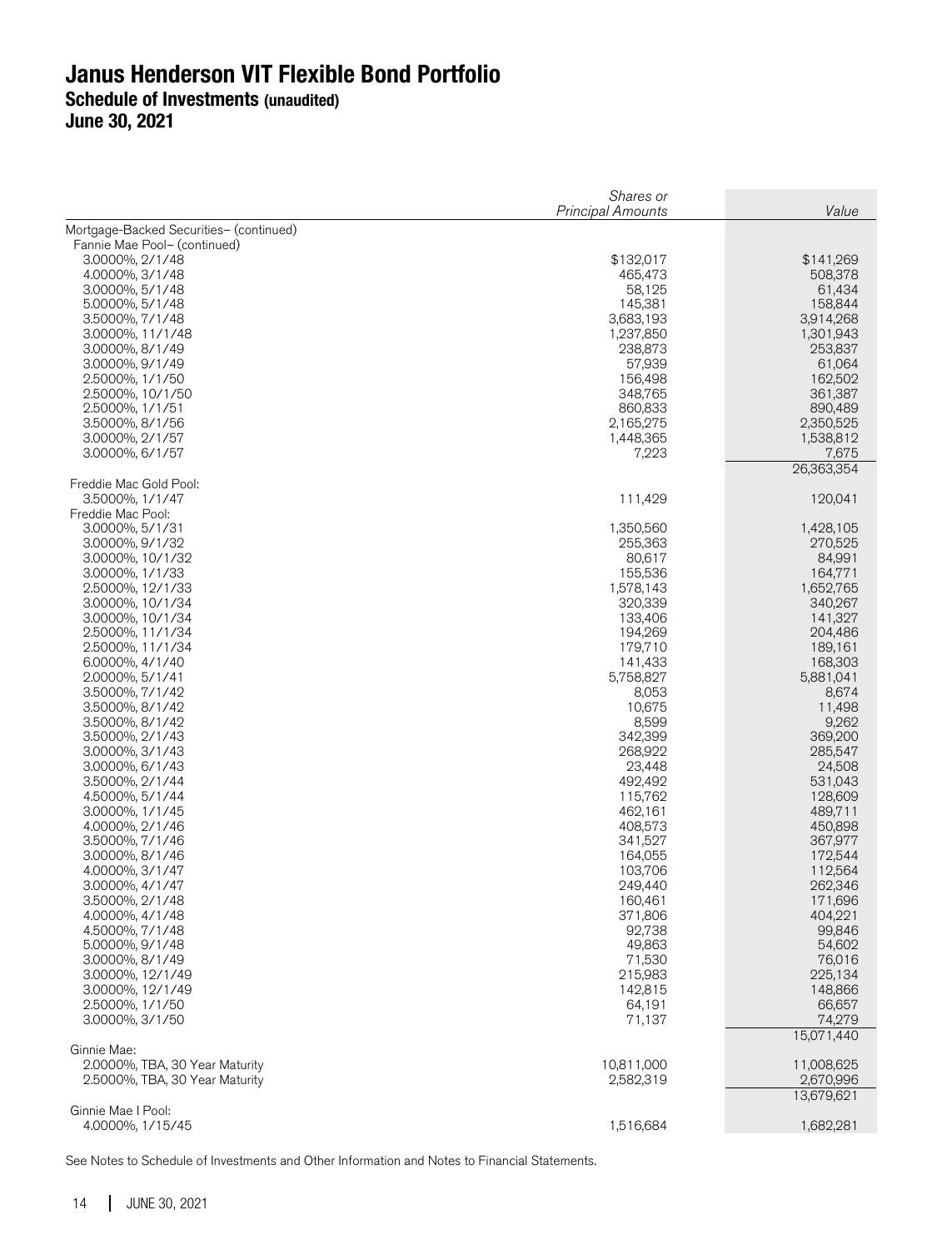# Janus Henderson VIT Flexible Bond Portfolio
## Schedule of Investments (unaudited)
## June 30, 2021

| | *Shares or Principal Amounts* | *Value* |
|---|---|---|
| Mortgage-Backed Securities– (continued) | | |
| Fannie Mae Pool– (continued) | | |
| 3.0000%, 2/1/48 | $132,017 | $141,269 |
| 4.0000%, 3/1/48 | 465,473 | 508,378 |
| 3.0000%, 5/1/48 | 58,125 | 61,434 |
| 5.0000%, 5/1/48 | 145,381 | 158,844 |
| 3.5000%, 7/1/48 | 3,683,193 | 3,914,268 |
| 3.0000%, 11/1/48 | 1,237,850 | 1,301,943 |
| 3.0000%, 8/1/49 | 238,873 | 253,837 |
| 3.0000%, 9/1/49 | 57,939 | 61,064 |
| 2.5000%, 1/1/50 | 156,498 | 162,502 |
| 2.5000%, 10/1/50 | 348,765 | 361,387 |
| 2.5000%, 1/1/51 | 860,833 | 890,489 |
| 3.5000%, 8/1/56 | 2,165,275 | 2,350,525 |
| 3.0000%, 2/1/57 | 1,448,365 | 1,538,812 |
| 3.0000%, 6/1/57 | 7,223 | 7,675 |
| | | 26,363,354 |
| Freddie Mac Gold Pool: | | |
| 3.5000%, 1/1/47 | 111,429 | 120,041 |
| Freddie Mac Pool: | | |
| 3.0000%, 5/1/31 | 1,350,560 | 1,428,105 |
| 3.0000%, 9/1/32 | 255,363 | 270,525 |
| 3.0000%, 10/1/32 | 80,617 | 84,991 |
| 3.0000%, 1/1/33 | 155,536 | 164,771 |
| 2.5000%, 12/1/33 | 1,578,143 | 1,652,765 |
| 3.0000%, 10/1/34 | 320,339 | 340,267 |
| 3.0000%, 10/1/34 | 133,406 | 141,327 |
| 2.5000%, 11/1/34 | 194,269 | 204,486 |
| 2.5000%, 11/1/34 | 179,710 | 189,161 |
| 6.0000%, 4/1/40 | 141,433 | 168,303 |
| 2.0000%, 5/1/41 | 5,758,827 | 5,881,041 |
| 3.5000%, 7/1/42 | 8,053 | 8,674 |
| 3.5000%, 8/1/42 | 10,675 | 11,498 |
| 3.5000%, 8/1/42 | 8,599 | 9,262 |
| 3.5000%, 2/1/43 | 342,399 | 369,200 |
| 3.0000%, 3/1/43 | 268,922 | 285,547 |
| 3.0000%, 6/1/43 | 23,448 | 24,508 |
| 3.5000%, 2/1/44 | 492,492 | 531,043 |
| 4.5000%, 5/1/44 | 115,762 | 128,609 |
| 3.0000%, 1/1/45 | 462,161 | 489,711 |
| 4.0000%, 2/1/46 | 408,573 | 450,898 |
| 3.5000%, 7/1/46 | 341,527 | 367,977 |
| 3.0000%, 8/1/46 | 164,055 | 172,544 |
| 4.0000%, 3/1/47 | 103,706 | 112,564 |
| 3.0000%, 4/1/47 | 249,440 | 262,346 |
| 3.5000%, 2/1/48 | 160,461 | 171,696 |
| 4.0000%, 4/1/48 | 371,806 | 404,221 |
| 4.5000%, 7/1/48 | 92,738 | 99,846 |
| 5.0000%, 9/1/48 | 49,863 | 54,602 |
| 3.0000%, 8/1/49 | 71,530 | 76,016 |
| 3.0000%, 12/1/49 | 215,983 | 225,134 |
| 3.0000%, 12/1/49 | 142,815 | 148,866 |
| 2.5000%, 1/1/50 | 64,191 | 66,657 |
| 3.0000%, 3/1/50 | 71,137 | 74,279 |
| | | 15,071,440 |
| Ginnie Mae: | | |
| 2.0000%, TBA, 30 Year Maturity | 10,811,000 | 11,008,625 |
| 2.5000%, TBA, 30 Year Maturity | 2,582,319 | 2,670,996 |
| | | 13,679,621 |
| Ginnie Mae I Pool: | | |
| 4.0000%, 1/15/45 | 1,516,684 | 1,682,281 |

See Notes to Schedule of Investments and Other Information and Notes to Financial Statements.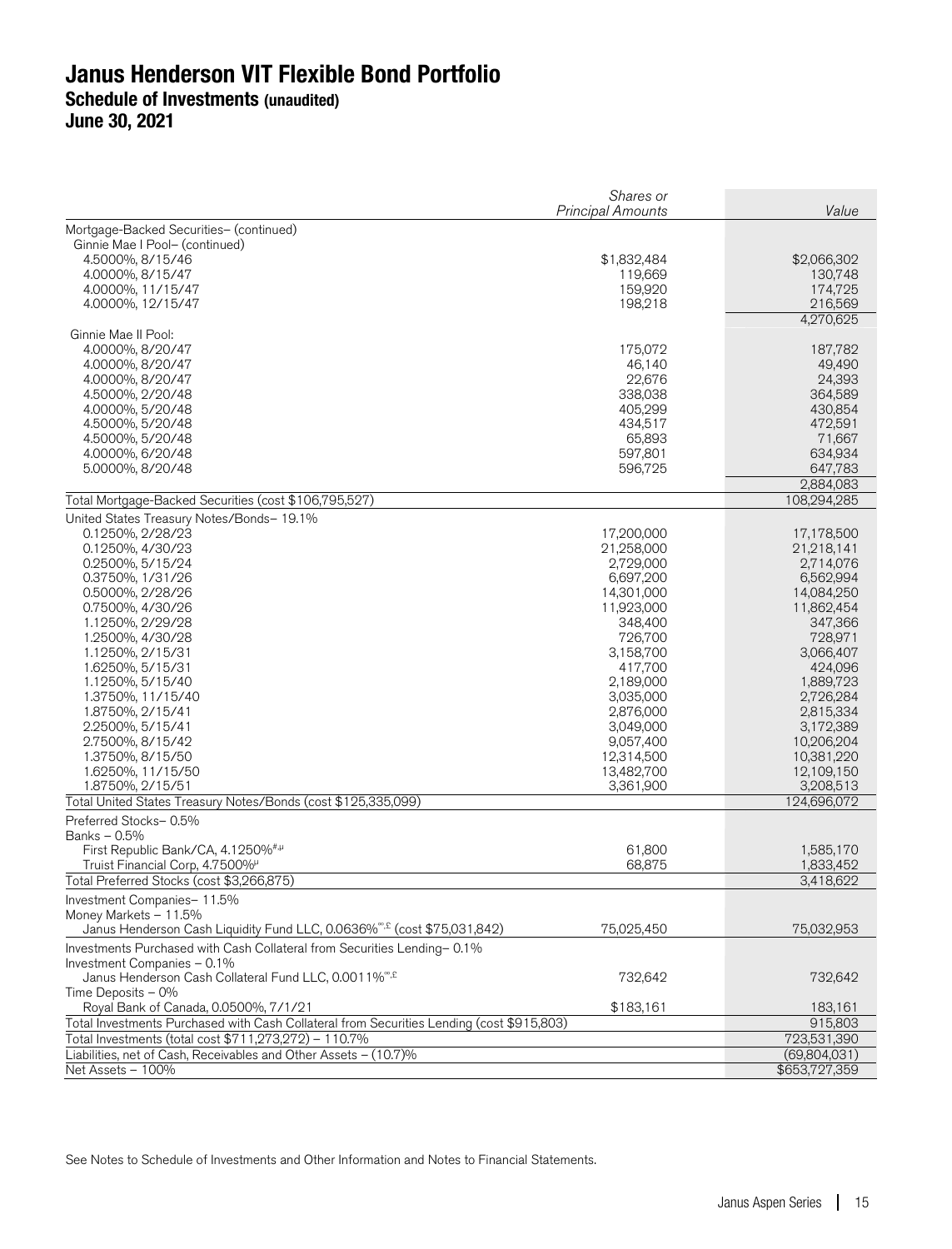# Janus Henderson VIT Flexible Bond Portfolio
## Schedule of Investments (unaudited)
## June 30, 2021

| | *Shares or Principal Amounts* | *Value* |
|---|---|---|
| Mortgage-Backed Securities– (continued) | | |
| Ginnie Mae I Pool– (continued) | | |
| 4.5000%, 8/15/46 | $1,832,484 | $2,066,302 |
| 4.0000%, 8/15/47 | 119,669 | 130,748 |
| 4.0000%, 11/15/47 | 159,920 | 174,725 |
| 4.0000%, 12/15/47 | 198,218 | 216,569 |
| | | 4,270,625 |
| Ginnie Mae II Pool: | | |
| 4.0000%, 8/20/47 | 175,072 | 187,782 |
| 4.0000%, 8/20/47 | 46,140 | 49,490 |
| 4.0000%, 8/20/47 | 22,676 | 24,393 |
| 4.5000%, 2/20/48 | 338,038 | 364,589 |
| 4.0000%, 5/20/48 | 405,299 | 430,854 |
| 4.5000%, 5/20/48 | 434,517 | 472,591 |
| 4.5000%, 5/20/48 | 65,893 | 71,667 |
| 4.0000%, 6/20/48 | 597,801 | 634,934 |
| 5.0000%, 8/20/48 | 596,725 | 647,783 |
| | | 2,884,083 |
| Total Mortgage-Backed Securities (cost $106,795,527) | | 108,294,285 |
| United States Treasury Notes/Bonds– 19.1% | | |
| 0.1250%, 2/28/23 | 17,200,000 | 17,178,500 |
| 0.1250%, 4/30/23 | 21,258,000 | 21,218,141 |
| 0.2500%, 5/15/24 | 2,729,000 | 2,714,076 |
| 0.3750%, 1/31/26 | 6,697,200 | 6,562,994 |
| 0.5000%, 2/28/26 | 14,301,000 | 14,084,250 |
| 0.7500%, 4/30/26 | 11,923,000 | 11,862,454 |
| 1.1250%, 2/29/28 | 348,400 | 347,366 |
| 1.2500%, 4/30/28 | 726,700 | 728,971 |
| 1.1250%, 2/15/31 | 3,158,700 | 3,066,407 |
| 1.6250%, 5/15/31 | 417,700 | 424,096 |
| 1.1250%, 5/15/40 | 2,189,000 | 1,889,723 |
| 1.3750%, 11/15/40 | 3,035,000 | 2,726,284 |
| 1.8750%, 2/15/41 | 2,876,000 | 2,815,334 |
| 2.2500%, 5/15/41 | 3,049,000 | 3,172,389 |
| 2.7500%, 8/15/42 | 9,057,400 | 10,206,204 |
| 1.3750%, 8/15/50 | 12,314,500 | 10,381,220 |
| 1.6250%, 11/15/50 | 13,482,700 | 12,109,150 |
| 1.8750%, 2/15/51 | 3,361,900 | 3,208,513 |
| Total United States Treasury Notes/Bonds (cost $125,335,099) | | 124,696,072 |
| Preferred Stocks– 0.5% | | |
| Banks – 0.5% | | |
| First Republic Bank/CA, 4.1250%[#,µ] | 61,800 | 1,585,170 |
| Truist Financial Corp, 4.7500%[µ] | 68,875 | 1,833,452 |
| Total Preferred Stocks (cost $3,266,875) | | 3,418,622 |
| Investment Companies– 11.5% | | |
| Money Markets – 11.5% | | |
| Janus Henderson Cash Liquidity Fund LLC, 0.0636%[∞,£] (cost $75,031,842) | 75,025,450 | 75,032,953 |
| Investments Purchased with Cash Collateral from Securities Lending– 0.1% | | |
| Investment Companies – 0.1% | | |
| Janus Henderson Cash Collateral Fund LLC, 0.0011%[∞,£] | 732,642 | 732,642 |
| Time Deposits – 0% | | |
| Royal Bank of Canada, 0.0500%, 7/1/21 | $183,161 | 183,161 |
| Total Investments Purchased with Cash Collateral from Securities Lending (cost $915,803) | | 915,803 |
| Total Investments (total cost $711,273,272) – 110.7% | | 723,531,390 |
| Liabilities, net of Cash, Receivables and Other Assets – (10.7)% | | (69,804,031) |
| Net Assets – 100% | | $653,727,359 |

See Notes to Schedule of Investments and Other Information and Notes to Financial Statements.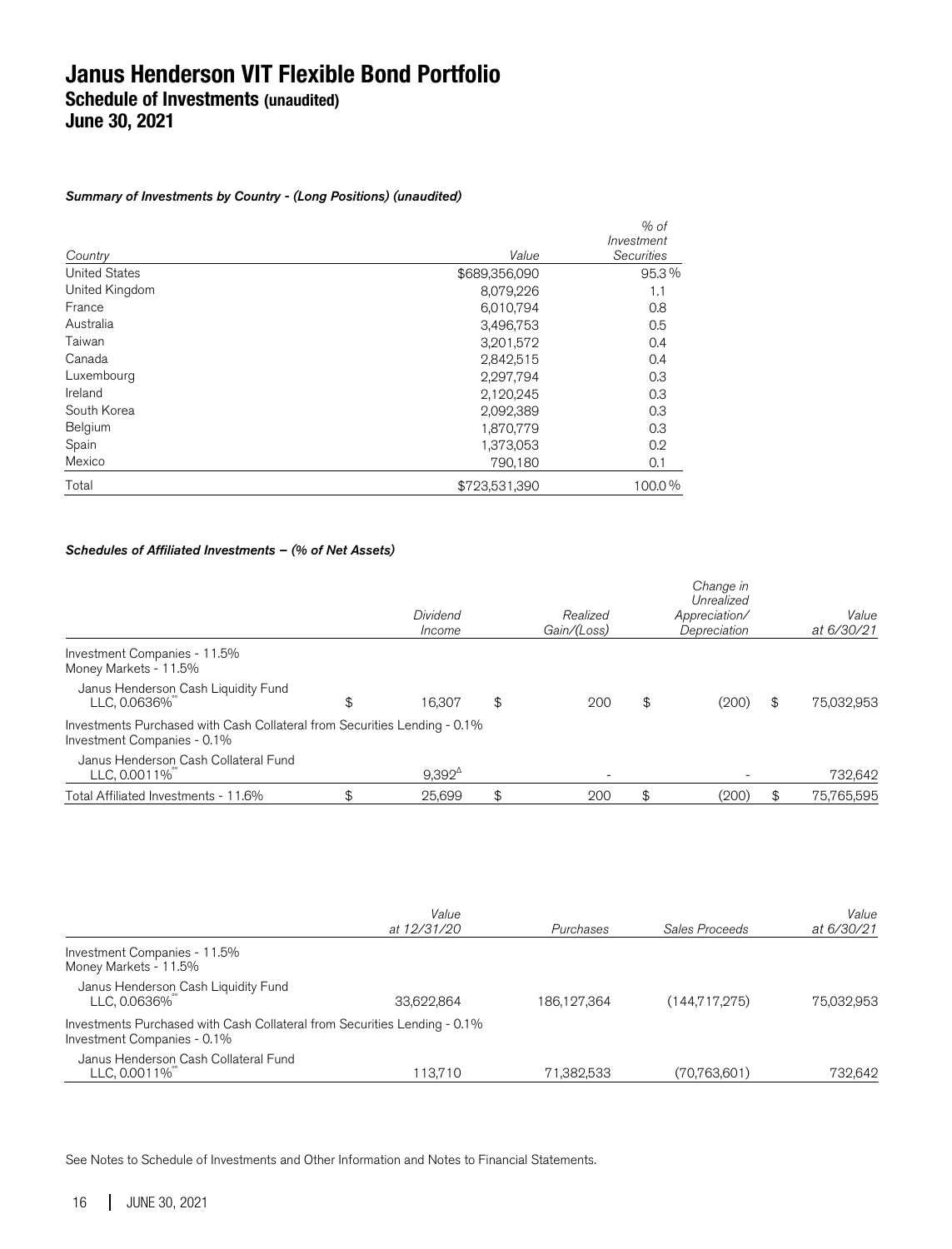# Janus Henderson VIT Flexible Bond Portfolio
## Schedule of Investments (unaudited)
## June 30, 2021

***Summary of Investments by Country - (Long Positions) (unaudited)***

| *Country* | *Value* | *% of Investment Securities* |
|---|---|---|
| United States | $689,356,090 | 95.3% |
| United Kingdom | 8,079,226 | 1.1 |
| France | 6,010,794 | 0.8 |
| Australia | 3,496,753 | 0.5 |
| Taiwan | 3,201,572 | 0.4 |
| Canada | 2,842,515 | 0.4 |
| Luxembourg | 2,297,794 | 0.3 |
| Ireland | 2,120,245 | 0.3 |
| South Korea | 2,092,389 | 0.3 |
| Belgium | 1,870,779 | 0.3 |
| Spain | 1,373,053 | 0.2 |
| Mexico | 790,180 | 0.1 |
| Total | $723,531,390 | 100.0% |

***Schedules of Affiliated Investments – (% of Net Assets)***

| | *Dividend Income* | *Realized Gain/(Loss)* | *Change in Unrealized Appreciation/ Depreciation* | *Value at 6/30/21* |
|---|---|---|---|---|
| Investment Companies - 11.5% | | | | |
| Money Markets - 11.5% | | | | |
| Janus Henderson Cash Liquidity Fund LLC, 0.0636%[ºº] | $ 16,307 | $ 200 | $ (200) | $ 75,032,953 |
| Investments Purchased with Cash Collateral from Securities Lending - 0.1% | | | | |
| Investment Companies - 0.1% | | | | |
| Janus Henderson Cash Collateral Fund LLC, 0.0011%[ºº] | 9,392[Δ] | - | - | 732,642 |
| Total Affiliated Investments - 11.6% | $ 25,699 | $ 200 | $ (200) | $ 75,765,595 |

| | *Value at 12/31/20* | *Purchases* | *Sales Proceeds* | *Value at 6/30/21* |
|---|---|---|---|---|
| Investment Companies - 11.5% | | | | |
| Money Markets - 11.5% | | | | |
| Janus Henderson Cash Liquidity Fund LLC, 0.0636%[ºº] | 33,622,864 | 186,127,364 | (144,717,275) | 75,032,953 |
| Investments Purchased with Cash Collateral from Securities Lending - 0.1% | | | | |
| Investment Companies - 0.1% | | | | |
| Janus Henderson Cash Collateral Fund LLC, 0.0011%[ºº] | 113,710 | 71,382,533 | (70,763,601) | 732,642 |

See Notes to Schedule of Investments and Other Information and Notes to Financial Statements.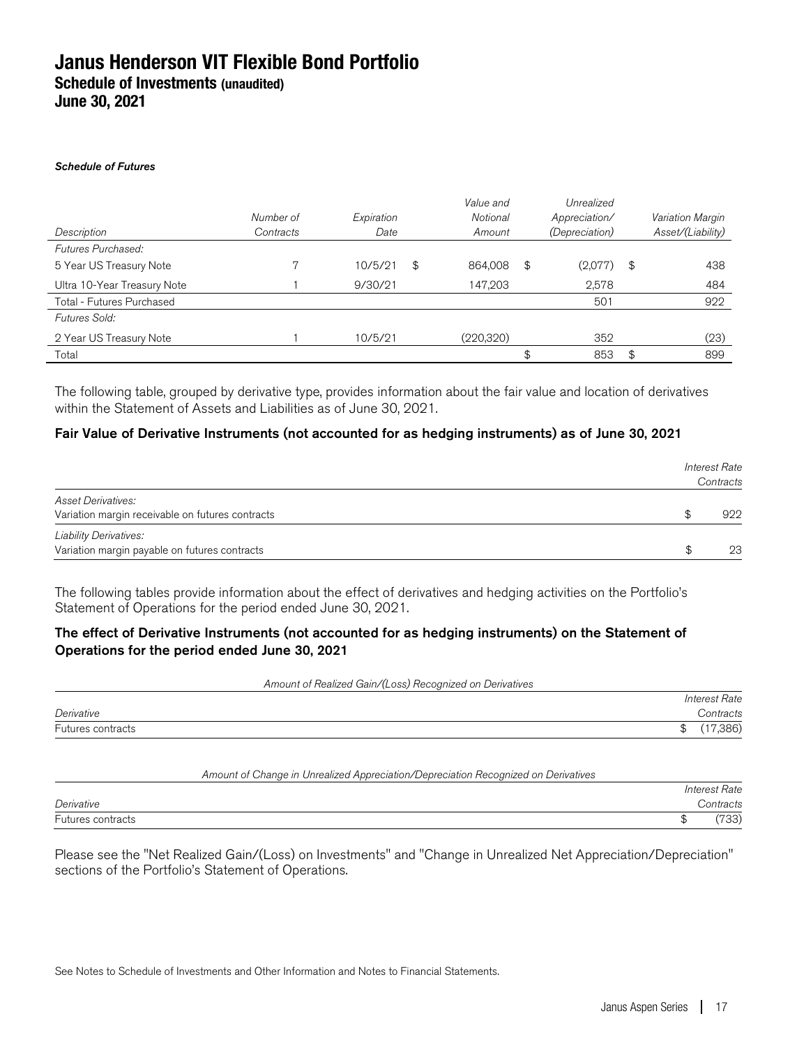# Janus Henderson VIT Flexible Bond Portfolio
## Schedule of Investments (unaudited)
## June 30, 2021

***Schedule of Futures***

| *Description* | *Number of Contracts* | *Expiration Date* | *Value and Notional Amount* | *Unrealized Appreciation/ (Depreciation)* | *Variation Margin Asset/(Liability)* |
|---|---|---|---|---|---|
| *Futures Purchased:* | | | | | |
| 5 Year US Treasury Note | 7 | 10/5/21 | $ 864,008 | $ (2,077) | $ 438 |
| Ultra 10-Year Treasury Note | 1 | 9/30/21 | 147,203 | 2,578 | 484 |
| Total - Futures Purchased | | | | 501 | 922 |
| *Futures Sold:* | | | | | |
| 2 Year US Treasury Note | 1 | 10/5/21 | (220,320) | 352 | (23) |
| Total | | | | $ 853 | $ 899 |

The following table, grouped by derivative type, provides information about the fair value and location of derivatives within the Statement of Assets and Liabilities as of June 30, 2021.

### Fair Value of Derivative Instruments (not accounted for as hedging instruments) as of June 30, 2021

| | *Interest Rate Contracts* |
|---|---|
| *Asset Derivatives:* | |
| Variation margin receivable on futures contracts | $ 922 |
| *Liability Derivatives:* | |
| Variation margin payable on futures contracts | $ 23 |

The following tables provide information about the effect of derivatives and hedging activities on the Portfolio's Statement of Operations for the period ended June 30, 2021.

### The effect of Derivative Instruments (not accounted for as hedging instruments) on the Statement of Operations for the period ended June 30, 2021

*Amount of Realized Gain/(Loss) Recognized on Derivatives*

| *Derivative* | *Interest Rate Contracts* |
|---|---|
| Futures contracts | $ (17,386) |

*Amount of Change in Unrealized Appreciation/Depreciation Recognized on Derivatives*

| *Derivative* | *Interest Rate Contracts* |
|---|---|
| Futures contracts | $ (733) |

Please see the "Net Realized Gain/(Loss) on Investments" and "Change in Unrealized Net Appreciation/Depreciation" sections of the Portfolio's Statement of Operations.

See Notes to Schedule of Investments and Other Information and Notes to Financial Statements.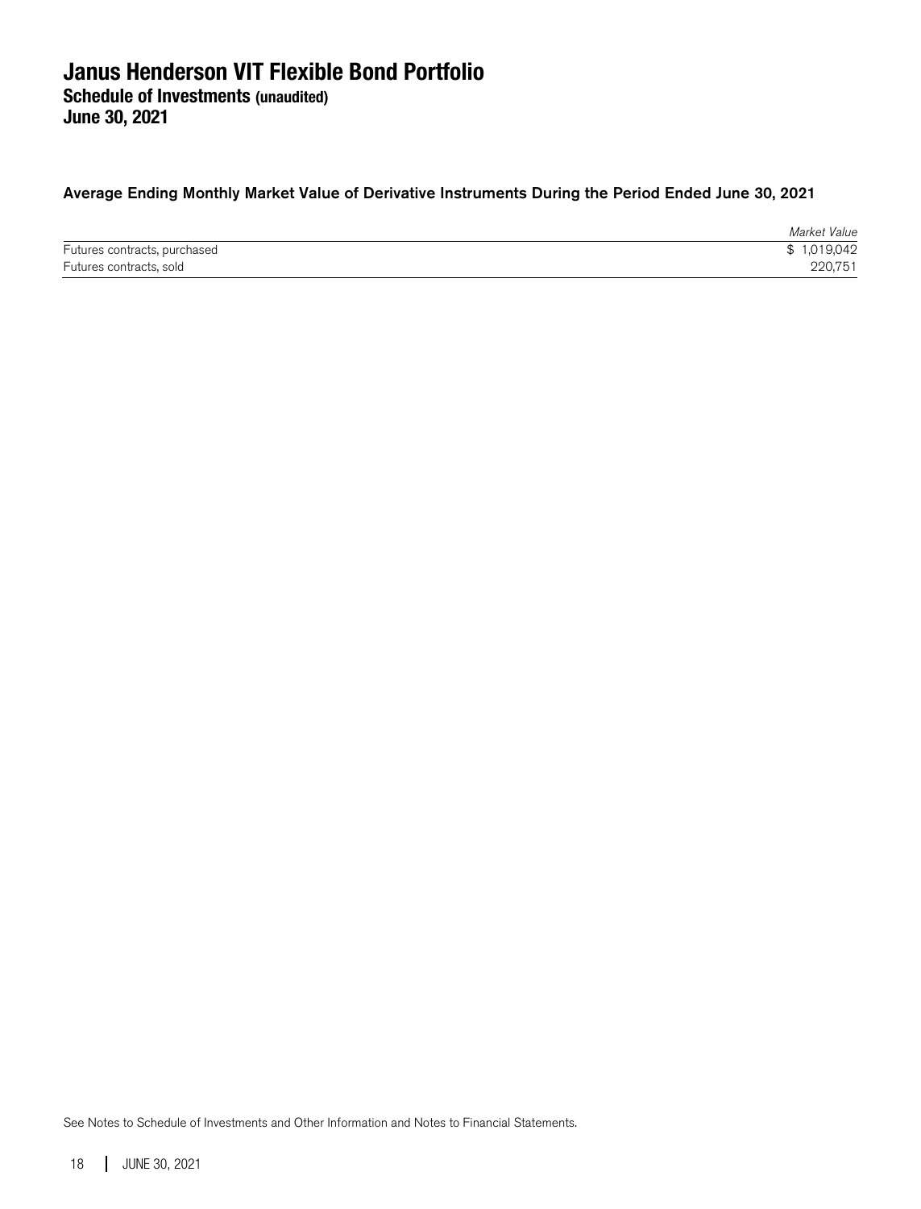# Janus Henderson VIT Flexible Bond Portfolio

## Schedule of Investments (unaudited)

## June 30, 2021

### Average Ending Monthly Market Value of Derivative Instruments During the Period Ended June 30, 2021

| | *Market Value* |
|---|---|
| Futures contracts, purchased | $ 1,019,042 |
| Futures contracts, sold | 220,751 |

See Notes to Schedule of Investments and Other Information and Notes to Financial Statements.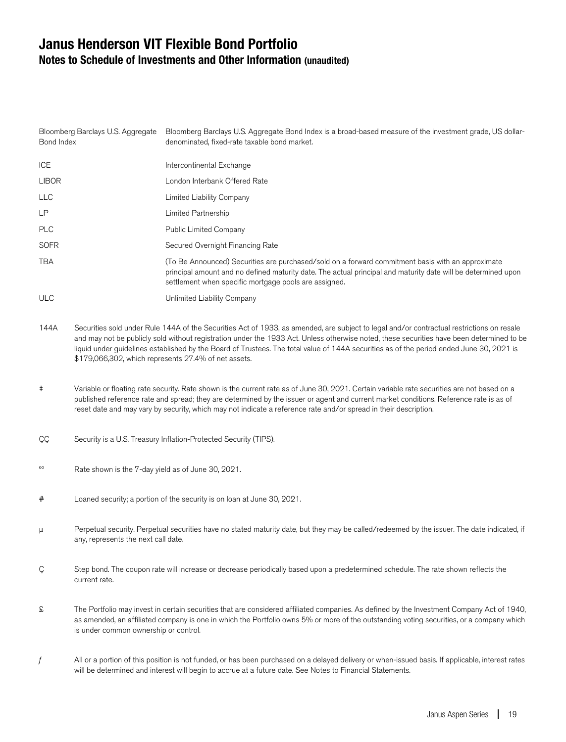# Janus Henderson VIT Flexible Bond Portfolio

## Notes to Schedule of Investments and Other Information (unaudited)

| | |
|---|---|
| Bloomberg Barclays U.S. Aggregate Bond Index | Bloomberg Barclays U.S. Aggregate Bond Index is a broad-based measure of the investment grade, US dollar-denominated, fixed-rate taxable bond market. |
| ICE | Intercontinental Exchange |
| LIBOR | London Interbank Offered Rate |
| LLC | Limited Liability Company |
| LP | Limited Partnership |
| PLC | Public Limited Company |
| SOFR | Secured Overnight Financing Rate |
| TBA | (To Be Announced) Securities are purchased/sold on a forward commitment basis with an approximate principal amount and no defined maturity date. The actual principal and maturity date will be determined upon settlement when specific mortgage pools are assigned. |
| ULC | Unlimited Liability Company |

| | |
|---|---|
| 144A | Securities sold under Rule 144A of the Securities Act of 1933, as amended, are subject to legal and/or contractual restrictions on resale and may not be publicly sold without registration under the 1933 Act. Unless otherwise noted, these securities have been determined to be liquid under guidelines established by the Board of Trustees. The total value of 144A securities as of the period ended June 30, 2021 is $179,066,302, which represents 27.4% of net assets. |
| ‡ | Variable or floating rate security. Rate shown is the current rate as of June 30, 2021. Certain variable rate securities are not based on a published reference rate and spread; they are determined by the issuer or agent and current market conditions. Reference rate is as of reset date and may vary by security, which may not indicate a reference rate and/or spread in their description. |
| ÇÇ | Security is a U.S. Treasury Inflation-Protected Security (TIPS). |
| ºº | Rate shown is the 7-day yield as of June 30, 2021. |
| # | Loaned security; a portion of the security is on loan at June 30, 2021. |
| µ | Perpetual security. Perpetual securities have no stated maturity date, but they may be called/redeemed by the issuer. The date indicated, if any, represents the next call date. |
| Ç | Step bond. The coupon rate will increase or decrease periodically based upon a predetermined schedule. The rate shown reflects the current rate. |
| £ | The Portfolio may invest in certain securities that are considered affiliated companies. As defined by the Investment Company Act of 1940, as amended, an affiliated company is one in which the Portfolio owns 5% or more of the outstanding voting securities, or a company which is under common ownership or control. |
| *ƒ* | All or a portion of this position is not funded, or has been purchased on a delayed delivery or when-issued basis. If applicable, interest rates will be determined and interest will begin to accrue at a future date. See Notes to Financial Statements. |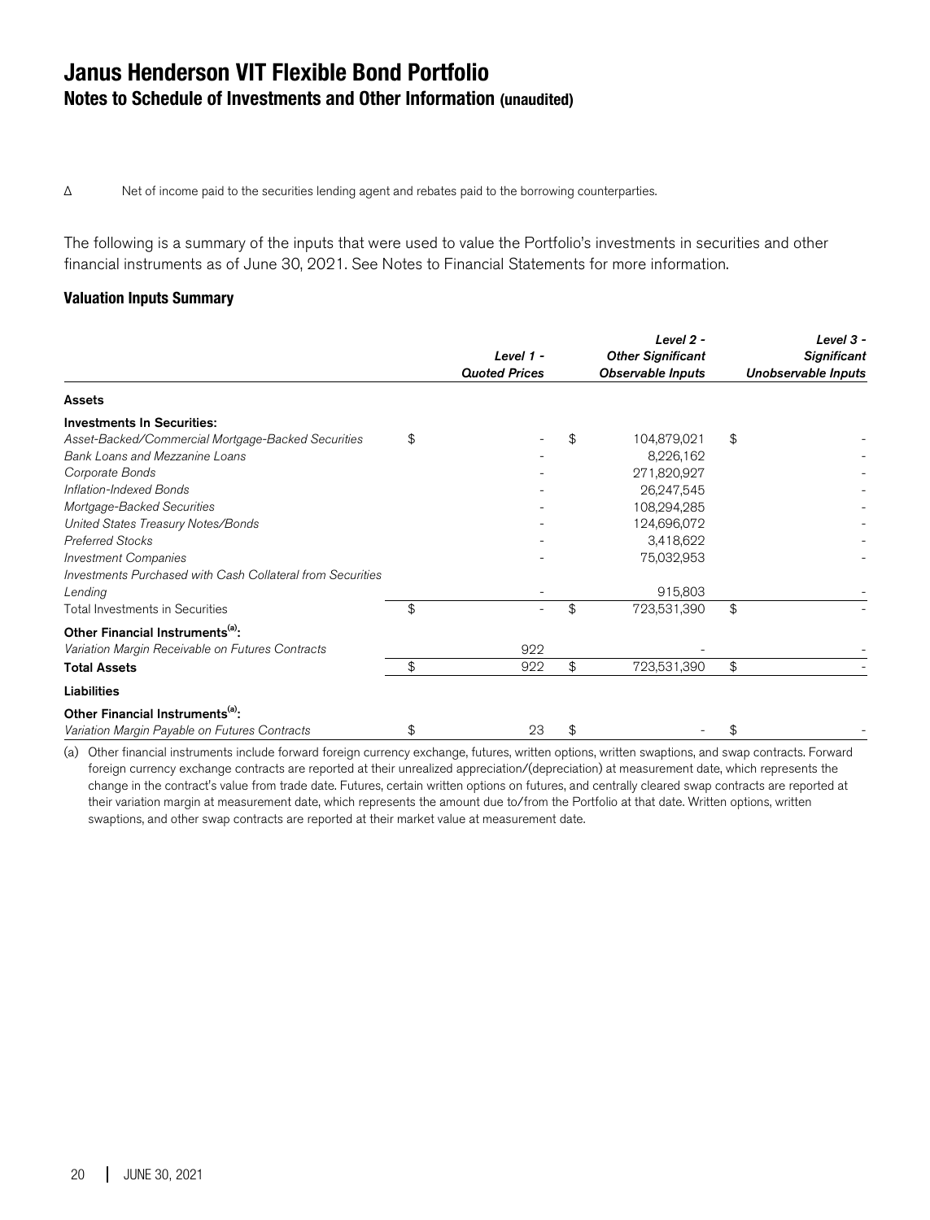# Janus Henderson VIT Flexible Bond Portfolio

## Notes to Schedule of Investments and Other Information (unaudited)

Δ Net of income paid to the securities lending agent and rebates paid to the borrowing counterparties.

The following is a summary of the inputs that were used to value the Portfolio's investments in securities and other financial instruments as of June 30, 2021. See Notes to Financial Statements for more information.

### Valuation Inputs Summary

| | *Level 1 - Quoted Prices* | *Level 2 - Other Significant Observable Inputs* | *Level 3 - Significant Unobservable Inputs* |
|---|---|---|---|
| **Assets** | | | |
| **Investments In Securities:** | | | |
| *Asset-Backed/Commercial Mortgage-Backed Securities* | $ - | $ 104,879,021 | $ - |
| *Bank Loans and Mezzanine Loans* | - | 8,226,162 | - |
| *Corporate Bonds* | - | 271,820,927 | - |
| *Inflation-Indexed Bonds* | - | 26,247,545 | - |
| *Mortgage-Backed Securities* | - | 108,294,285 | - |
| *United States Treasury Notes/Bonds* | - | 124,696,072 | - |
| *Preferred Stocks* | - | 3,418,622 | - |
| *Investment Companies* | - | 75,032,953 | - |
| *Investments Purchased with Cash Collateral from Securities Lending* | - | 915,803 | - |
| Total Investments in Securities | $ - | $ 723,531,390 | $ - |
| **Other Financial Instruments[(a)]:** | | | |
| *Variation Margin Receivable on Futures Contracts* | 922 | - | - |
| **Total Assets** | $ 922 | $ 723,531,390 | $ - |
| **Liabilities** | | | |
| **Other Financial Instruments[(a)]:** | | | |
| *Variation Margin Payable on Futures Contracts* | $ 23 | $ - | $ - |

(a) Other financial instruments include forward foreign currency exchange, futures, written options, written swaptions, and swap contracts. Forward foreign currency exchange contracts are reported at their unrealized appreciation/(depreciation) at measurement date, which represents the change in the contract's value from trade date. Futures, certain written options on futures, and centrally cleared swap contracts are reported at their variation margin at measurement date, which represents the amount due to/from the Portfolio at that date. Written options, written swaptions, and other swap contracts are reported at their market value at measurement date.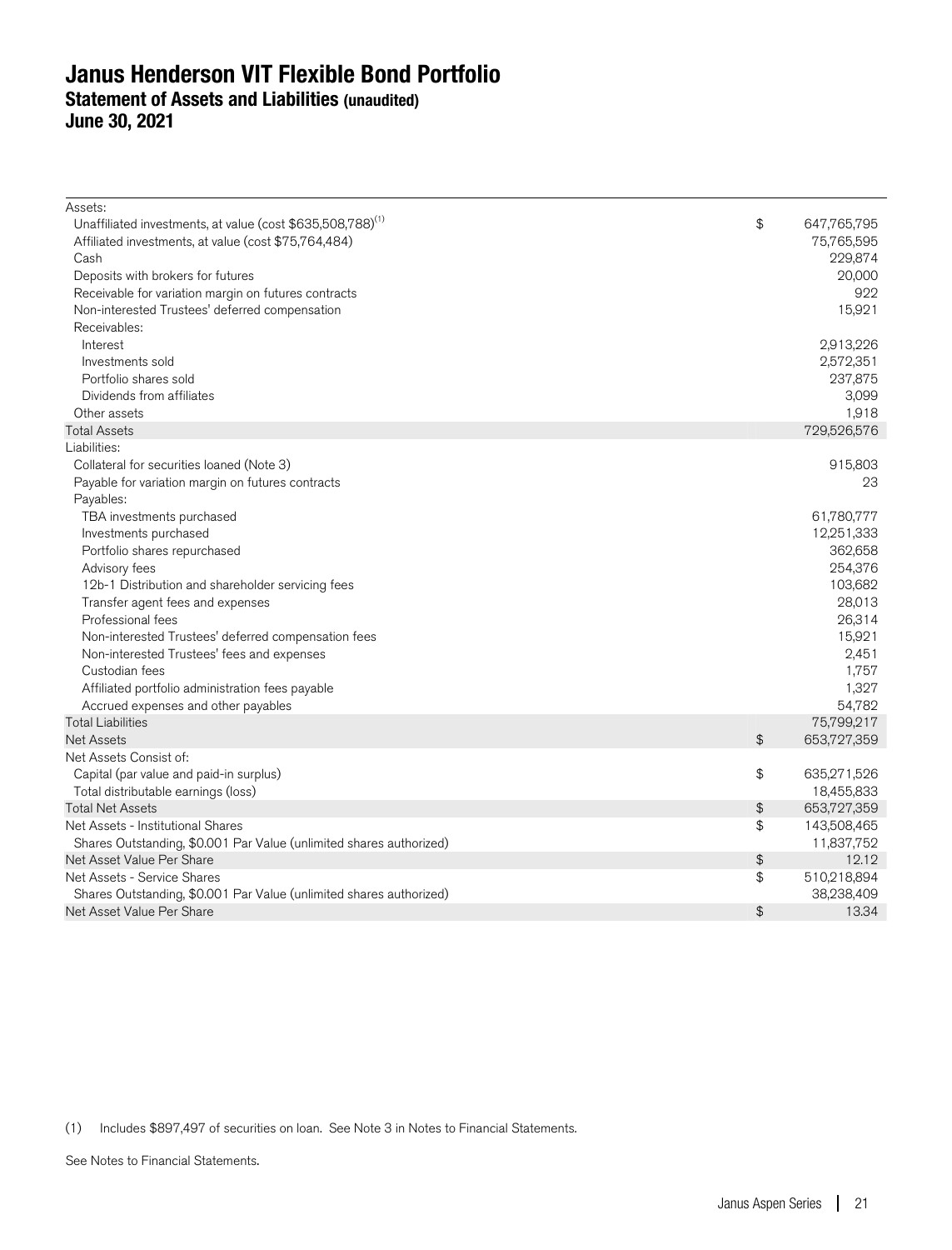# Janus Henderson VIT Flexible Bond Portfolio

## Statement of Assets and Liabilities (unaudited)

## June 30, 2021

| | | |
|---|---|---|
| Assets: | | |
| Unaffiliated investments, at value (cost $635,508,788)[1] | $ | 647,765,795 |
| Affiliated investments, at value (cost $75,764,484) | | 75,765,595 |
| Cash | | 229,874 |
| Deposits with brokers for futures | | 20,000 |
| Receivable for variation margin on futures contracts | | 922 |
| Non-interested Trustees' deferred compensation | | 15,921 |
| Receivables: | | |
| Interest | | 2,913,226 |
| Investments sold | | 2,572,351 |
| Portfolio shares sold | | 237,875 |
| Dividends from affiliates | | 3,099 |
| Other assets | | 1,918 |
| Total Assets | | 729,526,576 |
| Liabilities: | | |
| Collateral for securities loaned (Note 3) | | 915,803 |
| Payable for variation margin on futures contracts | | 23 |
| Payables: | | |
| TBA investments purchased | | 61,780,777 |
| Investments purchased | | 12,251,333 |
| Portfolio shares repurchased | | 362,658 |
| Advisory fees | | 254,376 |
| 12b-1 Distribution and shareholder servicing fees | | 103,682 |
| Transfer agent fees and expenses | | 28,013 |
| Professional fees | | 26,314 |
| Non-interested Trustees' deferred compensation fees | | 15,921 |
| Non-interested Trustees' fees and expenses | | 2,451 |
| Custodian fees | | 1,757 |
| Affiliated portfolio administration fees payable | | 1,327 |
| Accrued expenses and other payables | | 54,782 |
| Total Liabilities | | 75,799,217 |
| Net Assets | $ | 653,727,359 |
| Net Assets Consist of: | | |
| Capital (par value and paid-in surplus) | $ | 635,271,526 |
| Total distributable earnings (loss) | | 18,455,833 |
| Total Net Assets | $ | 653,727,359 |
| Net Assets - Institutional Shares | $ | 143,508,465 |
| Shares Outstanding, $0.001 Par Value (unlimited shares authorized) | | 11,837,752 |
| Net Asset Value Per Share | $ | 12.12 |
| Net Assets - Service Shares | $ | 510,218,894 |
| Shares Outstanding, $0.001 Par Value (unlimited shares authorized) | | 38,238,409 |
| Net Asset Value Per Share | $ | 13.34 |

(1) Includes $897,497 of securities on loan. See Note 3 in Notes to Financial Statements.

See Notes to Financial Statements.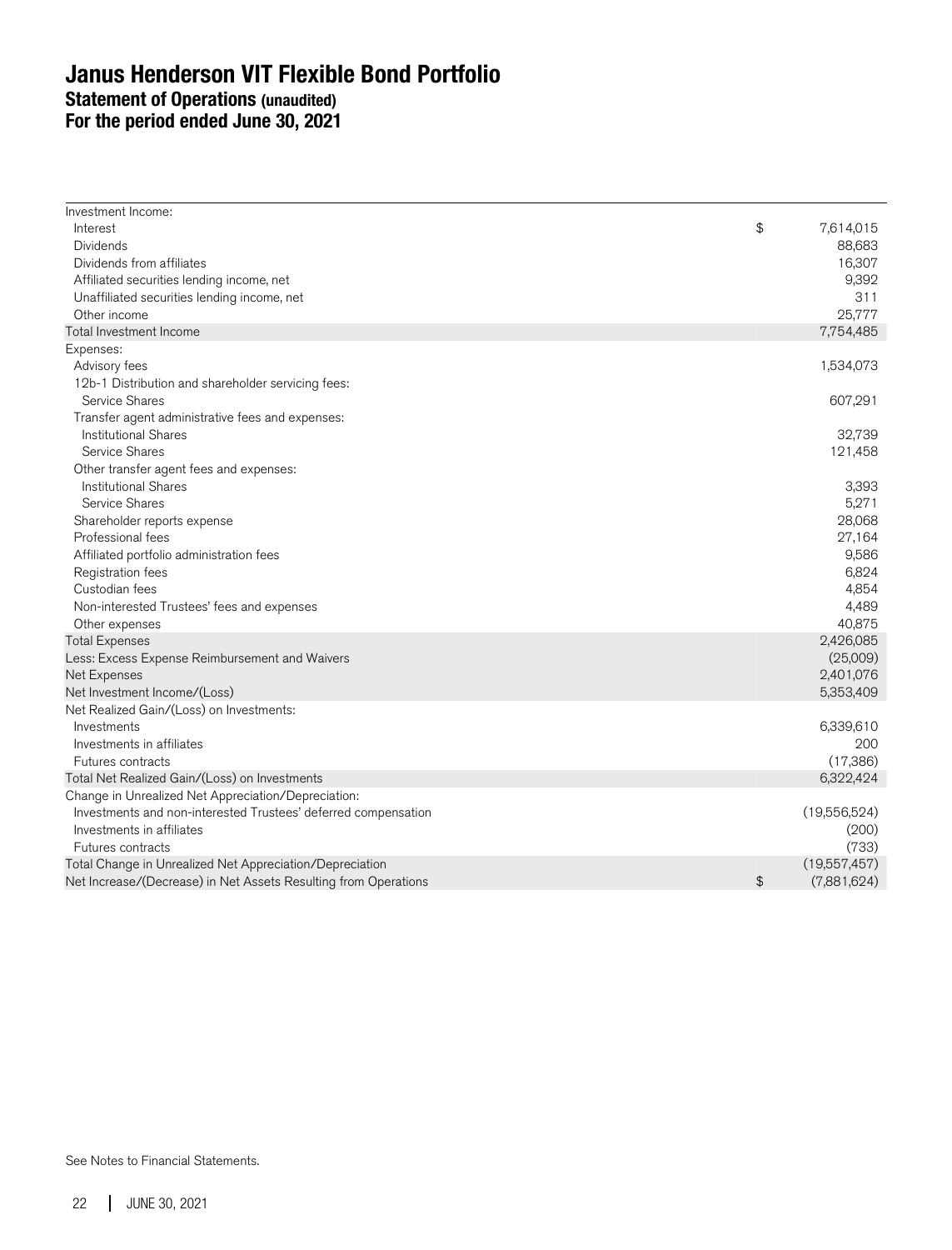# Janus Henderson VIT Flexible Bond Portfolio
## Statement of Operations (unaudited)
## For the period ended June 30, 2021

| | |
|---|---|
| Investment Income: | |
| Interest | $ 7,614,015 |
| Dividends | 88,683 |
| Dividends from affiliates | 16,307 |
| Affiliated securities lending income, net | 9,392 |
| Unaffiliated securities lending income, net | 311 |
| Other income | 25,777 |
| Total Investment Income | 7,754,485 |
| Expenses: | |
| Advisory fees | 1,534,073 |
| 12b-1 Distribution and shareholder servicing fees: | |
| Service Shares | 607,291 |
| Transfer agent administrative fees and expenses: | |
| Institutional Shares | 32,739 |
| Service Shares | 121,458 |
| Other transfer agent fees and expenses: | |
| Institutional Shares | 3,393 |
| Service Shares | 5,271 |
| Shareholder reports expense | 28,068 |
| Professional fees | 27,164 |
| Affiliated portfolio administration fees | 9,586 |
| Registration fees | 6,824 |
| Custodian fees | 4,854 |
| Non-interested Trustees' fees and expenses | 4,489 |
| Other expenses | 40,875 |
| Total Expenses | 2,426,085 |
| Less: Excess Expense Reimbursement and Waivers | (25,009) |
| Net Expenses | 2,401,076 |
| Net Investment Income/(Loss) | 5,353,409 |
| Net Realized Gain/(Loss) on Investments: | |
| Investments | 6,339,610 |
| Investments in affiliates | 200 |
| Futures contracts | (17,386) |
| Total Net Realized Gain/(Loss) on Investments | 6,322,424 |
| Change in Unrealized Net Appreciation/Depreciation: | |
| Investments and non-interested Trustees' deferred compensation | (19,556,524) |
| Investments in affiliates | (200) |
| Futures contracts | (733) |
| Total Change in Unrealized Net Appreciation/Depreciation | (19,557,457) |
| Net Increase/(Decrease) in Net Assets Resulting from Operations | $ (7,881,624) |

See Notes to Financial Statements.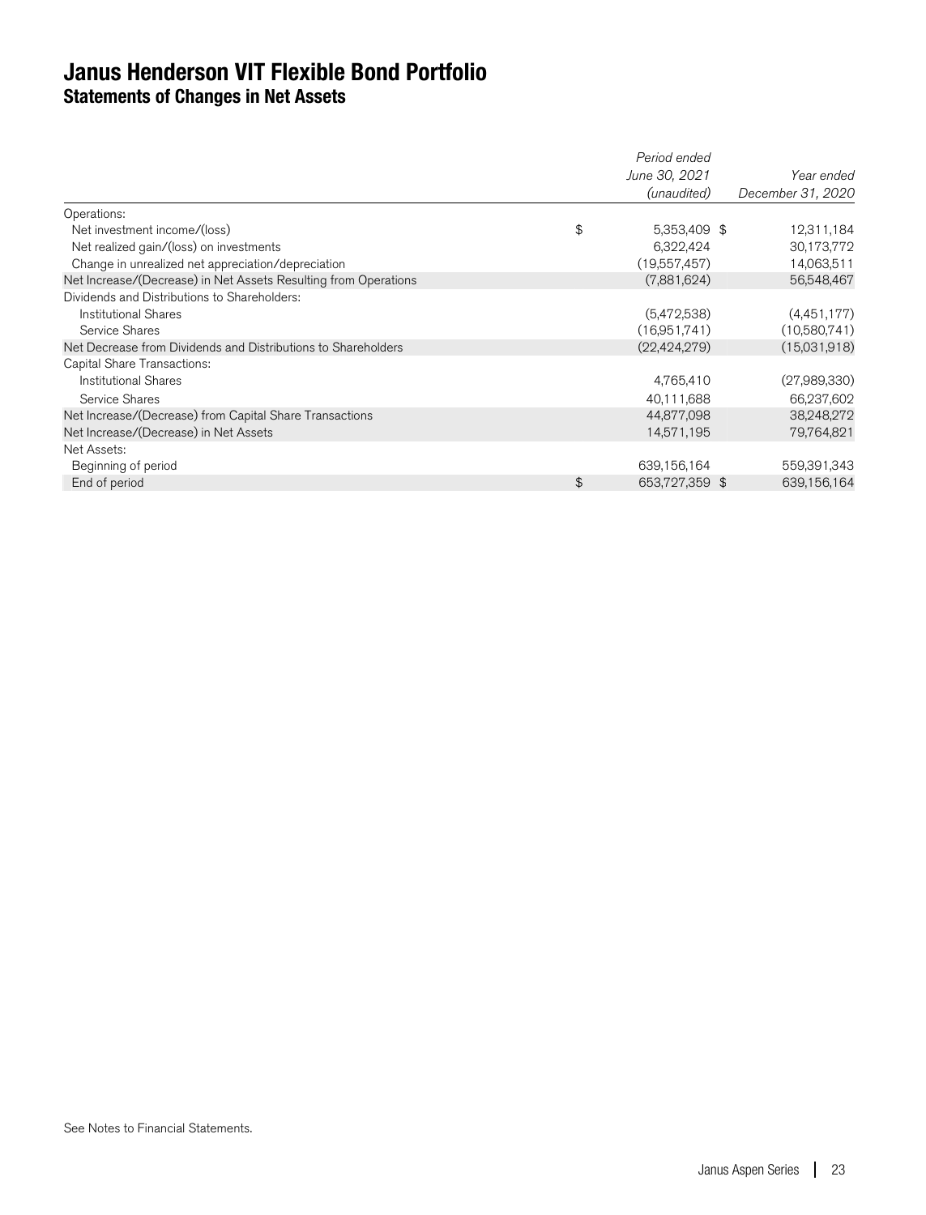# Janus Henderson VIT Flexible Bond Portfolio
## Statements of Changes in Net Assets

| | Period ended June 30, 2021 (unaudited) | Year ended December 31, 2020 |
|---|---|---|
| Operations: | | |
| Net investment income/(loss) | $ 5,353,409 | $ 12,311,184 |
| Net realized gain/(loss) on investments | 6,322,424 | 30,173,772 |
| Change in unrealized net appreciation/depreciation | (19,557,457) | 14,063,511 |
| Net Increase/(Decrease) in Net Assets Resulting from Operations | (7,881,624) | 56,548,467 |
| Dividends and Distributions to Shareholders: | | |
| Institutional Shares | (5,472,538) | (4,451,177) |
| Service Shares | (16,951,741) | (10,580,741) |
| Net Decrease from Dividends and Distributions to Shareholders | (22,424,279) | (15,031,918) |
| Capital Share Transactions: | | |
| Institutional Shares | 4,765,410 | (27,989,330) |
| Service Shares | 40,111,688 | 66,237,602 |
| Net Increase/(Decrease) from Capital Share Transactions | 44,877,098 | 38,248,272 |
| Net Increase/(Decrease) in Net Assets | 14,571,195 | 79,764,821 |
| Net Assets: | | |
| Beginning of period | 639,156,164 | 559,391,343 |
| End of period | $ 653,727,359 | $ 639,156,164 |

See Notes to Financial Statements.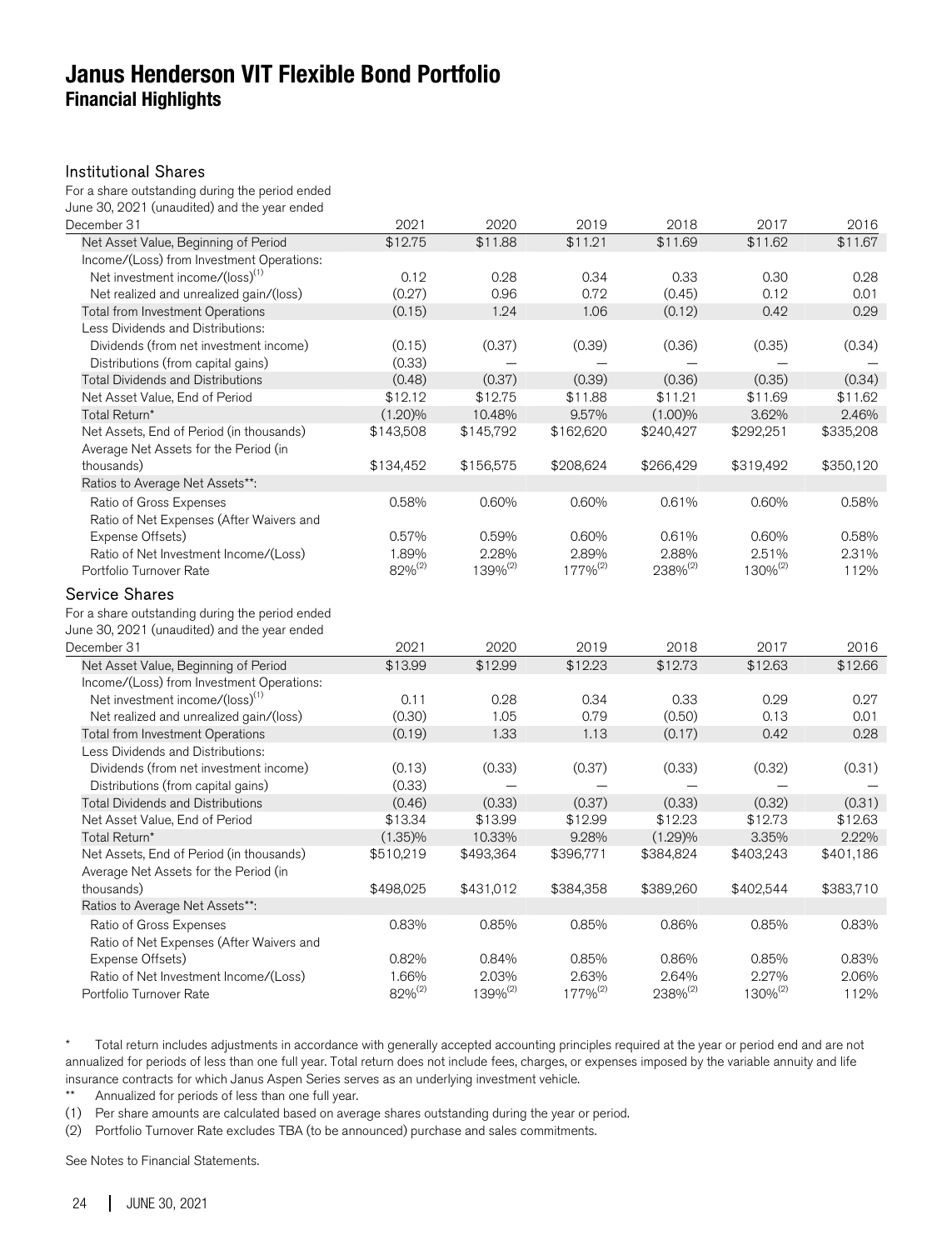# Janus Henderson VIT Flexible Bond Portfolio
## Financial Highlights

### Institutional Shares

| For a share outstanding during the period ended June 30, 2021 (unaudited) and the year ended December 31 | 2021 | 2020 | 2019 | 2018 | 2017 | 2016 |
|---|---|---|---|---|---|---|
| Net Asset Value, Beginning of Period | $12.75 | $11.88 | $11.21 | $11.69 | $11.62 | $11.67 |
| Income/(Loss) from Investment Operations: | | | | | | |
| Net investment income/(loss)(1) | 0.12 | 0.28 | 0.34 | 0.33 | 0.30 | 0.28 |
| Net realized and unrealized gain/(loss) | (0.27) | 0.96 | 0.72 | (0.45) | 0.12 | 0.01 |
| Total from Investment Operations | (0.15) | 1.24 | 1.06 | (0.12) | 0.42 | 0.29 |
| Less Dividends and Distributions: | | | | | | |
| Dividends (from net investment income) | (0.15) | (0.37) | (0.39) | (0.36) | (0.35) | (0.34) |
| Distributions (from capital gains) | (0.33) | — | — | — | — | — |
| Total Dividends and Distributions | (0.48) | (0.37) | (0.39) | (0.36) | (0.35) | (0.34) |
| Net Asset Value, End of Period | $12.12 | $12.75 | $11.88 | $11.21 | $11.69 | $11.62 |
| Total Return* | (1.20)% | 10.48% | 9.57% | (1.00)% | 3.62% | 2.46% |
| Net Assets, End of Period (in thousands) | $143,508 | $145,792 | $162,620 | $240,427 | $292,251 | $335,208 |
| Average Net Assets for the Period (in thousands) | $134,452 | $156,575 | $208,624 | $266,429 | $319,492 | $350,120 |
| Ratios to Average Net Assets**: | | | | | | |
| Ratio of Gross Expenses | 0.58% | 0.60% | 0.60% | 0.61% | 0.60% | 0.58% |
| Ratio of Net Expenses (After Waivers and Expense Offsets) | 0.57% | 0.59% | 0.60% | 0.61% | 0.60% | 0.58% |
| Ratio of Net Investment Income/(Loss) | 1.89% | 2.28% | 2.89% | 2.88% | 2.51% | 2.31% |
| Portfolio Turnover Rate | 82%(2) | 139%(2) | 177%(2) | 238%(2) | 130%(2) | 112% |

### Service Shares

| For a share outstanding during the period ended June 30, 2021 (unaudited) and the year ended December 31 | 2021 | 2020 | 2019 | 2018 | 2017 | 2016 |
|---|---|---|---|---|---|---|
| Net Asset Value, Beginning of Period | $13.99 | $12.99 | $12.23 | $12.73 | $12.63 | $12.66 |
| Income/(Loss) from Investment Operations: | | | | | | |
| Net investment income/(loss)(1) | 0.11 | 0.28 | 0.34 | 0.33 | 0.29 | 0.27 |
| Net realized and unrealized gain/(loss) | (0.30) | 1.05 | 0.79 | (0.50) | 0.13 | 0.01 |
| Total from Investment Operations | (0.19) | 1.33 | 1.13 | (0.17) | 0.42 | 0.28 |
| Less Dividends and Distributions: | | | | | | |
| Dividends (from net investment income) | (0.13) | (0.33) | (0.37) | (0.33) | (0.32) | (0.31) |
| Distributions (from capital gains) | (0.33) | — | — | — | — | — |
| Total Dividends and Distributions | (0.46) | (0.33) | (0.37) | (0.33) | (0.32) | (0.31) |
| Net Asset Value, End of Period | $13.34 | $13.99 | $12.99 | $12.23 | $12.73 | $12.63 |
| Total Return* | (1.35)% | 10.33% | 9.28% | (1.29)% | 3.35% | 2.22% |
| Net Assets, End of Period (in thousands) | $510,219 | $493,364 | $396,771 | $384,824 | $403,243 | $401,186 |
| Average Net Assets for the Period (in thousands) | $498,025 | $431,012 | $384,358 | $389,260 | $402,544 | $383,710 |
| Ratios to Average Net Assets**: | | | | | | |
| Ratio of Gross Expenses | 0.83% | 0.85% | 0.85% | 0.86% | 0.85% | 0.83% |
| Ratio of Net Expenses (After Waivers and Expense Offsets) | 0.82% | 0.84% | 0.85% | 0.86% | 0.85% | 0.83% |
| Ratio of Net Investment Income/(Loss) | 1.66% | 2.03% | 2.63% | 2.64% | 2.27% | 2.06% |
| Portfolio Turnover Rate | 82%(2) | 139%(2) | 177%(2) | 238%(2) | 130%(2) | 112% |

\* Total return includes adjustments in accordance with generally accepted accounting principles required at the year or period end and are not annualized for periods of less than one full year. Total return does not include fees, charges, or expenses imposed by the variable annuity and life insurance contracts for which Janus Aspen Series serves as an underlying investment vehicle.

\*\* Annualized for periods of less than one full year.

(1) Per share amounts are calculated based on average shares outstanding during the year or period.

(2) Portfolio Turnover Rate excludes TBA (to be announced) purchase and sales commitments.

See Notes to Financial Statements.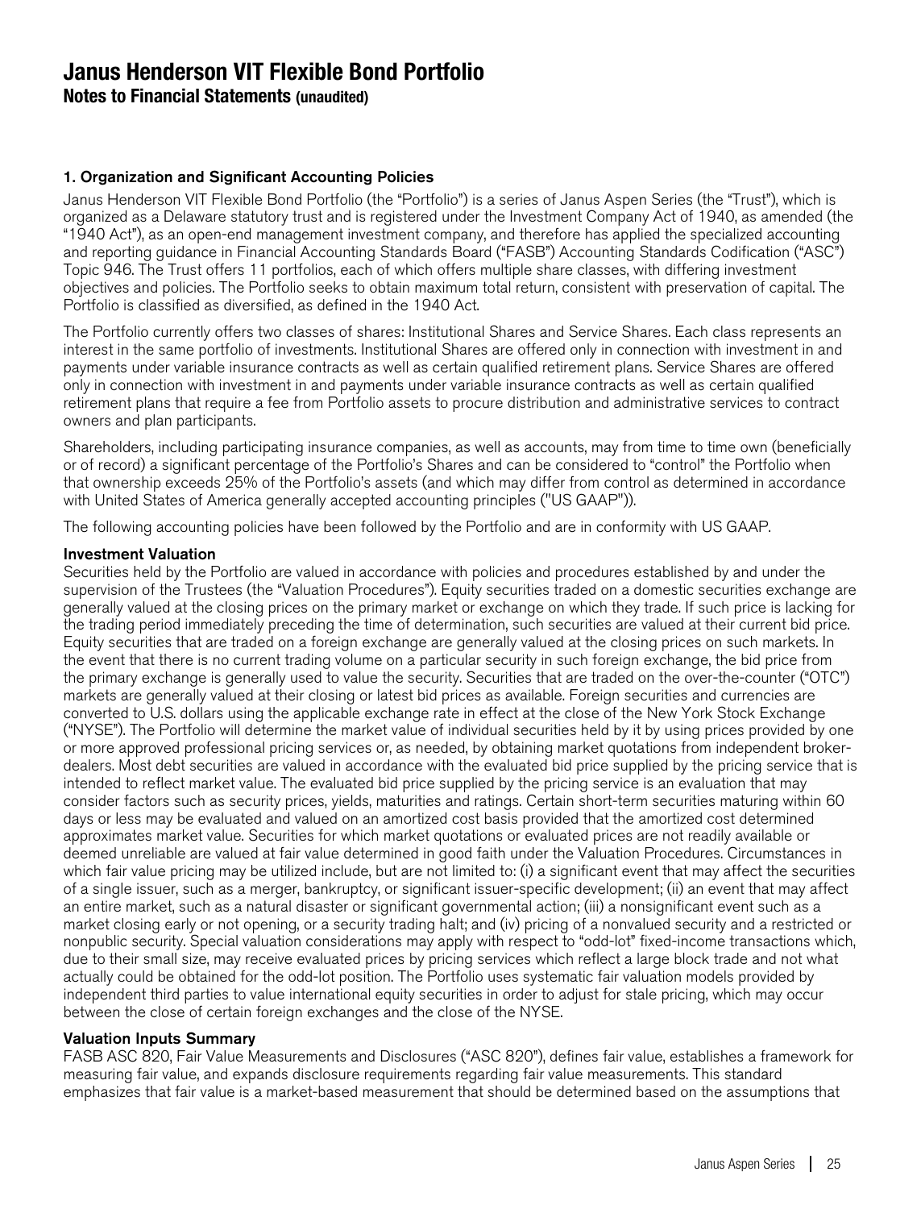# Janus Henderson VIT Flexible Bond Portfolio

## Notes to Financial Statements (unaudited)

### 1. Organization and Significant Accounting Policies

Janus Henderson VIT Flexible Bond Portfolio (the "Portfolio") is a series of Janus Aspen Series (the "Trust"), which is organized as a Delaware statutory trust and is registered under the Investment Company Act of 1940, as amended (the "1940 Act"), as an open-end management investment company, and therefore has applied the specialized accounting and reporting guidance in Financial Accounting Standards Board ("FASB") Accounting Standards Codification ("ASC") Topic 946. The Trust offers 11 portfolios, each of which offers multiple share classes, with differing investment objectives and policies. The Portfolio seeks to obtain maximum total return, consistent with preservation of capital. The Portfolio is classified as diversified, as defined in the 1940 Act.

The Portfolio currently offers two classes of shares: Institutional Shares and Service Shares. Each class represents an interest in the same portfolio of investments. Institutional Shares are offered only in connection with investment in and payments under variable insurance contracts as well as certain qualified retirement plans. Service Shares are offered only in connection with investment in and payments under variable insurance contracts as well as certain qualified retirement plans that require a fee from Portfolio assets to procure distribution and administrative services to contract owners and plan participants.

Shareholders, including participating insurance companies, as well as accounts, may from time to time own (beneficially or of record) a significant percentage of the Portfolio's Shares and can be considered to "control" the Portfolio when that ownership exceeds 25% of the Portfolio's assets (and which may differ from control as determined in accordance with United States of America generally accepted accounting principles ("US GAAP")).

The following accounting policies have been followed by the Portfolio and are in conformity with US GAAP.

#### Investment Valuation

Securities held by the Portfolio are valued in accordance with policies and procedures established by and under the supervision of the Trustees (the "Valuation Procedures"). Equity securities traded on a domestic securities exchange are generally valued at the closing prices on the primary market or exchange on which they trade. If such price is lacking for the trading period immediately preceding the time of determination, such securities are valued at their current bid price. Equity securities that are traded on a foreign exchange are generally valued at the closing prices on such markets. In the event that there is no current trading volume on a particular security in such foreign exchange, the bid price from the primary exchange is generally used to value the security. Securities that are traded on the over-the-counter ("OTC") markets are generally valued at their closing or latest bid prices as available. Foreign securities and currencies are converted to U.S. dollars using the applicable exchange rate in effect at the close of the New York Stock Exchange ("NYSE"). The Portfolio will determine the market value of individual securities held by it by using prices provided by one or more approved professional pricing services or, as needed, by obtaining market quotations from independent broker-dealers. Most debt securities are valued in accordance with the evaluated bid price supplied by the pricing service that is intended to reflect market value. The evaluated bid price supplied by the pricing service is an evaluation that may consider factors such as security prices, yields, maturities and ratings. Certain short-term securities maturing within 60 days or less may be evaluated and valued on an amortized cost basis provided that the amortized cost determined approximates market value. Securities for which market quotations or evaluated prices are not readily available or deemed unreliable are valued at fair value determined in good faith under the Valuation Procedures. Circumstances in which fair value pricing may be utilized include, but are not limited to: (i) a significant event that may affect the securities of a single issuer, such as a merger, bankruptcy, or significant issuer-specific development; (ii) an event that may affect an entire market, such as a natural disaster or significant governmental action; (iii) a nonsignificant event such as a market closing early or not opening, or a security trading halt; and (iv) pricing of a nonvalued security and a restricted or nonpublic security. Special valuation considerations may apply with respect to "odd-lot" fixed-income transactions which, due to their small size, may receive evaluated prices by pricing services which reflect a large block trade and not what actually could be obtained for the odd-lot position. The Portfolio uses systematic fair valuation models provided by independent third parties to value international equity securities in order to adjust for stale pricing, which may occur between the close of certain foreign exchanges and the close of the NYSE.

#### Valuation Inputs Summary

FASB ASC 820, Fair Value Measurements and Disclosures ("ASC 820"), defines fair value, establishes a framework for measuring fair value, and expands disclosure requirements regarding fair value measurements. This standard emphasizes that fair value is a market-based measurement that should be determined based on the assumptions that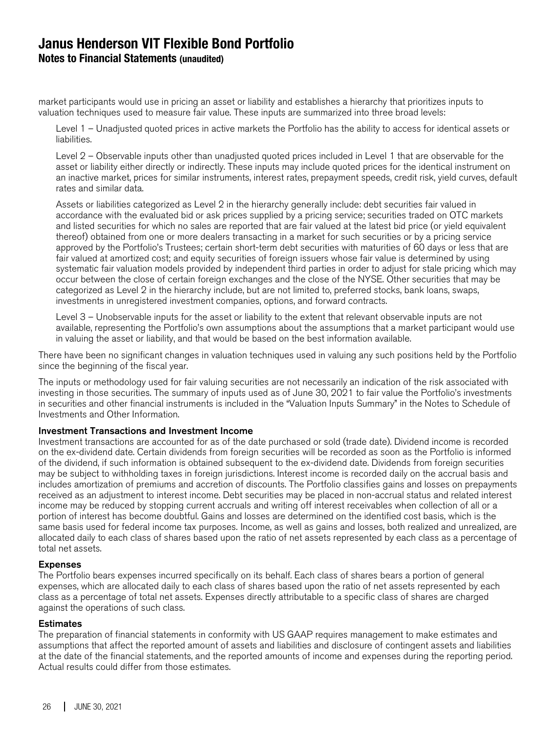market participants would use in pricing an asset or liability and establishes a hierarchy that prioritizes inputs to valuation techniques used to measure fair value. These inputs are summarized into three broad levels:

Level 1 – Unadjusted quoted prices in active markets the Portfolio has the ability to access for identical assets or liabilities.

Level 2 – Observable inputs other than unadjusted quoted prices included in Level 1 that are observable for the asset or liability either directly or indirectly. These inputs may include quoted prices for the identical instrument on an inactive market, prices for similar instruments, interest rates, prepayment speeds, credit risk, yield curves, default rates and similar data.

Assets or liabilities categorized as Level 2 in the hierarchy generally include: debt securities fair valued in accordance with the evaluated bid or ask prices supplied by a pricing service; securities traded on OTC markets and listed securities for which no sales are reported that are fair valued at the latest bid price (or yield equivalent thereof) obtained from one or more dealers transacting in a market for such securities or by a pricing service approved by the Portfolio's Trustees; certain short-term debt securities with maturities of 60 days or less that are fair valued at amortized cost; and equity securities of foreign issuers whose fair value is determined by using systematic fair valuation models provided by independent third parties in order to adjust for stale pricing which may occur between the close of certain foreign exchanges and the close of the NYSE. Other securities that may be categorized as Level 2 in the hierarchy include, but are not limited to, preferred stocks, bank loans, swaps, investments in unregistered investment companies, options, and forward contracts.

Level 3 – Unobservable inputs for the asset or liability to the extent that relevant observable inputs are not available, representing the Portfolio's own assumptions about the assumptions that a market participant would use in valuing the asset or liability, and that would be based on the best information available.

There have been no significant changes in valuation techniques used in valuing any such positions held by the Portfolio since the beginning of the fiscal year.

The inputs or methodology used for fair valuing securities are not necessarily an indication of the risk associated with investing in those securities. The summary of inputs used as of June 30, 2021 to fair value the Portfolio's investments in securities and other financial instruments is included in the "Valuation Inputs Summary" in the Notes to Schedule of Investments and Other Information.

### Investment Transactions and Investment Income

Investment transactions are accounted for as of the date purchased or sold (trade date). Dividend income is recorded on the ex-dividend date. Certain dividends from foreign securities will be recorded as soon as the Portfolio is informed of the dividend, if such information is obtained subsequent to the ex-dividend date. Dividends from foreign securities may be subject to withholding taxes in foreign jurisdictions. Interest income is recorded daily on the accrual basis and includes amortization of premiums and accretion of discounts. The Portfolio classifies gains and losses on prepayments received as an adjustment to interest income. Debt securities may be placed in non-accrual status and related interest income may be reduced by stopping current accruals and writing off interest receivables when collection of all or a portion of interest has become doubtful. Gains and losses are determined on the identified cost basis, which is the same basis used for federal income tax purposes. Income, as well as gains and losses, both realized and unrealized, are allocated daily to each class of shares based upon the ratio of net assets represented by each class as a percentage of total net assets.

### Expenses

The Portfolio bears expenses incurred specifically on its behalf. Each class of shares bears a portion of general expenses, which are allocated daily to each class of shares based upon the ratio of net assets represented by each class as a percentage of total net assets. Expenses directly attributable to a specific class of shares are charged against the operations of such class.

### Estimates

The preparation of financial statements in conformity with US GAAP requires management to make estimates and assumptions that affect the reported amount of assets and liabilities and disclosure of contingent assets and liabilities at the date of the financial statements, and the reported amounts of income and expenses during the reporting period. Actual results could differ from those estimates.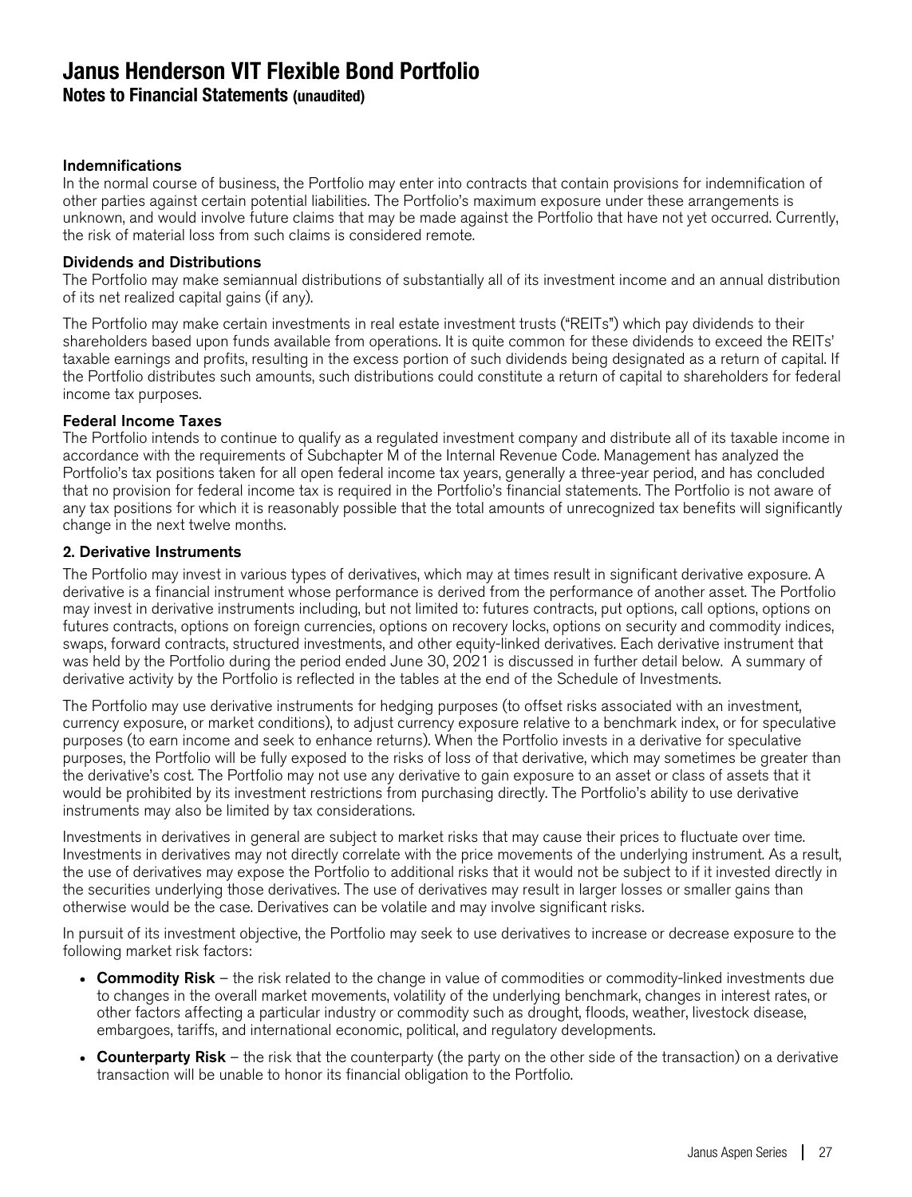# Janus Henderson VIT Flexible Bond Portfolio

## Notes to Financial Statements (unaudited)

### Indemnifications

In the normal course of business, the Portfolio may enter into contracts that contain provisions for indemnification of other parties against certain potential liabilities. The Portfolio's maximum exposure under these arrangements is unknown, and would involve future claims that may be made against the Portfolio that have not yet occurred. Currently, the risk of material loss from such claims is considered remote.

### Dividends and Distributions

The Portfolio may make semiannual distributions of substantially all of its investment income and an annual distribution of its net realized capital gains (if any).

The Portfolio may make certain investments in real estate investment trusts ("REITs") which pay dividends to their shareholders based upon funds available from operations. It is quite common for these dividends to exceed the REITs' taxable earnings and profits, resulting in the excess portion of such dividends being designated as a return of capital. If the Portfolio distributes such amounts, such distributions could constitute a return of capital to shareholders for federal income tax purposes.

### Federal Income Taxes

The Portfolio intends to continue to qualify as a regulated investment company and distribute all of its taxable income in accordance with the requirements of Subchapter M of the Internal Revenue Code. Management has analyzed the Portfolio's tax positions taken for all open federal income tax years, generally a three-year period, and has concluded that no provision for federal income tax is required in the Portfolio's financial statements. The Portfolio is not aware of any tax positions for which it is reasonably possible that the total amounts of unrecognized tax benefits will significantly change in the next twelve months.

### 2. Derivative Instruments

The Portfolio may invest in various types of derivatives, which may at times result in significant derivative exposure. A derivative is a financial instrument whose performance is derived from the performance of another asset. The Portfolio may invest in derivative instruments including, but not limited to: futures contracts, put options, call options, options on futures contracts, options on foreign currencies, options on recovery locks, options on security and commodity indices, swaps, forward contracts, structured investments, and other equity-linked derivatives. Each derivative instrument that was held by the Portfolio during the period ended June 30, 2021 is discussed in further detail below. A summary of derivative activity by the Portfolio is reflected in the tables at the end of the Schedule of Investments.

The Portfolio may use derivative instruments for hedging purposes (to offset risks associated with an investment, currency exposure, or market conditions), to adjust currency exposure relative to a benchmark index, or for speculative purposes (to earn income and seek to enhance returns). When the Portfolio invests in a derivative for speculative purposes, the Portfolio will be fully exposed to the risks of loss of that derivative, which may sometimes be greater than the derivative's cost. The Portfolio may not use any derivative to gain exposure to an asset or class of assets that it would be prohibited by its investment restrictions from purchasing directly. The Portfolio's ability to use derivative instruments may also be limited by tax considerations.

Investments in derivatives in general are subject to market risks that may cause their prices to fluctuate over time. Investments in derivatives may not directly correlate with the price movements of the underlying instrument. As a result, the use of derivatives may expose the Portfolio to additional risks that it would not be subject to if it invested directly in the securities underlying those derivatives. The use of derivatives may result in larger losses or smaller gains than otherwise would be the case. Derivatives can be volatile and may involve significant risks.

In pursuit of its investment objective, the Portfolio may seek to use derivatives to increase or decrease exposure to the following market risk factors:

- **Commodity Risk** – the risk related to the change in value of commodities or commodity-linked investments due to changes in the overall market movements, volatility of the underlying benchmark, changes in interest rates, or other factors affecting a particular industry or commodity such as drought, floods, weather, livestock disease, embargoes, tariffs, and international economic, political, and regulatory developments.
- **Counterparty Risk** – the risk that the counterparty (the party on the other side of the transaction) on a derivative transaction will be unable to honor its financial obligation to the Portfolio.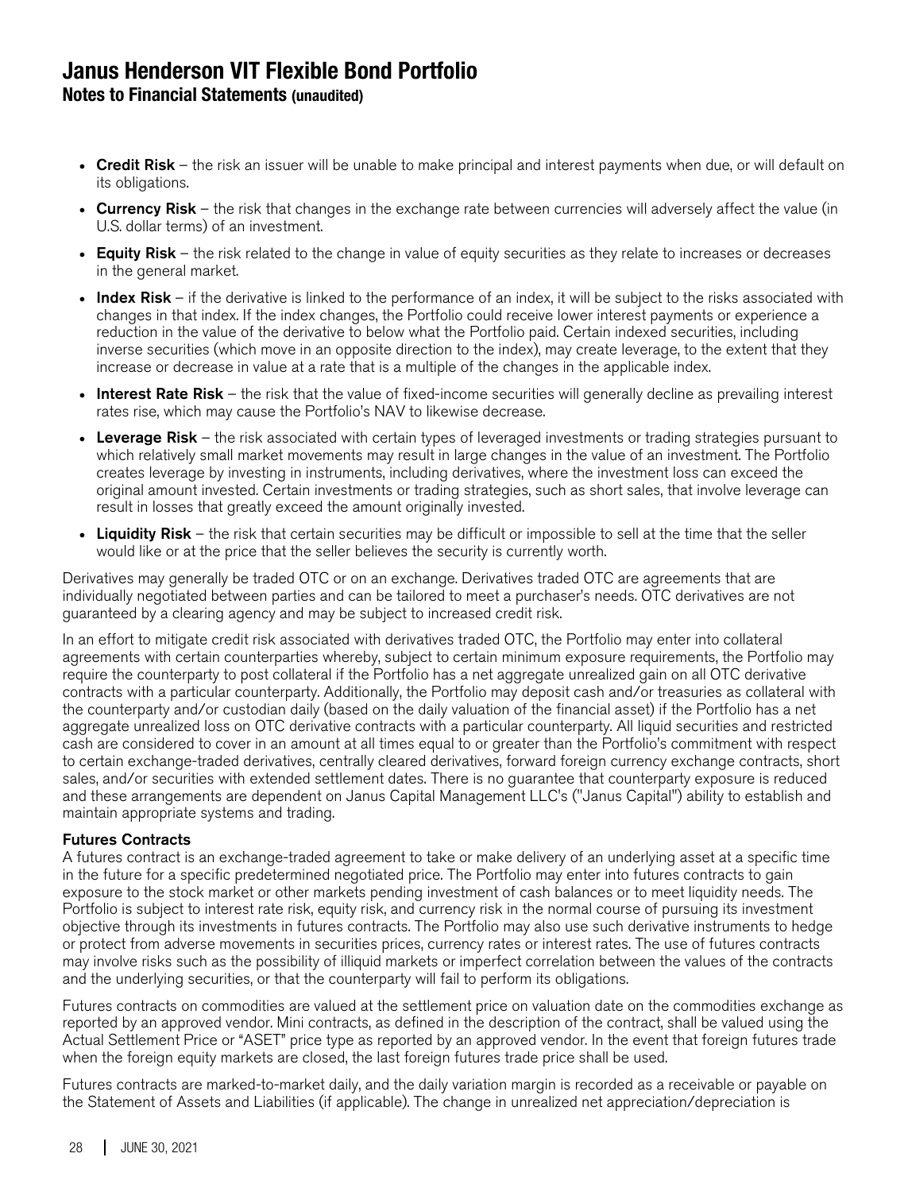- **Credit Risk** – the risk an issuer will be unable to make principal and interest payments when due, or will default on its obligations.
- **Currency Risk** – the risk that changes in the exchange rate between currencies will adversely affect the value (in U.S. dollar terms) of an investment.
- **Equity Risk** – the risk related to the change in value of equity securities as they relate to increases or decreases in the general market.
- **Index Risk** – if the derivative is linked to the performance of an index, it will be subject to the risks associated with changes in that index. If the index changes, the Portfolio could receive lower interest payments or experience a reduction in the value of the derivative to below what the Portfolio paid. Certain indexed securities, including inverse securities (which move in an opposite direction to the index), may create leverage, to the extent that they increase or decrease in value at a rate that is a multiple of the changes in the applicable index.
- **Interest Rate Risk** – the risk that the value of fixed-income securities will generally decline as prevailing interest rates rise, which may cause the Portfolio's NAV to likewise decrease.
- **Leverage Risk** – the risk associated with certain types of leveraged investments or trading strategies pursuant to which relatively small market movements may result in large changes in the value of an investment. The Portfolio creates leverage by investing in instruments, including derivatives, where the investment loss can exceed the original amount invested. Certain investments or trading strategies, such as short sales, that involve leverage can result in losses that greatly exceed the amount originally invested.
- **Liquidity Risk** – the risk that certain securities may be difficult or impossible to sell at the time that the seller would like or at the price that the seller believes the security is currently worth.

Derivatives may generally be traded OTC or on an exchange. Derivatives traded OTC are agreements that are individually negotiated between parties and can be tailored to meet a purchaser's needs. OTC derivatives are not guaranteed by a clearing agency and may be subject to increased credit risk.

In an effort to mitigate credit risk associated with derivatives traded OTC, the Portfolio may enter into collateral agreements with certain counterparties whereby, subject to certain minimum exposure requirements, the Portfolio may require the counterparty to post collateral if the Portfolio has a net aggregate unrealized gain on all OTC derivative contracts with a particular counterparty. Additionally, the Portfolio may deposit cash and/or treasuries as collateral with the counterparty and/or custodian daily (based on the daily valuation of the financial asset) if the Portfolio has a net aggregate unrealized loss on OTC derivative contracts with a particular counterparty. All liquid securities and restricted cash are considered to cover in an amount at all times equal to or greater than the Portfolio's commitment with respect to certain exchange-traded derivatives, centrally cleared derivatives, forward foreign currency exchange contracts, short sales, and/or securities with extended settlement dates. There is no guarantee that counterparty exposure is reduced and these arrangements are dependent on Janus Capital Management LLC's ("Janus Capital") ability to establish and maintain appropriate systems and trading.

**Futures Contracts**

A futures contract is an exchange-traded agreement to take or make delivery of an underlying asset at a specific time in the future for a specific predetermined negotiated price. The Portfolio may enter into futures contracts to gain exposure to the stock market or other markets pending investment of cash balances or to meet liquidity needs. The Portfolio is subject to interest rate risk, equity risk, and currency risk in the normal course of pursuing its investment objective through its investments in futures contracts. The Portfolio may also use such derivative instruments to hedge or protect from adverse movements in securities prices, currency rates or interest rates. The use of futures contracts may involve risks such as the possibility of illiquid markets or imperfect correlation between the values of the contracts and the underlying securities, or that the counterparty will fail to perform its obligations.

Futures contracts on commodities are valued at the settlement price on valuation date on the commodities exchange as reported by an approved vendor. Mini contracts, as defined in the description of the contract, shall be valued using the Actual Settlement Price or "ASET" price type as reported by an approved vendor. In the event that foreign futures trade when the foreign equity markets are closed, the last foreign futures trade price shall be used.

Futures contracts are marked-to-market daily, and the daily variation margin is recorded as a receivable or payable on the Statement of Assets and Liabilities (if applicable). The change in unrealized net appreciation/depreciation is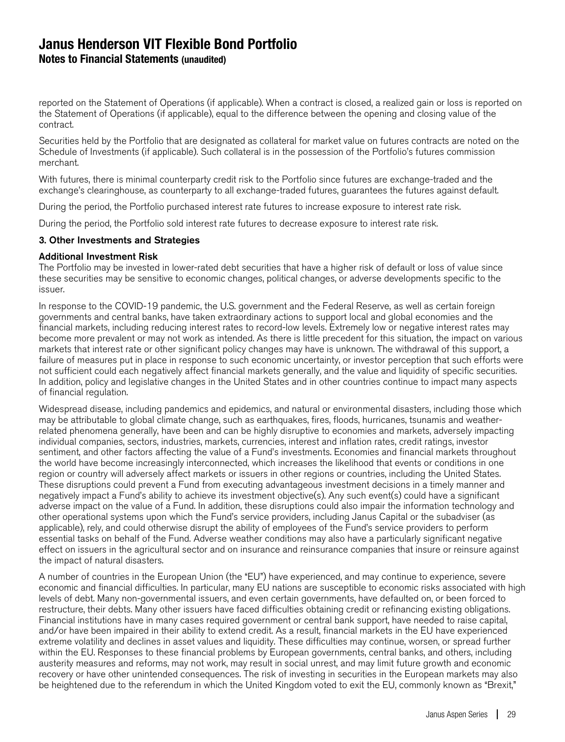reported on the Statement of Operations (if applicable). When a contract is closed, a realized gain or loss is reported on the Statement of Operations (if applicable), equal to the difference between the opening and closing value of the contract.

Securities held by the Portfolio that are designated as collateral for market value on futures contracts are noted on the Schedule of Investments (if applicable). Such collateral is in the possession of the Portfolio's futures commission merchant.

With futures, there is minimal counterparty credit risk to the Portfolio since futures are exchange-traded and the exchange's clearinghouse, as counterparty to all exchange-traded futures, guarantees the futures against default.

During the period, the Portfolio purchased interest rate futures to increase exposure to interest rate risk.

During the period, the Portfolio sold interest rate futures to decrease exposure to interest rate risk.

### 3. Other Investments and Strategies

#### Additional Investment Risk

The Portfolio may be invested in lower-rated debt securities that have a higher risk of default or loss of value since these securities may be sensitive to economic changes, political changes, or adverse developments specific to the issuer.

In response to the COVID-19 pandemic, the U.S. government and the Federal Reserve, as well as certain foreign governments and central banks, have taken extraordinary actions to support local and global economies and the financial markets, including reducing interest rates to record-low levels. Extremely low or negative interest rates may become more prevalent or may not work as intended. As there is little precedent for this situation, the impact on various markets that interest rate or other significant policy changes may have is unknown. The withdrawal of this support, a failure of measures put in place in response to such economic uncertainty, or investor perception that such efforts were not sufficient could each negatively affect financial markets generally, and the value and liquidity of specific securities. In addition, policy and legislative changes in the United States and in other countries continue to impact many aspects of financial regulation.

Widespread disease, including pandemics and epidemics, and natural or environmental disasters, including those which may be attributable to global climate change, such as earthquakes, fires, floods, hurricanes, tsunamis and weather-related phenomena generally, have been and can be highly disruptive to economies and markets, adversely impacting individual companies, sectors, industries, markets, currencies, interest and inflation rates, credit ratings, investor sentiment, and other factors affecting the value of a Fund's investments. Economies and financial markets throughout the world have become increasingly interconnected, which increases the likelihood that events or conditions in one region or country will adversely affect markets or issuers in other regions or countries, including the United States. These disruptions could prevent a Fund from executing advantageous investment decisions in a timely manner and negatively impact a Fund's ability to achieve its investment objective(s). Any such event(s) could have a significant adverse impact on the value of a Fund. In addition, these disruptions could also impair the information technology and other operational systems upon which the Fund's service providers, including Janus Capital or the subadviser (as applicable), rely, and could otherwise disrupt the ability of employees of the Fund's service providers to perform essential tasks on behalf of the Fund. Adverse weather conditions may also have a particularly significant negative effect on issuers in the agricultural sector and on insurance and reinsurance companies that insure or reinsure against the impact of natural disasters.

A number of countries in the European Union (the "EU") have experienced, and may continue to experience, severe economic and financial difficulties. In particular, many EU nations are susceptible to economic risks associated with high levels of debt. Many non-governmental issuers, and even certain governments, have defaulted on, or been forced to restructure, their debts. Many other issuers have faced difficulties obtaining credit or refinancing existing obligations. Financial institutions have in many cases required government or central bank support, have needed to raise capital, and/or have been impaired in their ability to extend credit. As a result, financial markets in the EU have experienced extreme volatility and declines in asset values and liquidity. These difficulties may continue, worsen, or spread further within the EU. Responses to these financial problems by European governments, central banks, and others, including austerity measures and reforms, may not work, may result in social unrest, and may limit future growth and economic recovery or have other unintended consequences. The risk of investing in securities in the European markets may also be heightened due to the referendum in which the United Kingdom voted to exit the EU, commonly known as "Brexit,"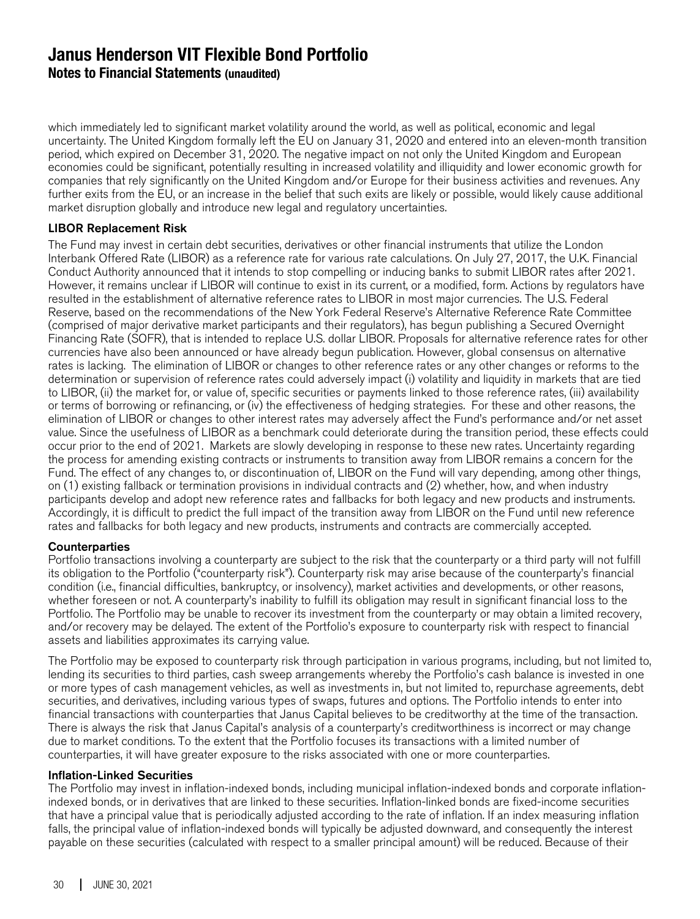which immediately led to significant market volatility around the world, as well as political, economic and legal uncertainty. The United Kingdom formally left the EU on January 31, 2020 and entered into an eleven-month transition period, which expired on December 31, 2020. The negative impact on not only the United Kingdom and European economies could be significant, potentially resulting in increased volatility and illiquidity and lower economic growth for companies that rely significantly on the United Kingdom and/or Europe for their business activities and revenues. Any further exits from the EU, or an increase in the belief that such exits are likely or possible, would likely cause additional market disruption globally and introduce new legal and regulatory uncertainties.

### LIBOR Replacement Risk

The Fund may invest in certain debt securities, derivatives or other financial instruments that utilize the London Interbank Offered Rate (LIBOR) as a reference rate for various rate calculations. On July 27, 2017, the U.K. Financial Conduct Authority announced that it intends to stop compelling or inducing banks to submit LIBOR rates after 2021. However, it remains unclear if LIBOR will continue to exist in its current, or a modified, form. Actions by regulators have resulted in the establishment of alternative reference rates to LIBOR in most major currencies. The U.S. Federal Reserve, based on the recommendations of the New York Federal Reserve's Alternative Reference Rate Committee (comprised of major derivative market participants and their regulators), has begun publishing a Secured Overnight Financing Rate (SOFR), that is intended to replace U.S. dollar LIBOR. Proposals for alternative reference rates for other currencies have also been announced or have already begun publication. However, global consensus on alternative rates is lacking. The elimination of LIBOR or changes to other reference rates or any other changes or reforms to the determination or supervision of reference rates could adversely impact (i) volatility and liquidity in markets that are tied to LIBOR, (ii) the market for, or value of, specific securities or payments linked to those reference rates, (iii) availability or terms of borrowing or refinancing, or (iv) the effectiveness of hedging strategies. For these and other reasons, the elimination of LIBOR or changes to other interest rates may adversely affect the Fund's performance and/or net asset value. Since the usefulness of LIBOR as a benchmark could deteriorate during the transition period, these effects could occur prior to the end of 2021. Markets are slowly developing in response to these new rates. Uncertainty regarding the process for amending existing contracts or instruments to transition away from LIBOR remains a concern for the Fund. The effect of any changes to, or discontinuation of, LIBOR on the Fund will vary depending, among other things, on (1) existing fallback or termination provisions in individual contracts and (2) whether, how, and when industry participants develop and adopt new reference rates and fallbacks for both legacy and new products and instruments. Accordingly, it is difficult to predict the full impact of the transition away from LIBOR on the Fund until new reference rates and fallbacks for both legacy and new products, instruments and contracts are commercially accepted.

### Counterparties

Portfolio transactions involving a counterparty are subject to the risk that the counterparty or a third party will not fulfill its obligation to the Portfolio ("counterparty risk"). Counterparty risk may arise because of the counterparty's financial condition (i.e., financial difficulties, bankruptcy, or insolvency), market activities and developments, or other reasons, whether foreseen or not. A counterparty's inability to fulfill its obligation may result in significant financial loss to the Portfolio. The Portfolio may be unable to recover its investment from the counterparty or may obtain a limited recovery, and/or recovery may be delayed. The extent of the Portfolio's exposure to counterparty risk with respect to financial assets and liabilities approximates its carrying value.

The Portfolio may be exposed to counterparty risk through participation in various programs, including, but not limited to, lending its securities to third parties, cash sweep arrangements whereby the Portfolio's cash balance is invested in one or more types of cash management vehicles, as well as investments in, but not limited to, repurchase agreements, debt securities, and derivatives, including various types of swaps, futures and options. The Portfolio intends to enter into financial transactions with counterparties that Janus Capital believes to be creditworthy at the time of the transaction. There is always the risk that Janus Capital's analysis of a counterparty's creditworthiness is incorrect or may change due to market conditions. To the extent that the Portfolio focuses its transactions with a limited number of counterparties, it will have greater exposure to the risks associated with one or more counterparties.

### Inflation-Linked Securities

The Portfolio may invest in inflation-indexed bonds, including municipal inflation-indexed bonds and corporate inflation-indexed bonds, or in derivatives that are linked to these securities. Inflation-linked bonds are fixed-income securities that have a principal value that is periodically adjusted according to the rate of inflation. If an index measuring inflation falls, the principal value of inflation-indexed bonds will typically be adjusted downward, and consequently the interest payable on these securities (calculated with respect to a smaller principal amount) will be reduced. Because of their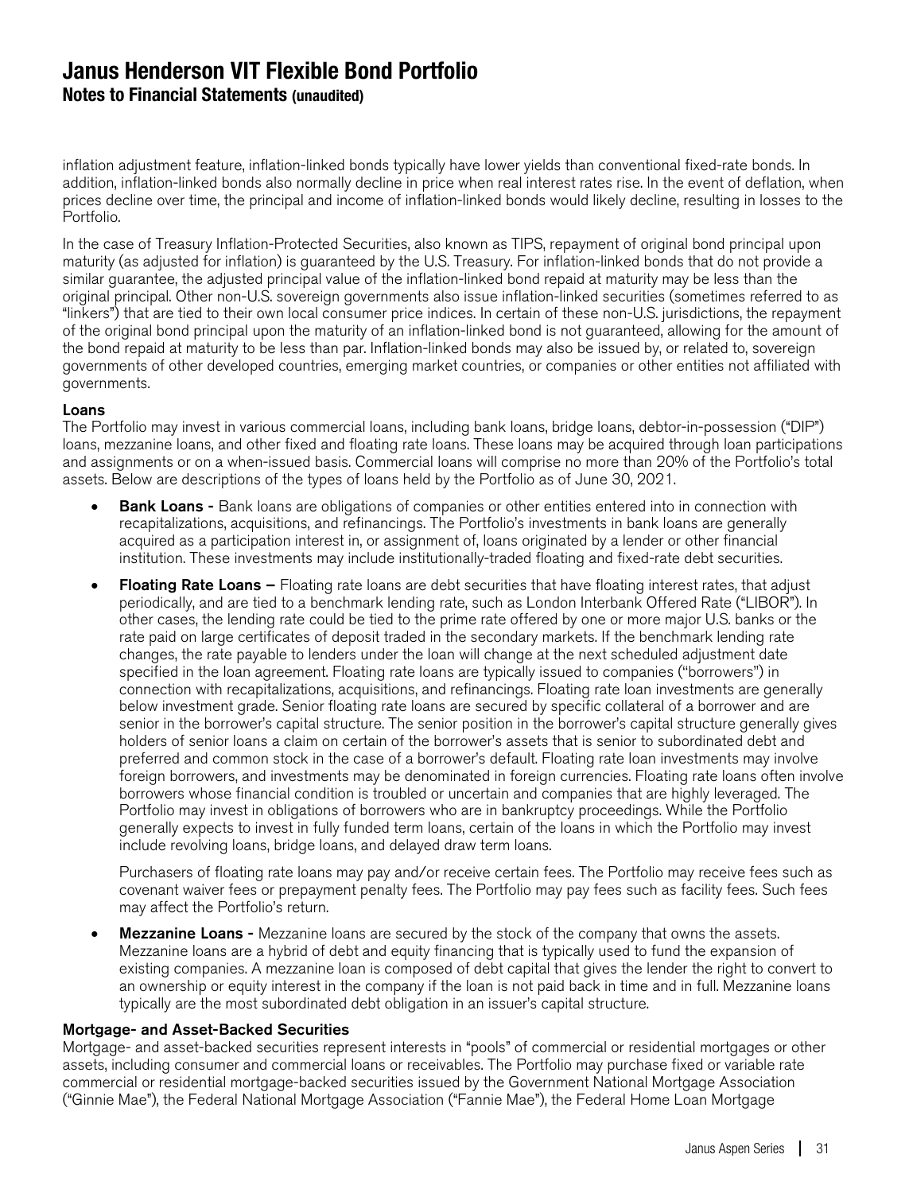inflation adjustment feature, inflation-linked bonds typically have lower yields than conventional fixed-rate bonds. In addition, inflation-linked bonds also normally decline in price when real interest rates rise. In the event of deflation, when prices decline over time, the principal and income of inflation-linked bonds would likely decline, resulting in losses to the Portfolio.

In the case of Treasury Inflation-Protected Securities, also known as TIPS, repayment of original bond principal upon maturity (as adjusted for inflation) is guaranteed by the U.S. Treasury. For inflation-linked bonds that do not provide a similar guarantee, the adjusted principal value of the inflation-linked bond repaid at maturity may be less than the original principal. Other non-U.S. sovereign governments also issue inflation-linked securities (sometimes referred to as "linkers") that are tied to their own local consumer price indices. In certain of these non-U.S. jurisdictions, the repayment of the original bond principal upon the maturity of an inflation-linked bond is not guaranteed, allowing for the amount of the bond repaid at maturity to be less than par. Inflation-linked bonds may also be issued by, or related to, sovereign governments of other developed countries, emerging market countries, or companies or other entities not affiliated with governments.

**Loans**

The Portfolio may invest in various commercial loans, including bank loans, bridge loans, debtor-in-possession ("DIP") loans, mezzanine loans, and other fixed and floating rate loans. These loans may be acquired through loan participations and assignments or on a when-issued basis. Commercial loans will comprise no more than 20% of the Portfolio's total assets. Below are descriptions of the types of loans held by the Portfolio as of June 30, 2021.

- **Bank Loans -** Bank loans are obligations of companies or other entities entered into in connection with recapitalizations, acquisitions, and refinancings. The Portfolio's investments in bank loans are generally acquired as a participation interest in, or assignment of, loans originated by a lender or other financial institution. These investments may include institutionally-traded floating and fixed-rate debt securities.
- **Floating Rate Loans –** Floating rate loans are debt securities that have floating interest rates, that adjust periodically, and are tied to a benchmark lending rate, such as London Interbank Offered Rate ("LIBOR"). In other cases, the lending rate could be tied to the prime rate offered by one or more major U.S. banks or the rate paid on large certificates of deposit traded in the secondary markets. If the benchmark lending rate changes, the rate payable to lenders under the loan will change at the next scheduled adjustment date specified in the loan agreement. Floating rate loans are typically issued to companies ("borrowers") in connection with recapitalizations, acquisitions, and refinancings. Floating rate loan investments are generally below investment grade. Senior floating rate loans are secured by specific collateral of a borrower and are senior in the borrower's capital structure. The senior position in the borrower's capital structure generally gives holders of senior loans a claim on certain of the borrower's assets that is senior to subordinated debt and preferred and common stock in the case of a borrower's default. Floating rate loan investments may involve foreign borrowers, and investments may be denominated in foreign currencies. Floating rate loans often involve borrowers whose financial condition is troubled or uncertain and companies that are highly leveraged. The Portfolio may invest in obligations of borrowers who are in bankruptcy proceedings. While the Portfolio generally expects to invest in fully funded term loans, certain of the loans in which the Portfolio may invest include revolving loans, bridge loans, and delayed draw term loans.

  Purchasers of floating rate loans may pay and/or receive certain fees. The Portfolio may receive fees such as covenant waiver fees or prepayment penalty fees. The Portfolio may pay fees such as facility fees. Such fees may affect the Portfolio's return.
- **Mezzanine Loans -** Mezzanine loans are secured by the stock of the company that owns the assets. Mezzanine loans are a hybrid of debt and equity financing that is typically used to fund the expansion of existing companies. A mezzanine loan is composed of debt capital that gives the lender the right to convert to an ownership or equity interest in the company if the loan is not paid back in time and in full. Mezzanine loans typically are the most subordinated debt obligation in an issuer's capital structure.

**Mortgage- and Asset-Backed Securities**

Mortgage- and asset-backed securities represent interests in "pools" of commercial or residential mortgages or other assets, including consumer and commercial loans or receivables. The Portfolio may purchase fixed or variable rate commercial or residential mortgage-backed securities issued by the Government National Mortgage Association ("Ginnie Mae"), the Federal National Mortgage Association ("Fannie Mae"), the Federal Home Loan Mortgage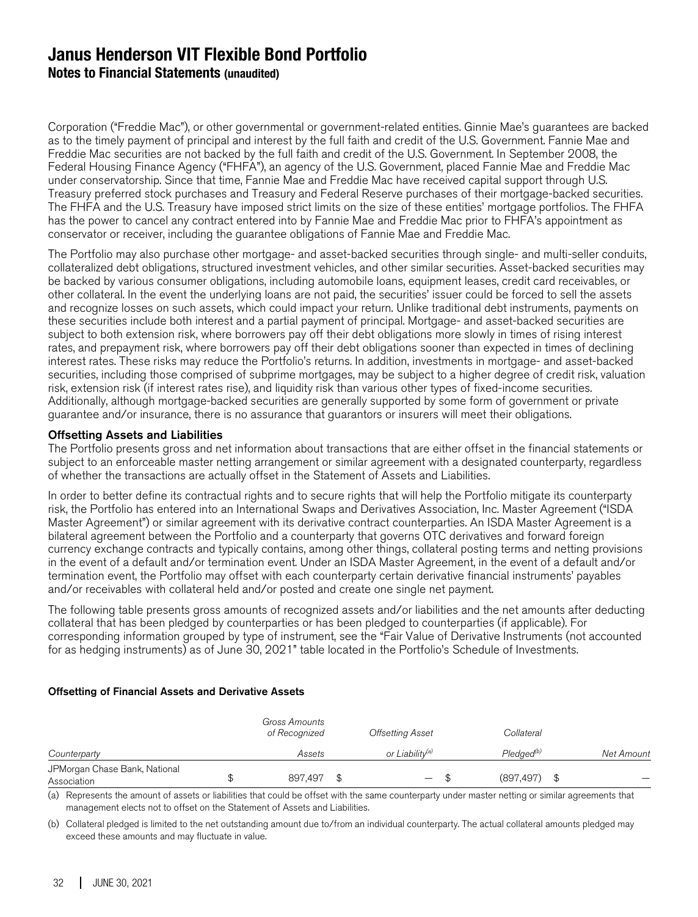Corporation ("Freddie Mac"), or other governmental or government-related entities. Ginnie Mae's guarantees are backed as to the timely payment of principal and interest by the full faith and credit of the U.S. Government. Fannie Mae and Freddie Mac securities are not backed by the full faith and credit of the U.S. Government. In September 2008, the Federal Housing Finance Agency ("FHFA"), an agency of the U.S. Government, placed Fannie Mae and Freddie Mac under conservatorship. Since that time, Fannie Mae and Freddie Mac have received capital support through U.S. Treasury preferred stock purchases and Treasury and Federal Reserve purchases of their mortgage-backed securities. The FHFA and the U.S. Treasury have imposed strict limits on the size of these entities' mortgage portfolios. The FHFA has the power to cancel any contract entered into by Fannie Mae and Freddie Mac prior to FHFA's appointment as conservator or receiver, including the guarantee obligations of Fannie Mae and Freddie Mac.

The Portfolio may also purchase other mortgage- and asset-backed securities through single- and multi-seller conduits, collateralized debt obligations, structured investment vehicles, and other similar securities. Asset-backed securities may be backed by various consumer obligations, including automobile loans, equipment leases, credit card receivables, or other collateral. In the event the underlying loans are not paid, the securities' issuer could be forced to sell the assets and recognize losses on such assets, which could impact your return. Unlike traditional debt instruments, payments on these securities include both interest and a partial payment of principal. Mortgage- and asset-backed securities are subject to both extension risk, where borrowers pay off their debt obligations more slowly in times of rising interest rates, and prepayment risk, where borrowers pay off their debt obligations sooner than expected in times of declining interest rates. These risks may reduce the Portfolio's returns. In addition, investments in mortgage- and asset-backed securities, including those comprised of subprime mortgages, may be subject to a higher degree of credit risk, valuation risk, extension risk (if interest rates rise), and liquidity risk than various other types of fixed-income securities. Additionally, although mortgage-backed securities are generally supported by some form of government or private guarantee and/or insurance, there is no assurance that guarantors or insurers will meet their obligations.

### Offsetting Assets and Liabilities

The Portfolio presents gross and net information about transactions that are either offset in the financial statements or subject to an enforceable master netting arrangement or similar agreement with a designated counterparty, regardless of whether the transactions are actually offset in the Statement of Assets and Liabilities.

In order to better define its contractual rights and to secure rights that will help the Portfolio mitigate its counterparty risk, the Portfolio has entered into an International Swaps and Derivatives Association, Inc. Master Agreement ("ISDA Master Agreement") or similar agreement with its derivative contract counterparties. An ISDA Master Agreement is a bilateral agreement between the Portfolio and a counterparty that governs OTC derivatives and forward foreign currency exchange contracts and typically contains, among other things, collateral posting terms and netting provisions in the event of a default and/or termination event. Under an ISDA Master Agreement, in the event of a default and/or termination event, the Portfolio may offset with each counterparty certain derivative financial instruments' payables and/or receivables with collateral held and/or posted and create one single net payment.

The following table presents gross amounts of recognized assets and/or liabilities and the net amounts after deducting collateral that has been pledged by counterparties or has been pledged to counterparties (if applicable). For corresponding information grouped by type of instrument, see the "Fair Value of Derivative Instruments (not accounted for as hedging instruments) as of June 30, 2021" table located in the Portfolio's Schedule of Investments.

#### Offsetting of Financial Assets and Derivative Assets

| Counterparty | Gross Amounts of Recognized Assets | Offsetting Asset or Liability[(a)] | Collateral Pledged[(b)] | Net Amount |
|---|---|---|---|---|
| JPMorgan Chase Bank, National Association | $ 897,497 | $ — | $ (897,497) | $ — |

(a) Represents the amount of assets or liabilities that could be offset with the same counterparty under master netting or similar agreements that management elects not to offset on the Statement of Assets and Liabilities.

(b) Collateral pledged is limited to the net outstanding amount due to/from an individual counterparty. The actual collateral amounts pledged may exceed these amounts and may fluctuate in value.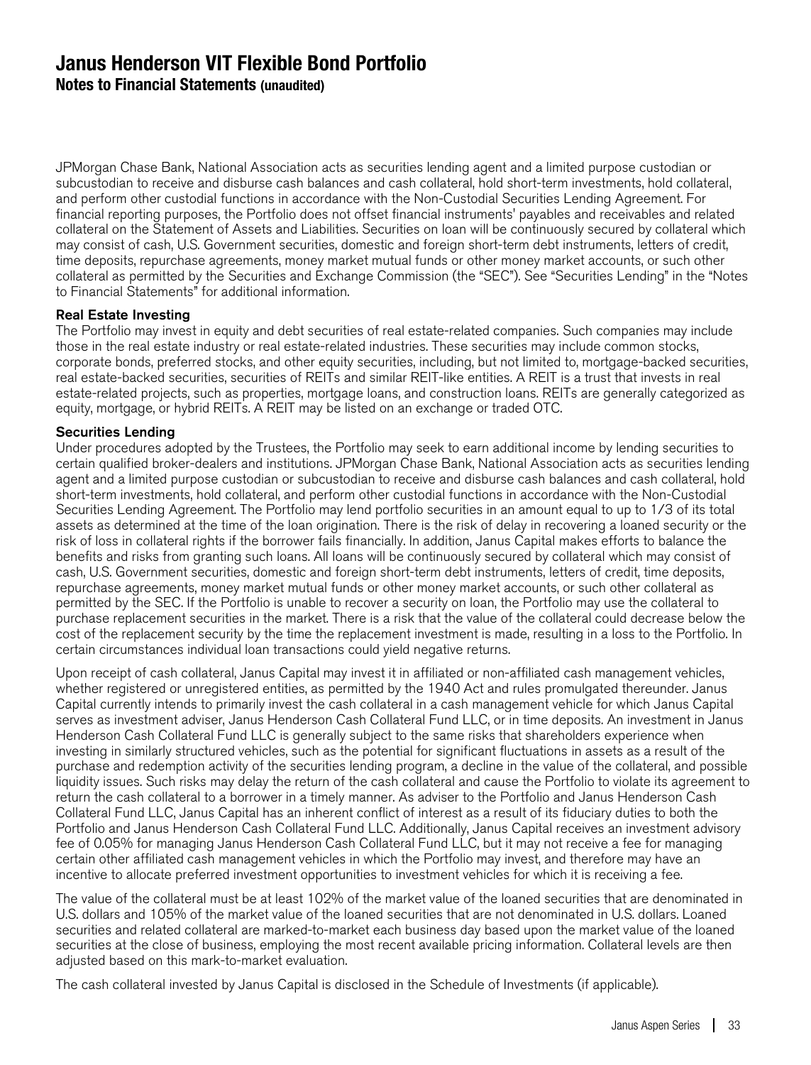JPMorgan Chase Bank, National Association acts as securities lending agent and a limited purpose custodian or subcustodian to receive and disburse cash balances and cash collateral, hold short-term investments, hold collateral, and perform other custodial functions in accordance with the Non-Custodial Securities Lending Agreement. For financial reporting purposes, the Portfolio does not offset financial instruments' payables and receivables and related collateral on the Statement of Assets and Liabilities. Securities on loan will be continuously secured by collateral which may consist of cash, U.S. Government securities, domestic and foreign short-term debt instruments, letters of credit, time deposits, repurchase agreements, money market mutual funds or other money market accounts, or such other collateral as permitted by the Securities and Exchange Commission (the "SEC"). See "Securities Lending" in the "Notes to Financial Statements" for additional information.

**Real Estate Investing**

The Portfolio may invest in equity and debt securities of real estate-related companies. Such companies may include those in the real estate industry or real estate-related industries. These securities may include common stocks, corporate bonds, preferred stocks, and other equity securities, including, but not limited to, mortgage-backed securities, real estate-backed securities, securities of REITs and similar REIT-like entities. A REIT is a trust that invests in real estate-related projects, such as properties, mortgage loans, and construction loans. REITs are generally categorized as equity, mortgage, or hybrid REITs. A REIT may be listed on an exchange or traded OTC.

**Securities Lending**

Under procedures adopted by the Trustees, the Portfolio may seek to earn additional income by lending securities to certain qualified broker-dealers and institutions. JPMorgan Chase Bank, National Association acts as securities lending agent and a limited purpose custodian or subcustodian to receive and disburse cash balances and cash collateral, hold short-term investments, hold collateral, and perform other custodial functions in accordance with the Non-Custodial Securities Lending Agreement. The Portfolio may lend portfolio securities in an amount equal to up to 1/3 of its total assets as determined at the time of the loan origination. There is the risk of delay in recovering a loaned security or the risk of loss in collateral rights if the borrower fails financially. In addition, Janus Capital makes efforts to balance the benefits and risks from granting such loans. All loans will be continuously secured by collateral which may consist of cash, U.S. Government securities, domestic and foreign short-term debt instruments, letters of credit, time deposits, repurchase agreements, money market mutual funds or other money market accounts, or such other collateral as permitted by the SEC. If the Portfolio is unable to recover a security on loan, the Portfolio may use the collateral to purchase replacement securities in the market. There is a risk that the value of the collateral could decrease below the cost of the replacement security by the time the replacement investment is made, resulting in a loss to the Portfolio. In certain circumstances individual loan transactions could yield negative returns.

Upon receipt of cash collateral, Janus Capital may invest it in affiliated or non-affiliated cash management vehicles, whether registered or unregistered entities, as permitted by the 1940 Act and rules promulgated thereunder. Janus Capital currently intends to primarily invest the cash collateral in a cash management vehicle for which Janus Capital serves as investment adviser, Janus Henderson Cash Collateral Fund LLC, or in time deposits. An investment in Janus Henderson Cash Collateral Fund LLC is generally subject to the same risks that shareholders experience when investing in similarly structured vehicles, such as the potential for significant fluctuations in assets as a result of the purchase and redemption activity of the securities lending program, a decline in the value of the collateral, and possible liquidity issues. Such risks may delay the return of the cash collateral and cause the Portfolio to violate its agreement to return the cash collateral to a borrower in a timely manner. As adviser to the Portfolio and Janus Henderson Cash Collateral Fund LLC, Janus Capital has an inherent conflict of interest as a result of its fiduciary duties to both the Portfolio and Janus Henderson Cash Collateral Fund LLC. Additionally, Janus Capital receives an investment advisory fee of 0.05% for managing Janus Henderson Cash Collateral Fund LLC, but it may not receive a fee for managing certain other affiliated cash management vehicles in which the Portfolio may invest, and therefore may have an incentive to allocate preferred investment opportunities to investment vehicles for which it is receiving a fee.

The value of the collateral must be at least 102% of the market value of the loaned securities that are denominated in U.S. dollars and 105% of the market value of the loaned securities that are not denominated in U.S. dollars. Loaned securities and related collateral are marked-to-market each business day based upon the market value of the loaned securities at the close of business, employing the most recent available pricing information. Collateral levels are then adjusted based on this mark-to-market evaluation.

The cash collateral invested by Janus Capital is disclosed in the Schedule of Investments (if applicable).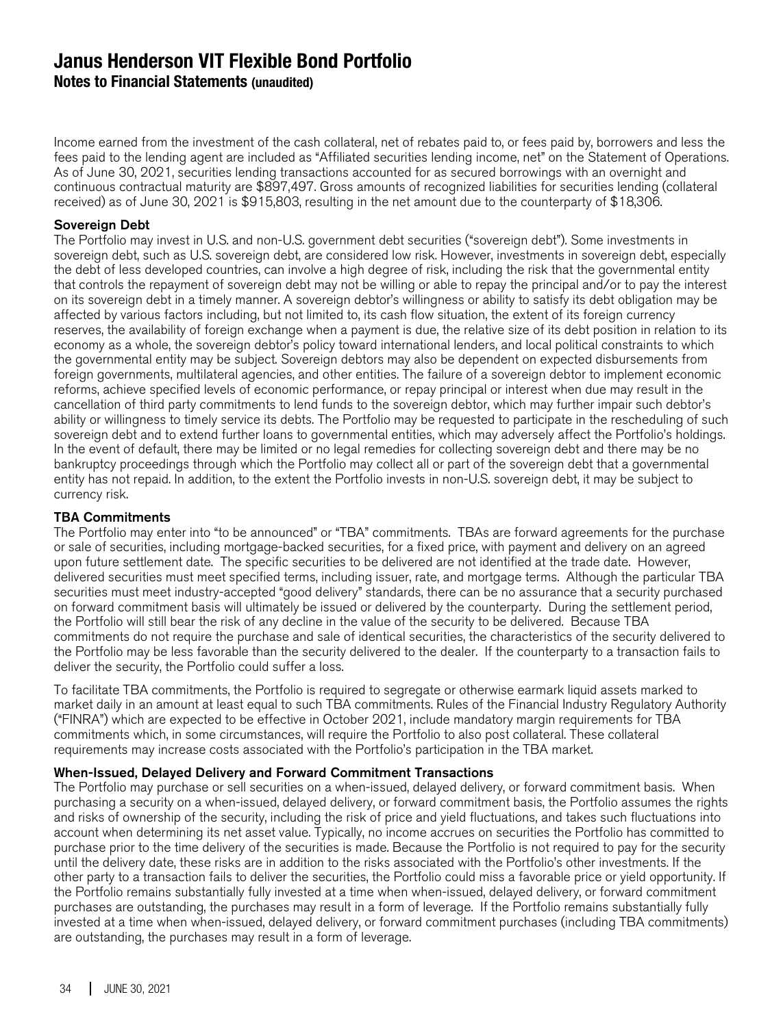Income earned from the investment of the cash collateral, net of rebates paid to, or fees paid by, borrowers and less the fees paid to the lending agent are included as "Affiliated securities lending income, net" on the Statement of Operations. As of June 30, 2021, securities lending transactions accounted for as secured borrowings with an overnight and continuous contractual maturity are $897,497. Gross amounts of recognized liabilities for securities lending (collateral received) as of June 30, 2021 is $915,803, resulting in the net amount due to the counterparty of $18,306.

**Sovereign Debt**

The Portfolio may invest in U.S. and non-U.S. government debt securities ("sovereign debt"). Some investments in sovereign debt, such as U.S. sovereign debt, are considered low risk. However, investments in sovereign debt, especially the debt of less developed countries, can involve a high degree of risk, including the risk that the governmental entity that controls the repayment of sovereign debt may not be willing or able to repay the principal and/or to pay the interest on its sovereign debt in a timely manner. A sovereign debtor's willingness or ability to satisfy its debt obligation may be affected by various factors including, but not limited to, its cash flow situation, the extent of its foreign currency reserves, the availability of foreign exchange when a payment is due, the relative size of its debt position in relation to its economy as a whole, the sovereign debtor's policy toward international lenders, and local political constraints to which the governmental entity may be subject. Sovereign debtors may also be dependent on expected disbursements from foreign governments, multilateral agencies, and other entities. The failure of a sovereign debtor to implement economic reforms, achieve specified levels of economic performance, or repay principal or interest when due may result in the cancellation of third party commitments to lend funds to the sovereign debtor, which may further impair such debtor's ability or willingness to timely service its debts. The Portfolio may be requested to participate in the rescheduling of such sovereign debt and to extend further loans to governmental entities, which may adversely affect the Portfolio's holdings. In the event of default, there may be limited or no legal remedies for collecting sovereign debt and there may be no bankruptcy proceedings through which the Portfolio may collect all or part of the sovereign debt that a governmental entity has not repaid. In addition, to the extent the Portfolio invests in non-U.S. sovereign debt, it may be subject to currency risk.

**TBA Commitments**

The Portfolio may enter into "to be announced" or "TBA" commitments. TBAs are forward agreements for the purchase or sale of securities, including mortgage-backed securities, for a fixed price, with payment and delivery on an agreed upon future settlement date. The specific securities to be delivered are not identified at the trade date. However, delivered securities must meet specified terms, including issuer, rate, and mortgage terms. Although the particular TBA securities must meet industry-accepted "good delivery" standards, there can be no assurance that a security purchased on forward commitment basis will ultimately be issued or delivered by the counterparty. During the settlement period, the Portfolio will still bear the risk of any decline in the value of the security to be delivered. Because TBA commitments do not require the purchase and sale of identical securities, the characteristics of the security delivered to the Portfolio may be less favorable than the security delivered to the dealer. If the counterparty to a transaction fails to deliver the security, the Portfolio could suffer a loss.

To facilitate TBA commitments, the Portfolio is required to segregate or otherwise earmark liquid assets marked to market daily in an amount at least equal to such TBA commitments. Rules of the Financial Industry Regulatory Authority ("FINRA") which are expected to be effective in October 2021, include mandatory margin requirements for TBA commitments which, in some circumstances, will require the Portfolio to also post collateral. These collateral requirements may increase costs associated with the Portfolio's participation in the TBA market.

**When-Issued, Delayed Delivery and Forward Commitment Transactions**

The Portfolio may purchase or sell securities on a when-issued, delayed delivery, or forward commitment basis. When purchasing a security on a when-issued, delayed delivery, or forward commitment basis, the Portfolio assumes the rights and risks of ownership of the security, including the risk of price and yield fluctuations, and takes such fluctuations into account when determining its net asset value. Typically, no income accrues on securities the Portfolio has committed to purchase prior to the time delivery of the securities is made. Because the Portfolio is not required to pay for the security until the delivery date, these risks are in addition to the risks associated with the Portfolio's other investments. If the other party to a transaction fails to deliver the securities, the Portfolio could miss a favorable price or yield opportunity. If the Portfolio remains substantially fully invested at a time when when-issued, delayed delivery, or forward commitment purchases are outstanding, the purchases may result in a form of leverage. If the Portfolio remains substantially fully invested at a time when when-issued, delayed delivery, or forward commitment purchases (including TBA commitments) are outstanding, the purchases may result in a form of leverage.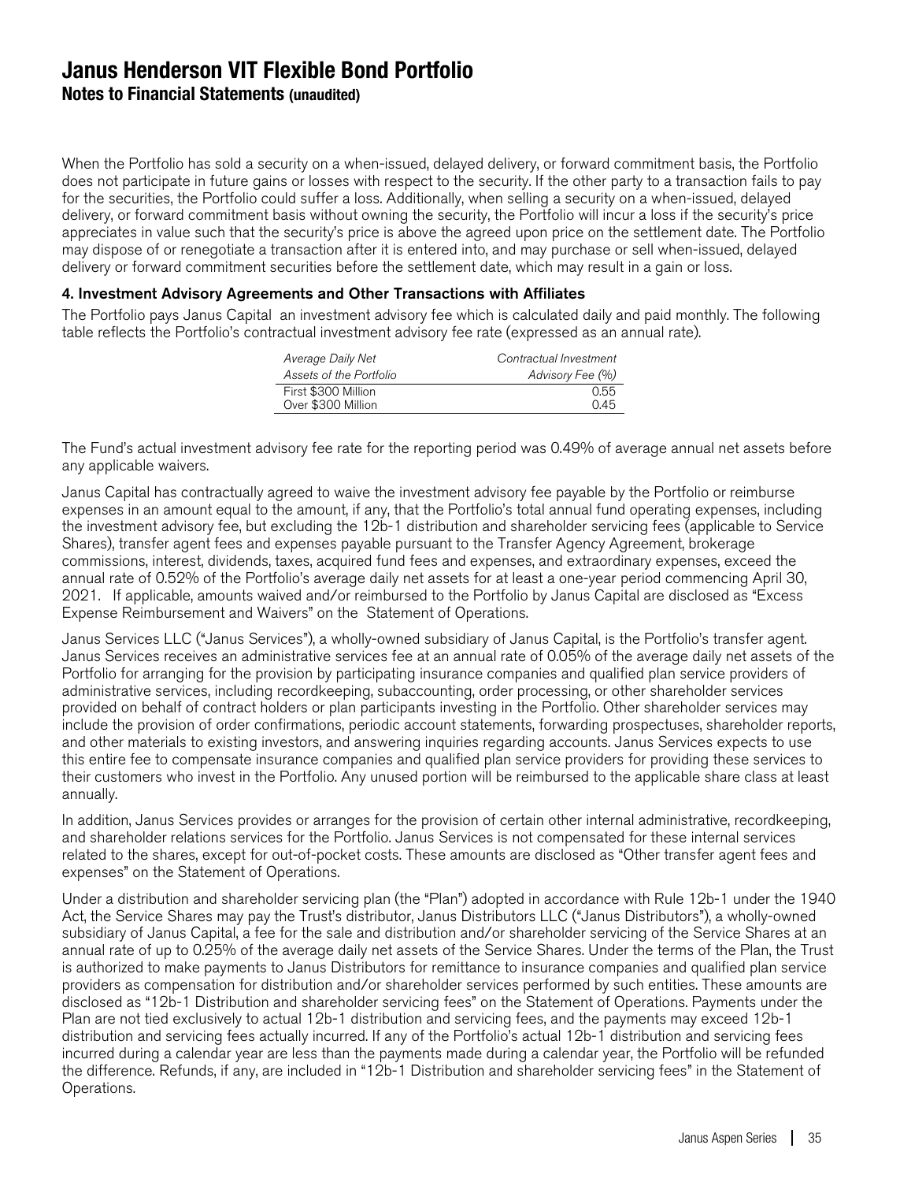When the Portfolio has sold a security on a when-issued, delayed delivery, or forward commitment basis, the Portfolio does not participate in future gains or losses with respect to the security. If the other party to a transaction fails to pay for the securities, the Portfolio could suffer a loss. Additionally, when selling a security on a when-issued, delayed delivery, or forward commitment basis without owning the security, the Portfolio will incur a loss if the security's price appreciates in value such that the security's price is above the agreed upon price on the settlement date. The Portfolio may dispose of or renegotiate a transaction after it is entered into, and may purchase or sell when-issued, delayed delivery or forward commitment securities before the settlement date, which may result in a gain or loss.

#### 4. Investment Advisory Agreements and Other Transactions with Affiliates

The Portfolio pays Janus Capital an investment advisory fee which is calculated daily and paid monthly. The following table reflects the Portfolio's contractual investment advisory fee rate (expressed as an annual rate).

| *Average Daily Net Assets of the Portfolio* | *Contractual Investment Advisory Fee (%)* |
|---|---|
| First $300 Million | 0.55 |
| Over $300 Million | 0.45 |

The Fund's actual investment advisory fee rate for the reporting period was 0.49% of average annual net assets before any applicable waivers.

Janus Capital has contractually agreed to waive the investment advisory fee payable by the Portfolio or reimburse expenses in an amount equal to the amount, if any, that the Portfolio's total annual fund operating expenses, including the investment advisory fee, but excluding the 12b-1 distribution and shareholder servicing fees (applicable to Service Shares), transfer agent fees and expenses payable pursuant to the Transfer Agency Agreement, brokerage commissions, interest, dividends, taxes, acquired fund fees and expenses, and extraordinary expenses, exceed the annual rate of 0.52% of the Portfolio's average daily net assets for at least a one-year period commencing April 30, 2021. If applicable, amounts waived and/or reimbursed to the Portfolio by Janus Capital are disclosed as "Excess Expense Reimbursement and Waivers" on the Statement of Operations.

Janus Services LLC ("Janus Services"), a wholly-owned subsidiary of Janus Capital, is the Portfolio's transfer agent. Janus Services receives an administrative services fee at an annual rate of 0.05% of the average daily net assets of the Portfolio for arranging for the provision by participating insurance companies and qualified plan service providers of administrative services, including recordkeeping, subaccounting, order processing, or other shareholder services provided on behalf of contract holders or plan participants investing in the Portfolio. Other shareholder services may include the provision of order confirmations, periodic account statements, forwarding prospectuses, shareholder reports, and other materials to existing investors, and answering inquiries regarding accounts. Janus Services expects to use this entire fee to compensate insurance companies and qualified plan service providers for providing these services to their customers who invest in the Portfolio. Any unused portion will be reimbursed to the applicable share class at least annually.

In addition, Janus Services provides or arranges for the provision of certain other internal administrative, recordkeeping, and shareholder relations services for the Portfolio. Janus Services is not compensated for these internal services related to the shares, except for out-of-pocket costs. These amounts are disclosed as "Other transfer agent fees and expenses" on the Statement of Operations.

Under a distribution and shareholder servicing plan (the "Plan") adopted in accordance with Rule 12b-1 under the 1940 Act, the Service Shares may pay the Trust's distributor, Janus Distributors LLC ("Janus Distributors"), a wholly-owned subsidiary of Janus Capital, a fee for the sale and distribution and/or shareholder servicing of the Service Shares at an annual rate of up to 0.25% of the average daily net assets of the Service Shares. Under the terms of the Plan, the Trust is authorized to make payments to Janus Distributors for remittance to insurance companies and qualified plan service providers as compensation for distribution and/or shareholder services performed by such entities. These amounts are disclosed as "12b-1 Distribution and shareholder servicing fees" on the Statement of Operations. Payments under the Plan are not tied exclusively to actual 12b-1 distribution and servicing fees, and the payments may exceed 12b-1 distribution and servicing fees actually incurred. If any of the Portfolio's actual 12b-1 distribution and servicing fees incurred during a calendar year are less than the payments made during a calendar year, the Portfolio will be refunded the difference. Refunds, if any, are included in "12b-1 Distribution and shareholder servicing fees" in the Statement of Operations.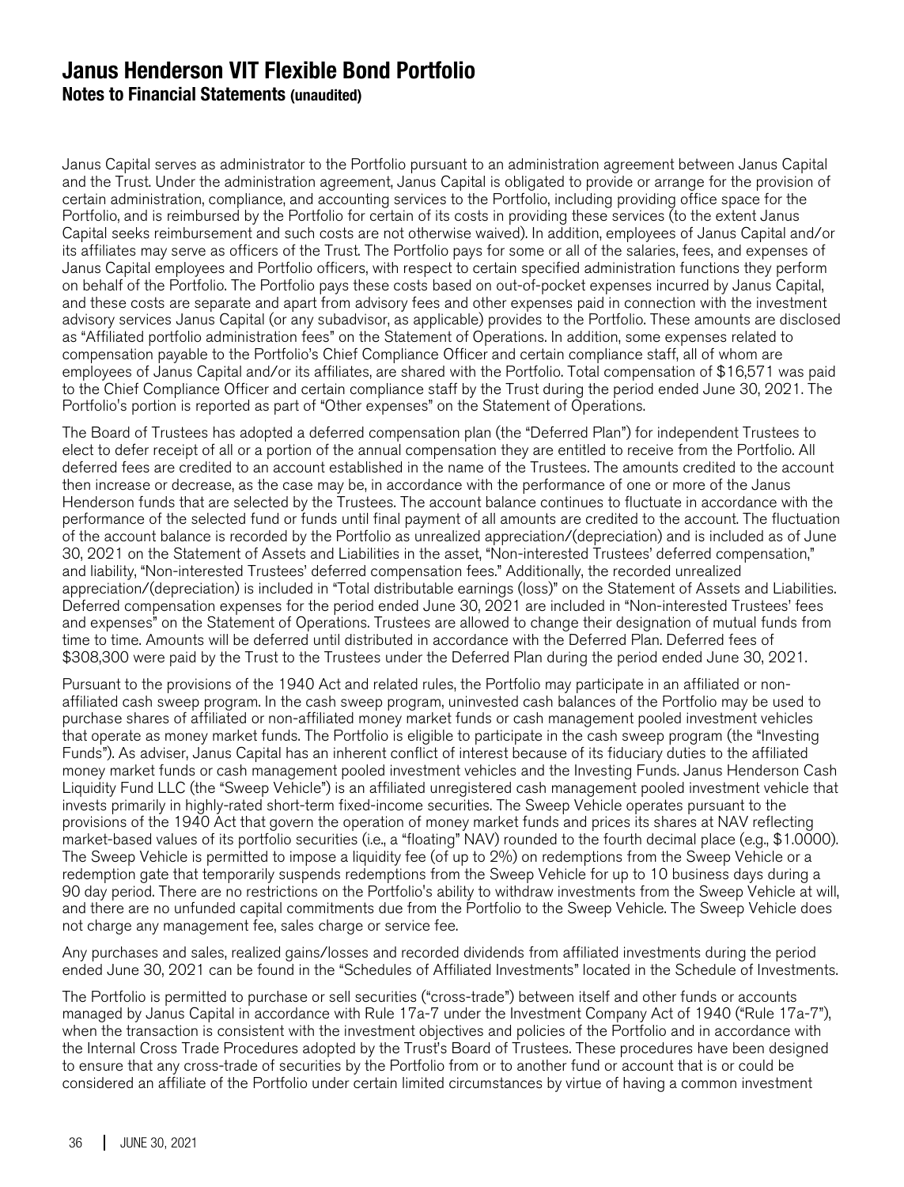# Janus Henderson VIT Flexible Bond Portfolio

## Notes to Financial Statements (unaudited)

Janus Capital serves as administrator to the Portfolio pursuant to an administration agreement between Janus Capital and the Trust. Under the administration agreement, Janus Capital is obligated to provide or arrange for the provision of certain administration, compliance, and accounting services to the Portfolio, including providing office space for the Portfolio, and is reimbursed by the Portfolio for certain of its costs in providing these services (to the extent Janus Capital seeks reimbursement and such costs are not otherwise waived). In addition, employees of Janus Capital and/or its affiliates may serve as officers of the Trust. The Portfolio pays for some or all of the salaries, fees, and expenses of Janus Capital employees and Portfolio officers, with respect to certain specified administration functions they perform on behalf of the Portfolio. The Portfolio pays these costs based on out-of-pocket expenses incurred by Janus Capital, and these costs are separate and apart from advisory fees and other expenses paid in connection with the investment advisory services Janus Capital (or any subadvisor, as applicable) provides to the Portfolio. These amounts are disclosed as "Affiliated portfolio administration fees" on the Statement of Operations. In addition, some expenses related to compensation payable to the Portfolio's Chief Compliance Officer and certain compliance staff, all of whom are employees of Janus Capital and/or its affiliates, are shared with the Portfolio. Total compensation of $16,571 was paid to the Chief Compliance Officer and certain compliance staff by the Trust during the period ended June 30, 2021. The Portfolio's portion is reported as part of "Other expenses" on the Statement of Operations.

The Board of Trustees has adopted a deferred compensation plan (the "Deferred Plan") for independent Trustees to elect to defer receipt of all or a portion of the annual compensation they are entitled to receive from the Portfolio. All deferred fees are credited to an account established in the name of the Trustees. The amounts credited to the account then increase or decrease, as the case may be, in accordance with the performance of one or more of the Janus Henderson funds that are selected by the Trustees. The account balance continues to fluctuate in accordance with the performance of the selected fund or funds until final payment of all amounts are credited to the account. The fluctuation of the account balance is recorded by the Portfolio as unrealized appreciation/(depreciation) and is included as of June 30, 2021 on the Statement of Assets and Liabilities in the asset, "Non-interested Trustees' deferred compensation," and liability, "Non-interested Trustees' deferred compensation fees." Additionally, the recorded unrealized appreciation/(depreciation) is included in "Total distributable earnings (loss)" on the Statement of Assets and Liabilities. Deferred compensation expenses for the period ended June 30, 2021 are included in "Non-interested Trustees' fees and expenses" on the Statement of Operations. Trustees are allowed to change their designation of mutual funds from time to time. Amounts will be deferred until distributed in accordance with the Deferred Plan. Deferred fees of $308,300 were paid by the Trust to the Trustees under the Deferred Plan during the period ended June 30, 2021.

Pursuant to the provisions of the 1940 Act and related rules, the Portfolio may participate in an affiliated or non-affiliated cash sweep program. In the cash sweep program, uninvested cash balances of the Portfolio may be used to purchase shares of affiliated or non-affiliated money market funds or cash management pooled investment vehicles that operate as money market funds. The Portfolio is eligible to participate in the cash sweep program (the "Investing Funds"). As adviser, Janus Capital has an inherent conflict of interest because of its fiduciary duties to the affiliated money market funds or cash management pooled investment vehicles and the Investing Funds. Janus Henderson Cash Liquidity Fund LLC (the "Sweep Vehicle") is an affiliated unregistered cash management pooled investment vehicle that invests primarily in highly-rated short-term fixed-income securities. The Sweep Vehicle operates pursuant to the provisions of the 1940 Act that govern the operation of money market funds and prices its shares at NAV reflecting market-based values of its portfolio securities (i.e., a "floating" NAV) rounded to the fourth decimal place (e.g., $1.0000). The Sweep Vehicle is permitted to impose a liquidity fee (of up to 2%) on redemptions from the Sweep Vehicle or a redemption gate that temporarily suspends redemptions from the Sweep Vehicle for up to 10 business days during a 90 day period. There are no restrictions on the Portfolio's ability to withdraw investments from the Sweep Vehicle at will, and there are no unfunded capital commitments due from the Portfolio to the Sweep Vehicle. The Sweep Vehicle does not charge any management fee, sales charge or service fee.

Any purchases and sales, realized gains/losses and recorded dividends from affiliated investments during the period ended June 30, 2021 can be found in the "Schedules of Affiliated Investments" located in the Schedule of Investments.

The Portfolio is permitted to purchase or sell securities ("cross-trade") between itself and other funds or accounts managed by Janus Capital in accordance with Rule 17a-7 under the Investment Company Act of 1940 ("Rule 17a-7"), when the transaction is consistent with the investment objectives and policies of the Portfolio and in accordance with the Internal Cross Trade Procedures adopted by the Trust's Board of Trustees. These procedures have been designed to ensure that any cross-trade of securities by the Portfolio from or to another fund or account that is or could be considered an affiliate of the Portfolio under certain limited circumstances by virtue of having a common investment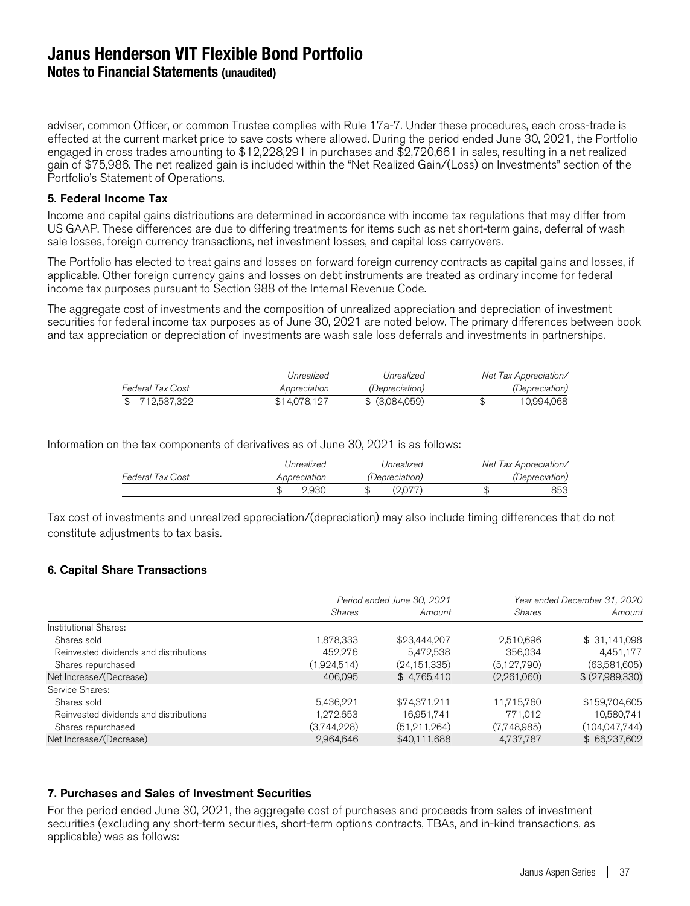adviser, common Officer, or common Trustee complies with Rule 17a-7. Under these procedures, each cross-trade is effected at the current market price to save costs where allowed. During the period ended June 30, 2021, the Portfolio engaged in cross trades amounting to $12,228,291 in purchases and $2,720,661 in sales, resulting in a net realized gain of $75,986. The net realized gain is included within the "Net Realized Gain/(Loss) on Investments" section of the Portfolio's Statement of Operations.

### 5. Federal Income Tax

Income and capital gains distributions are determined in accordance with income tax regulations that may differ from US GAAP. These differences are due to differing treatments for items such as net short-term gains, deferral of wash sale losses, foreign currency transactions, net investment losses, and capital loss carryovers.

The Portfolio has elected to treat gains and losses on forward foreign currency contracts as capital gains and losses, if applicable. Other foreign currency gains and losses on debt instruments are treated as ordinary income for federal income tax purposes pursuant to Section 988 of the Internal Revenue Code.

The aggregate cost of investments and the composition of unrealized appreciation and depreciation of investment securities for federal income tax purposes as of June 30, 2021 are noted below. The primary differences between book and tax appreciation or depreciation of investments are wash sale loss deferrals and investments in partnerships.

| *Federal Tax Cost* | *Unrealized Appreciation* | *Unrealized (Depreciation)* | *Net Tax Appreciation/ (Depreciation)* |
|---|---|---|---|
| $ 712,537,322 | $14,078,127 | $ (3,084,059) | $ 10,994,068 |

Information on the tax components of derivatives as of June 30, 2021 is as follows:

| *Federal Tax Cost* | *Unrealized Appreciation* | *Unrealized (Depreciation)* | *Net Tax Appreciation/ (Depreciation)* |
|---|---|---|---|
| | $ 2,930 | $ (2,077) | $ 853 |

Tax cost of investments and unrealized appreciation/(depreciation) may also include timing differences that do not constitute adjustments to tax basis.

### 6. Capital Share Transactions

| | *Period ended June 30, 2021* | | *Year ended December 31, 2020* | |
|---|---|---|---|---|
| | *Shares* | *Amount* | *Shares* | *Amount* |
| Institutional Shares: | | | | |
| Shares sold | 1,878,333 | $23,444,207 | 2,510,696 | $ 31,141,098 |
| Reinvested dividends and distributions | 452,276 | 5,472,538 | 356,034 | 4,451,177 |
| Shares repurchased | (1,924,514) | (24,151,335) | (5,127,790) | (63,581,605) |
| Net Increase/(Decrease) | 406,095 | $ 4,765,410 | (2,261,060) | $ (27,989,330) |
| Service Shares: | | | | |
| Shares sold | 5,436,221 | $74,371,211 | 11,715,760 | $159,704,605 |
| Reinvested dividends and distributions | 1,272,653 | 16,951,741 | 771,012 | 10,580,741 |
| Shares repurchased | (3,744,228) | (51,211,264) | (7,748,985) | (104,047,744) |
| Net Increase/(Decrease) | 2,964,646 | $40,111,688 | 4,737,787 | $ 66,237,602 |

### 7. Purchases and Sales of Investment Securities

For the period ended June 30, 2021, the aggregate cost of purchases and proceeds from sales of investment securities (excluding any short-term securities, short-term options contracts, TBAs, and in-kind transactions, as applicable) was as follows: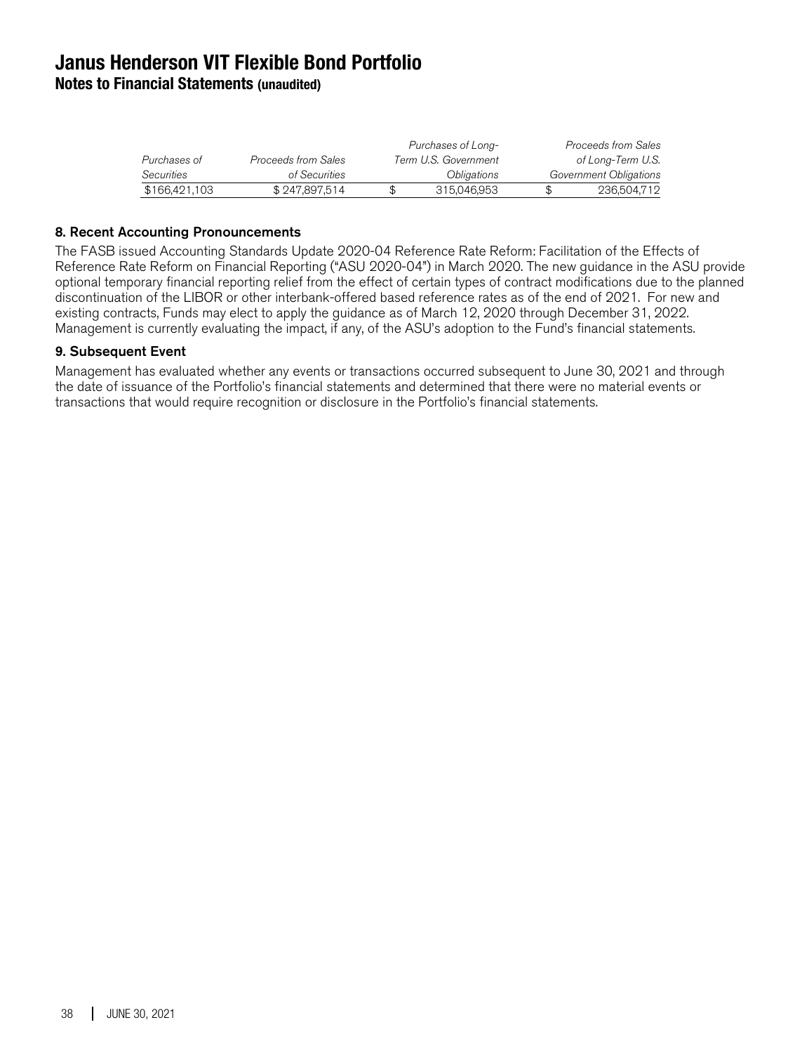| Purchases of Securities | Proceeds from Sales of Securities | Purchases of Long-Term U.S. Government Obligations | Proceeds from Sales of Long-Term U.S. Government Obligations |
|---|---|---|---|
| $166,421,103 | $ 247,897,514 | $ 315,046,953 | $ 236,504,712 |

### 8. Recent Accounting Pronouncements

The FASB issued Accounting Standards Update 2020-04 Reference Rate Reform: Facilitation of the Effects of Reference Rate Reform on Financial Reporting ("ASU 2020-04") in March 2020. The new guidance in the ASU provide optional temporary financial reporting relief from the effect of certain types of contract modifications due to the planned discontinuation of the LIBOR or other interbank-offered based reference rates as of the end of 2021. For new and existing contracts, Funds may elect to apply the guidance as of March 12, 2020 through December 31, 2022. Management is currently evaluating the impact, if any, of the ASU's adoption to the Fund's financial statements.

### 9. Subsequent Event

Management has evaluated whether any events or transactions occurred subsequent to June 30, 2021 and through the date of issuance of the Portfolio's financial statements and determined that there were no material events or transactions that would require recognition or disclosure in the Portfolio's financial statements.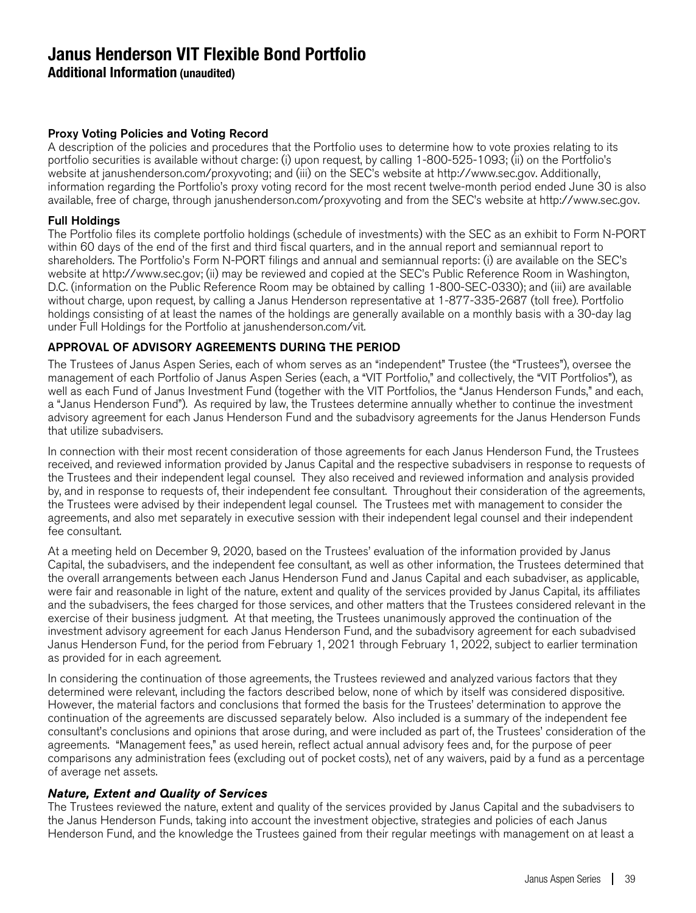# Janus Henderson VIT Flexible Bond Portfolio

## Additional Information (unaudited)

### Proxy Voting Policies and Voting Record

A description of the policies and procedures that the Portfolio uses to determine how to vote proxies relating to its portfolio securities is available without charge: (i) upon request, by calling 1-800-525-1093; (ii) on the Portfolio's website at janushenderson.com/proxyvoting; and (iii) on the SEC's website at http://www.sec.gov. Additionally, information regarding the Portfolio's proxy voting record for the most recent twelve-month period ended June 30 is also available, free of charge, through janushenderson.com/proxyvoting and from the SEC's website at http://www.sec.gov.

### Full Holdings

The Portfolio files its complete portfolio holdings (schedule of investments) with the SEC as an exhibit to Form N-PORT within 60 days of the end of the first and third fiscal quarters, and in the annual report and semiannual report to shareholders. The Portfolio's Form N-PORT filings and annual and semiannual reports: (i) are available on the SEC's website at http://www.sec.gov; (ii) may be reviewed and copied at the SEC's Public Reference Room in Washington, D.C. (information on the Public Reference Room may be obtained by calling 1-800-SEC-0330); and (iii) are available without charge, upon request, by calling a Janus Henderson representative at 1-877-335-2687 (toll free). Portfolio holdings consisting of at least the names of the holdings are generally available on a monthly basis with a 30-day lag under Full Holdings for the Portfolio at janushenderson.com/vit.

### APPROVAL OF ADVISORY AGREEMENTS DURING THE PERIOD

The Trustees of Janus Aspen Series, each of whom serves as an "independent" Trustee (the "Trustees"), oversee the management of each Portfolio of Janus Aspen Series (each, a "VIT Portfolio," and collectively, the "VIT Portfolios"), as well as each Fund of Janus Investment Fund (together with the VIT Portfolios, the "Janus Henderson Funds," and each, a "Janus Henderson Fund"). As required by law, the Trustees determine annually whether to continue the investment advisory agreement for each Janus Henderson Fund and the subadvisory agreements for the Janus Henderson Funds that utilize subadvisers.

In connection with their most recent consideration of those agreements for each Janus Henderson Fund, the Trustees received, and reviewed information provided by Janus Capital and the respective subadvisers in response to requests of the Trustees and their independent legal counsel. They also received and reviewed information and analysis provided by, and in response to requests of, their independent fee consultant. Throughout their consideration of the agreements, the Trustees were advised by their independent legal counsel. The Trustees met with management to consider the agreements, and also met separately in executive session with their independent legal counsel and their independent fee consultant.

At a meeting held on December 9, 2020, based on the Trustees' evaluation of the information provided by Janus Capital, the subadvisers, and the independent fee consultant, as well as other information, the Trustees determined that the overall arrangements between each Janus Henderson Fund and Janus Capital and each subadviser, as applicable, were fair and reasonable in light of the nature, extent and quality of the services provided by Janus Capital, its affiliates and the subadvisers, the fees charged for those services, and other matters that the Trustees considered relevant in the exercise of their business judgment. At that meeting, the Trustees unanimously approved the continuation of the investment advisory agreement for each Janus Henderson Fund, and the subadvisory agreement for each subadvised Janus Henderson Fund, for the period from February 1, 2021 through February 1, 2022, subject to earlier termination as provided for in each agreement.

In considering the continuation of those agreements, the Trustees reviewed and analyzed various factors that they determined were relevant, including the factors described below, none of which by itself was considered dispositive. However, the material factors and conclusions that formed the basis for the Trustees' determination to approve the continuation of the agreements are discussed separately below. Also included is a summary of the independent fee consultant's conclusions and opinions that arose during, and were included as part of, the Trustees' consideration of the agreements. "Management fees," as used herein, reflect actual annual advisory fees and, for the purpose of peer comparisons any administration fees (excluding out of pocket costs), net of any waivers, paid by a fund as a percentage of average net assets.

#### *Nature, Extent and Quality of Services*

The Trustees reviewed the nature, extent and quality of the services provided by Janus Capital and the subadvisers to the Janus Henderson Funds, taking into account the investment objective, strategies and policies of each Janus Henderson Fund, and the knowledge the Trustees gained from their regular meetings with management on at least a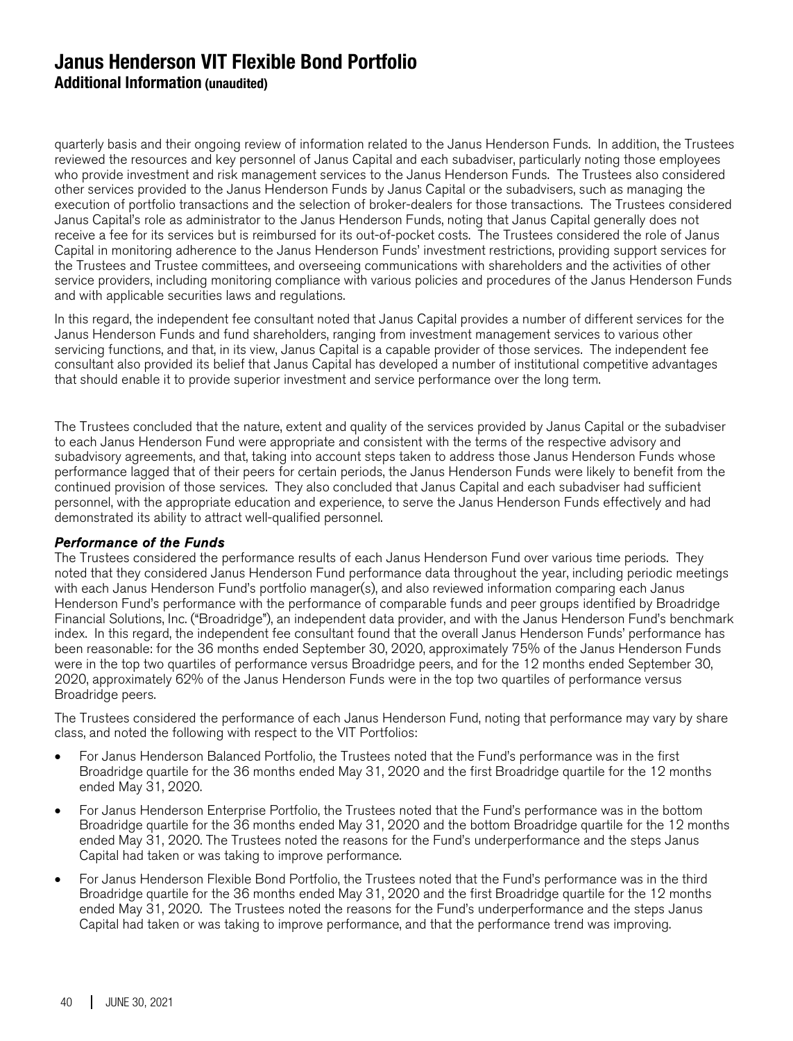# Janus Henderson VIT Flexible Bond Portfolio

**Additional Information (unaudited)**

quarterly basis and their ongoing review of information related to the Janus Henderson Funds. In addition, the Trustees reviewed the resources and key personnel of Janus Capital and each subadviser, particularly noting those employees who provide investment and risk management services to the Janus Henderson Funds. The Trustees also considered other services provided to the Janus Henderson Funds by Janus Capital or the subadvisers, such as managing the execution of portfolio transactions and the selection of broker-dealers for those transactions. The Trustees considered Janus Capital's role as administrator to the Janus Henderson Funds, noting that Janus Capital generally does not receive a fee for its services but is reimbursed for its out-of-pocket costs. The Trustees considered the role of Janus Capital in monitoring adherence to the Janus Henderson Funds' investment restrictions, providing support services for the Trustees and Trustee committees, and overseeing communications with shareholders and the activities of other service providers, including monitoring compliance with various policies and procedures of the Janus Henderson Funds and with applicable securities laws and regulations.

In this regard, the independent fee consultant noted that Janus Capital provides a number of different services for the Janus Henderson Funds and fund shareholders, ranging from investment management services to various other servicing functions, and that, in its view, Janus Capital is a capable provider of those services. The independent fee consultant also provided its belief that Janus Capital has developed a number of institutional competitive advantages that should enable it to provide superior investment and service performance over the long term.

The Trustees concluded that the nature, extent and quality of the services provided by Janus Capital or the subadviser to each Janus Henderson Fund were appropriate and consistent with the terms of the respective advisory and subadvisory agreements, and that, taking into account steps taken to address those Janus Henderson Funds whose performance lagged that of their peers for certain periods, the Janus Henderson Funds were likely to benefit from the continued provision of those services. They also concluded that Janus Capital and each subadviser had sufficient personnel, with the appropriate education and experience, to serve the Janus Henderson Funds effectively and had demonstrated its ability to attract well-qualified personnel.

***Performance of the Funds***

The Trustees considered the performance results of each Janus Henderson Fund over various time periods. They noted that they considered Janus Henderson Fund performance data throughout the year, including periodic meetings with each Janus Henderson Fund's portfolio manager(s), and also reviewed information comparing each Janus Henderson Fund's performance with the performance of comparable funds and peer groups identified by Broadridge Financial Solutions, Inc. ("Broadridge"), an independent data provider, and with the Janus Henderson Fund's benchmark index. In this regard, the independent fee consultant found that the overall Janus Henderson Funds' performance has been reasonable: for the 36 months ended September 30, 2020, approximately 75% of the Janus Henderson Funds were in the top two quartiles of performance versus Broadridge peers, and for the 12 months ended September 30, 2020, approximately 62% of the Janus Henderson Funds were in the top two quartiles of performance versus Broadridge peers.

The Trustees considered the performance of each Janus Henderson Fund, noting that performance may vary by share class, and noted the following with respect to the VIT Portfolios:

- For Janus Henderson Balanced Portfolio, the Trustees noted that the Fund's performance was in the first Broadridge quartile for the 36 months ended May 31, 2020 and the first Broadridge quartile for the 12 months ended May 31, 2020.
- For Janus Henderson Enterprise Portfolio, the Trustees noted that the Fund's performance was in the bottom Broadridge quartile for the 36 months ended May 31, 2020 and the bottom Broadridge quartile for the 12 months ended May 31, 2020. The Trustees noted the reasons for the Fund's underperformance and the steps Janus Capital had taken or was taking to improve performance.
- For Janus Henderson Flexible Bond Portfolio, the Trustees noted that the Fund's performance was in the third Broadridge quartile for the 36 months ended May 31, 2020 and the first Broadridge quartile for the 12 months ended May 31, 2020. The Trustees noted the reasons for the Fund's underperformance and the steps Janus Capital had taken or was taking to improve performance, and that the performance trend was improving.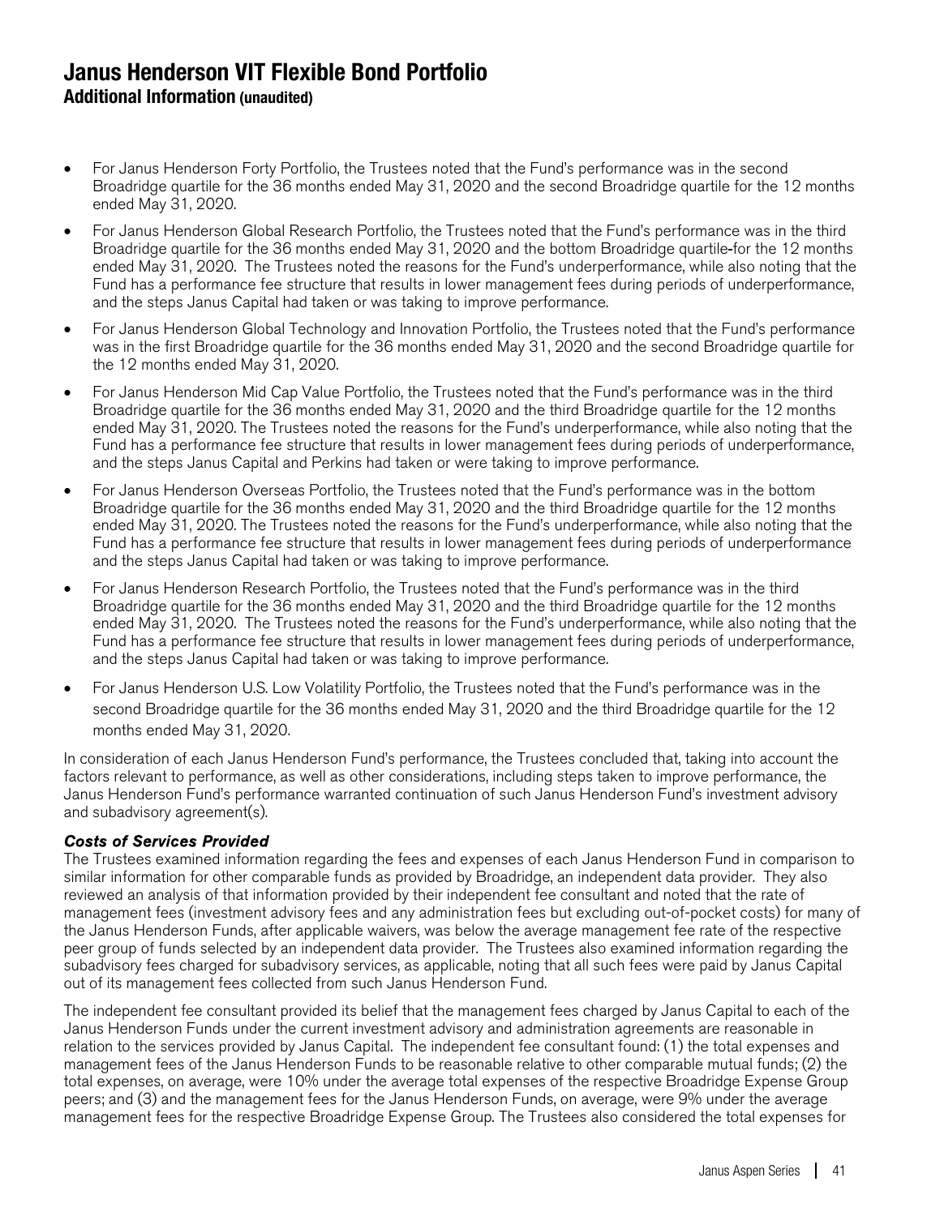- For Janus Henderson Forty Portfolio, the Trustees noted that the Fund's performance was in the second Broadridge quartile for the 36 months ended May 31, 2020 and the second Broadridge quartile for the 12 months ended May 31, 2020.
- For Janus Henderson Global Research Portfolio, the Trustees noted that the Fund's performance was in the third Broadridge quartile for the 36 months ended May 31, 2020 and the bottom Broadridge quartile-for the 12 months ended May 31, 2020. The Trustees noted the reasons for the Fund's underperformance, while also noting that the Fund has a performance fee structure that results in lower management fees during periods of underperformance, and the steps Janus Capital had taken or was taking to improve performance.
- For Janus Henderson Global Technology and Innovation Portfolio, the Trustees noted that the Fund's performance was in the first Broadridge quartile for the 36 months ended May 31, 2020 and the second Broadridge quartile for the 12 months ended May 31, 2020.
- For Janus Henderson Mid Cap Value Portfolio, the Trustees noted that the Fund's performance was in the third Broadridge quartile for the 36 months ended May 31, 2020 and the third Broadridge quartile for the 12 months ended May 31, 2020. The Trustees noted the reasons for the Fund's underperformance, while also noting that the Fund has a performance fee structure that results in lower management fees during periods of underperformance, and the steps Janus Capital and Perkins had taken or were taking to improve performance.
- For Janus Henderson Overseas Portfolio, the Trustees noted that the Fund's performance was in the bottom Broadridge quartile for the 36 months ended May 31, 2020 and the third Broadridge quartile for the 12 months ended May 31, 2020. The Trustees noted the reasons for the Fund's underperformance, while also noting that the Fund has a performance fee structure that results in lower management fees during periods of underperformance and the steps Janus Capital had taken or was taking to improve performance.
- For Janus Henderson Research Portfolio, the Trustees noted that the Fund's performance was in the third Broadridge quartile for the 36 months ended May 31, 2020 and the third Broadridge quartile for the 12 months ended May 31, 2020. The Trustees noted the reasons for the Fund's underperformance, while also noting that the Fund has a performance fee structure that results in lower management fees during periods of underperformance, and the steps Janus Capital had taken or was taking to improve performance.
- For Janus Henderson U.S. Low Volatility Portfolio, the Trustees noted that the Fund's performance was in the second Broadridge quartile for the 36 months ended May 31, 2020 and the third Broadridge quartile for the 12 months ended May 31, 2020.

In consideration of each Janus Henderson Fund's performance, the Trustees concluded that, taking into account the factors relevant to performance, as well as other considerations, including steps taken to improve performance, the Janus Henderson Fund's performance warranted continuation of such Janus Henderson Fund's investment advisory and subadvisory agreement(s).

***Costs of Services Provided***

The Trustees examined information regarding the fees and expenses of each Janus Henderson Fund in comparison to similar information for other comparable funds as provided by Broadridge, an independent data provider. They also reviewed an analysis of that information provided by their independent fee consultant and noted that the rate of management fees (investment advisory fees and any administration fees but excluding out-of-pocket costs) for many of the Janus Henderson Funds, after applicable waivers, was below the average management fee rate of the respective peer group of funds selected by an independent data provider. The Trustees also examined information regarding the subadvisory fees charged for subadvisory services, as applicable, noting that all such fees were paid by Janus Capital out of its management fees collected from such Janus Henderson Fund.

The independent fee consultant provided its belief that the management fees charged by Janus Capital to each of the Janus Henderson Funds under the current investment advisory and administration agreements are reasonable in relation to the services provided by Janus Capital. The independent fee consultant found: (1) the total expenses and management fees of the Janus Henderson Funds to be reasonable relative to other comparable mutual funds; (2) the total expenses, on average, were 10% under the average total expenses of the respective Broadridge Expense Group peers; and (3) and the management fees for the Janus Henderson Funds, on average, were 9% under the average management fees for the respective Broadridge Expense Group. The Trustees also considered the total expenses for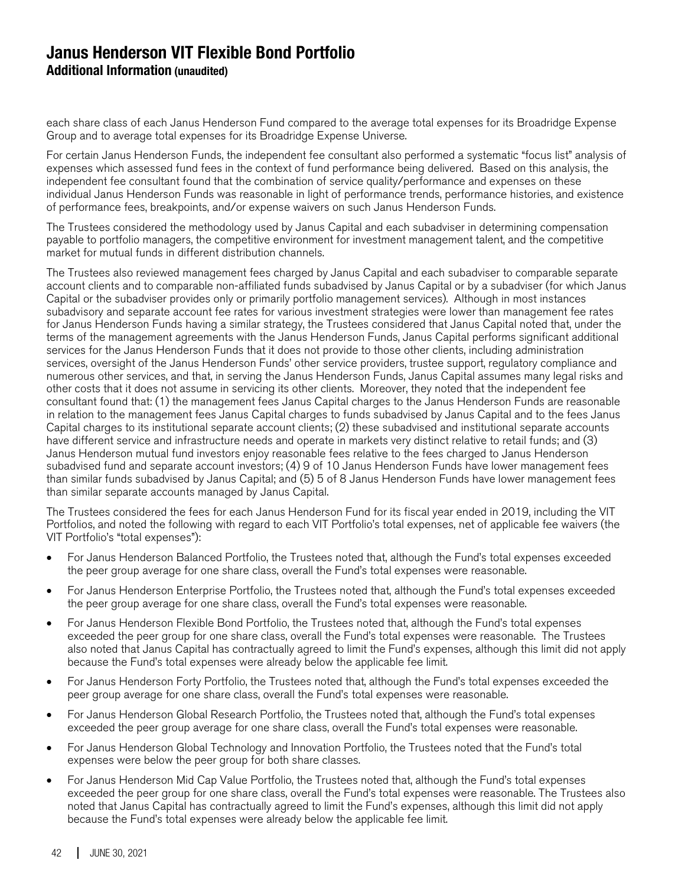each share class of each Janus Henderson Fund compared to the average total expenses for its Broadridge Expense Group and to average total expenses for its Broadridge Expense Universe.

For certain Janus Henderson Funds, the independent fee consultant also performed a systematic "focus list" analysis of expenses which assessed fund fees in the context of fund performance being delivered. Based on this analysis, the independent fee consultant found that the combination of service quality/performance and expenses on these individual Janus Henderson Funds was reasonable in light of performance trends, performance histories, and existence of performance fees, breakpoints, and/or expense waivers on such Janus Henderson Funds.

The Trustees considered the methodology used by Janus Capital and each subadviser in determining compensation payable to portfolio managers, the competitive environment for investment management talent, and the competitive market for mutual funds in different distribution channels.

The Trustees also reviewed management fees charged by Janus Capital and each subadviser to comparable separate account clients and to comparable non-affiliated funds subadvised by Janus Capital or by a subadviser (for which Janus Capital or the subadviser provides only or primarily portfolio management services). Although in most instances subadvisory and separate account fee rates for various investment strategies were lower than management fee rates for Janus Henderson Funds having a similar strategy, the Trustees considered that Janus Capital noted that, under the terms of the management agreements with the Janus Henderson Funds, Janus Capital performs significant additional services for the Janus Henderson Funds that it does not provide to those other clients, including administration services, oversight of the Janus Henderson Funds' other service providers, trustee support, regulatory compliance and numerous other services, and that, in serving the Janus Henderson Funds, Janus Capital assumes many legal risks and other costs that it does not assume in servicing its other clients. Moreover, they noted that the independent fee consultant found that: (1) the management fees Janus Capital charges to the Janus Henderson Funds are reasonable in relation to the management fees Janus Capital charges to funds subadvised by Janus Capital and to the fees Janus Capital charges to its institutional separate account clients; (2) these subadvised and institutional separate accounts have different service and infrastructure needs and operate in markets very distinct relative to retail funds; and (3) Janus Henderson mutual fund investors enjoy reasonable fees relative to the fees charged to Janus Henderson subadvised fund and separate account investors; (4) 9 of 10 Janus Henderson Funds have lower management fees than similar funds subadvised by Janus Capital; and (5) 5 of 8 Janus Henderson Funds have lower management fees than similar separate accounts managed by Janus Capital.

The Trustees considered the fees for each Janus Henderson Fund for its fiscal year ended in 2019, including the VIT Portfolios, and noted the following with regard to each VIT Portfolio's total expenses, net of applicable fee waivers (the VIT Portfolio's "total expenses"):

- For Janus Henderson Balanced Portfolio, the Trustees noted that, although the Fund's total expenses exceeded the peer group average for one share class, overall the Fund's total expenses were reasonable.
- For Janus Henderson Enterprise Portfolio, the Trustees noted that, although the Fund's total expenses exceeded the peer group average for one share class, overall the Fund's total expenses were reasonable.
- For Janus Henderson Flexible Bond Portfolio, the Trustees noted that, although the Fund's total expenses exceeded the peer group for one share class, overall the Fund's total expenses were reasonable. The Trustees also noted that Janus Capital has contractually agreed to limit the Fund's expenses, although this limit did not apply because the Fund's total expenses were already below the applicable fee limit.
- For Janus Henderson Forty Portfolio, the Trustees noted that, although the Fund's total expenses exceeded the peer group average for one share class, overall the Fund's total expenses were reasonable.
- For Janus Henderson Global Research Portfolio, the Trustees noted that, although the Fund's total expenses exceeded the peer group average for one share class, overall the Fund's total expenses were reasonable.
- For Janus Henderson Global Technology and Innovation Portfolio, the Trustees noted that the Fund's total expenses were below the peer group for both share classes.
- For Janus Henderson Mid Cap Value Portfolio, the Trustees noted that, although the Fund's total expenses exceeded the peer group for one share class, overall the Fund's total expenses were reasonable. The Trustees also noted that Janus Capital has contractually agreed to limit the Fund's expenses, although this limit did not apply because the Fund's total expenses were already below the applicable fee limit.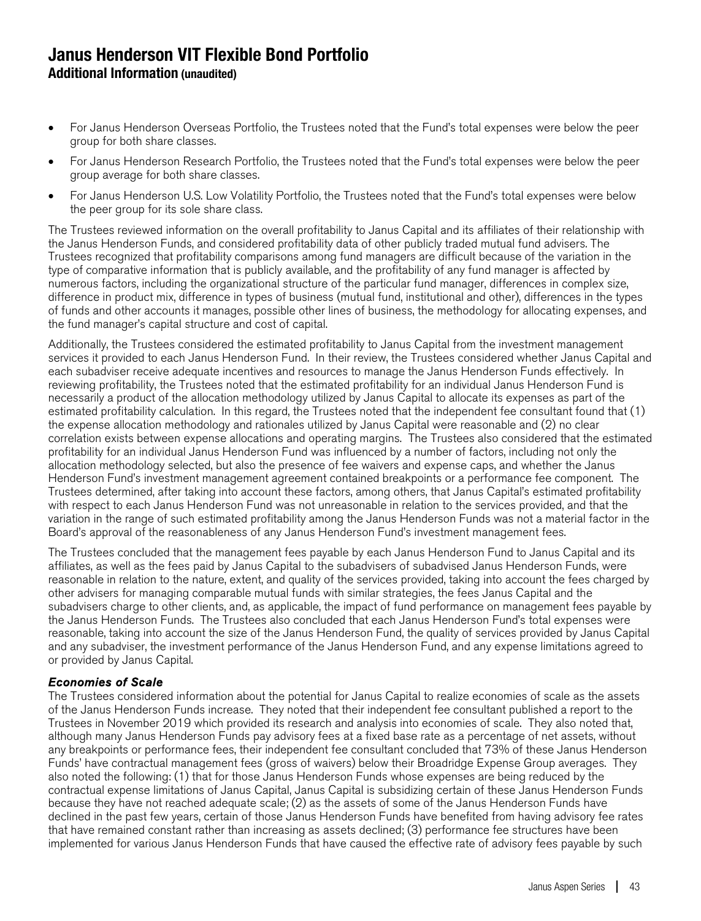- For Janus Henderson Overseas Portfolio, the Trustees noted that the Fund's total expenses were below the peer group for both share classes.
- For Janus Henderson Research Portfolio, the Trustees noted that the Fund's total expenses were below the peer group average for both share classes.
- For Janus Henderson U.S. Low Volatility Portfolio, the Trustees noted that the Fund's total expenses were below the peer group for its sole share class.

The Trustees reviewed information on the overall profitability to Janus Capital and its affiliates of their relationship with the Janus Henderson Funds, and considered profitability data of other publicly traded mutual fund advisers. The Trustees recognized that profitability comparisons among fund managers are difficult because of the variation in the type of comparative information that is publicly available, and the profitability of any fund manager is affected by numerous factors, including the organizational structure of the particular fund manager, differences in complex size, difference in product mix, difference in types of business (mutual fund, institutional and other), differences in the types of funds and other accounts it manages, possible other lines of business, the methodology for allocating expenses, and the fund manager's capital structure and cost of capital.

Additionally, the Trustees considered the estimated profitability to Janus Capital from the investment management services it provided to each Janus Henderson Fund. In their review, the Trustees considered whether Janus Capital and each subadviser receive adequate incentives and resources to manage the Janus Henderson Funds effectively. In reviewing profitability, the Trustees noted that the estimated profitability for an individual Janus Henderson Fund is necessarily a product of the allocation methodology utilized by Janus Capital to allocate its expenses as part of the estimated profitability calculation. In this regard, the Trustees noted that the independent fee consultant found that (1) the expense allocation methodology and rationales utilized by Janus Capital were reasonable and (2) no clear correlation exists between expense allocations and operating margins. The Trustees also considered that the estimated profitability for an individual Janus Henderson Fund was influenced by a number of factors, including not only the allocation methodology selected, but also the presence of fee waivers and expense caps, and whether the Janus Henderson Fund's investment management agreement contained breakpoints or a performance fee component. The Trustees determined, after taking into account these factors, among others, that Janus Capital's estimated profitability with respect to each Janus Henderson Fund was not unreasonable in relation to the services provided, and that the variation in the range of such estimated profitability among the Janus Henderson Funds was not a material factor in the Board's approval of the reasonableness of any Janus Henderson Fund's investment management fees.

The Trustees concluded that the management fees payable by each Janus Henderson Fund to Janus Capital and its affiliates, as well as the fees paid by Janus Capital to the subadvisers of subadvised Janus Henderson Funds, were reasonable in relation to the nature, extent, and quality of the services provided, taking into account the fees charged by other advisers for managing comparable mutual funds with similar strategies, the fees Janus Capital and the subadvisers charge to other clients, and, as applicable, the impact of fund performance on management fees payable by the Janus Henderson Funds. The Trustees also concluded that each Janus Henderson Fund's total expenses were reasonable, taking into account the size of the Janus Henderson Fund, the quality of services provided by Janus Capital and any subadviser, the investment performance of the Janus Henderson Fund, and any expense limitations agreed to or provided by Janus Capital.

### *Economies of Scale*

The Trustees considered information about the potential for Janus Capital to realize economies of scale as the assets of the Janus Henderson Funds increase. They noted that their independent fee consultant published a report to the Trustees in November 2019 which provided its research and analysis into economies of scale. They also noted that, although many Janus Henderson Funds pay advisory fees at a fixed base rate as a percentage of net assets, without any breakpoints or performance fees, their independent fee consultant concluded that 73% of these Janus Henderson Funds' have contractual management fees (gross of waivers) below their Broadridge Expense Group averages. They also noted the following: (1) that for those Janus Henderson Funds whose expenses are being reduced by the contractual expense limitations of Janus Capital, Janus Capital is subsidizing certain of these Janus Henderson Funds because they have not reached adequate scale; (2) as the assets of some of the Janus Henderson Funds have declined in the past few years, certain of those Janus Henderson Funds have benefited from having advisory fee rates that have remained constant rather than increasing as assets declined; (3) performance fee structures have been implemented for various Janus Henderson Funds that have caused the effective rate of advisory fees payable by such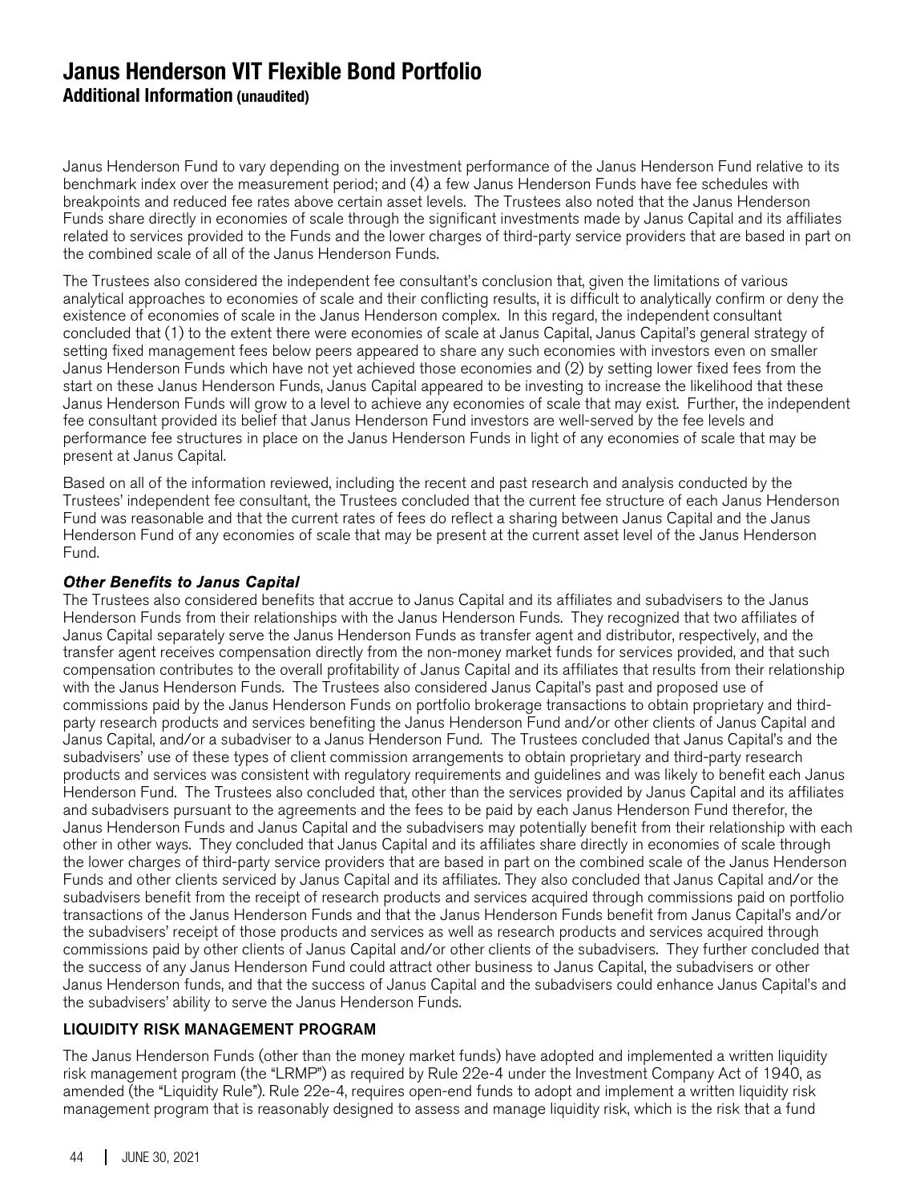Janus Henderson Fund to vary depending on the investment performance of the Janus Henderson Fund relative to its benchmark index over the measurement period; and (4) a few Janus Henderson Funds have fee schedules with breakpoints and reduced fee rates above certain asset levels. The Trustees also noted that the Janus Henderson Funds share directly in economies of scale through the significant investments made by Janus Capital and its affiliates related to services provided to the Funds and the lower charges of third-party service providers that are based in part on the combined scale of all of the Janus Henderson Funds.

The Trustees also considered the independent fee consultant's conclusion that, given the limitations of various analytical approaches to economies of scale and their conflicting results, it is difficult to analytically confirm or deny the existence of economies of scale in the Janus Henderson complex. In this regard, the independent consultant concluded that (1) to the extent there were economies of scale at Janus Capital, Janus Capital's general strategy of setting fixed management fees below peers appeared to share any such economies with investors even on smaller Janus Henderson Funds which have not yet achieved those economies and (2) by setting lower fixed fees from the start on these Janus Henderson Funds, Janus Capital appeared to be investing to increase the likelihood that these Janus Henderson Funds will grow to a level to achieve any economies of scale that may exist. Further, the independent fee consultant provided its belief that Janus Henderson Fund investors are well-served by the fee levels and performance fee structures in place on the Janus Henderson Funds in light of any economies of scale that may be present at Janus Capital.

Based on all of the information reviewed, including the recent and past research and analysis conducted by the Trustees' independent fee consultant, the Trustees concluded that the current fee structure of each Janus Henderson Fund was reasonable and that the current rates of fees do reflect a sharing between Janus Capital and the Janus Henderson Fund of any economies of scale that may be present at the current asset level of the Janus Henderson Fund.

***Other Benefits to Janus Capital***

The Trustees also considered benefits that accrue to Janus Capital and its affiliates and subadvisers to the Janus Henderson Funds from their relationships with the Janus Henderson Funds. They recognized that two affiliates of Janus Capital separately serve the Janus Henderson Funds as transfer agent and distributor, respectively, and the transfer agent receives compensation directly from the non-money market funds for services provided, and that such compensation contributes to the overall profitability of Janus Capital and its affiliates that results from their relationship with the Janus Henderson Funds. The Trustees also considered Janus Capital's past and proposed use of commissions paid by the Janus Henderson Funds on portfolio brokerage transactions to obtain proprietary and third-party research products and services benefiting the Janus Henderson Fund and/or other clients of Janus Capital and Janus Capital, and/or a subadviser to a Janus Henderson Fund. The Trustees concluded that Janus Capital's and the subadvisers' use of these types of client commission arrangements to obtain proprietary and third-party research products and services was consistent with regulatory requirements and guidelines and was likely to benefit each Janus Henderson Fund. The Trustees also concluded that, other than the services provided by Janus Capital and its affiliates and subadvisers pursuant to the agreements and the fees to be paid by each Janus Henderson Fund therefor, the Janus Henderson Funds and Janus Capital and the subadvisers may potentially benefit from their relationship with each other in other ways. They concluded that Janus Capital and its affiliates share directly in economies of scale through the lower charges of third-party service providers that are based in part on the combined scale of the Janus Henderson Funds and other clients serviced by Janus Capital and its affiliates. They also concluded that Janus Capital and/or the subadvisers benefit from the receipt of research products and services acquired through commissions paid on portfolio transactions of the Janus Henderson Funds and that the Janus Henderson Funds benefit from Janus Capital's and/or the subadvisers' receipt of those products and services as well as research products and services acquired through commissions paid by other clients of Janus Capital and/or other clients of the subadvisers. They further concluded that the success of any Janus Henderson Fund could attract other business to Janus Capital, the subadvisers or other Janus Henderson funds, and that the success of Janus Capital and the subadvisers could enhance Janus Capital's and the subadvisers' ability to serve the Janus Henderson Funds.

## LIQUIDITY RISK MANAGEMENT PROGRAM

The Janus Henderson Funds (other than the money market funds) have adopted and implemented a written liquidity risk management program (the "LRMP") as required by Rule 22e-4 under the Investment Company Act of 1940, as amended (the "Liquidity Rule"). Rule 22e-4, requires open-end funds to adopt and implement a written liquidity risk management program that is reasonably designed to assess and manage liquidity risk, which is the risk that a fund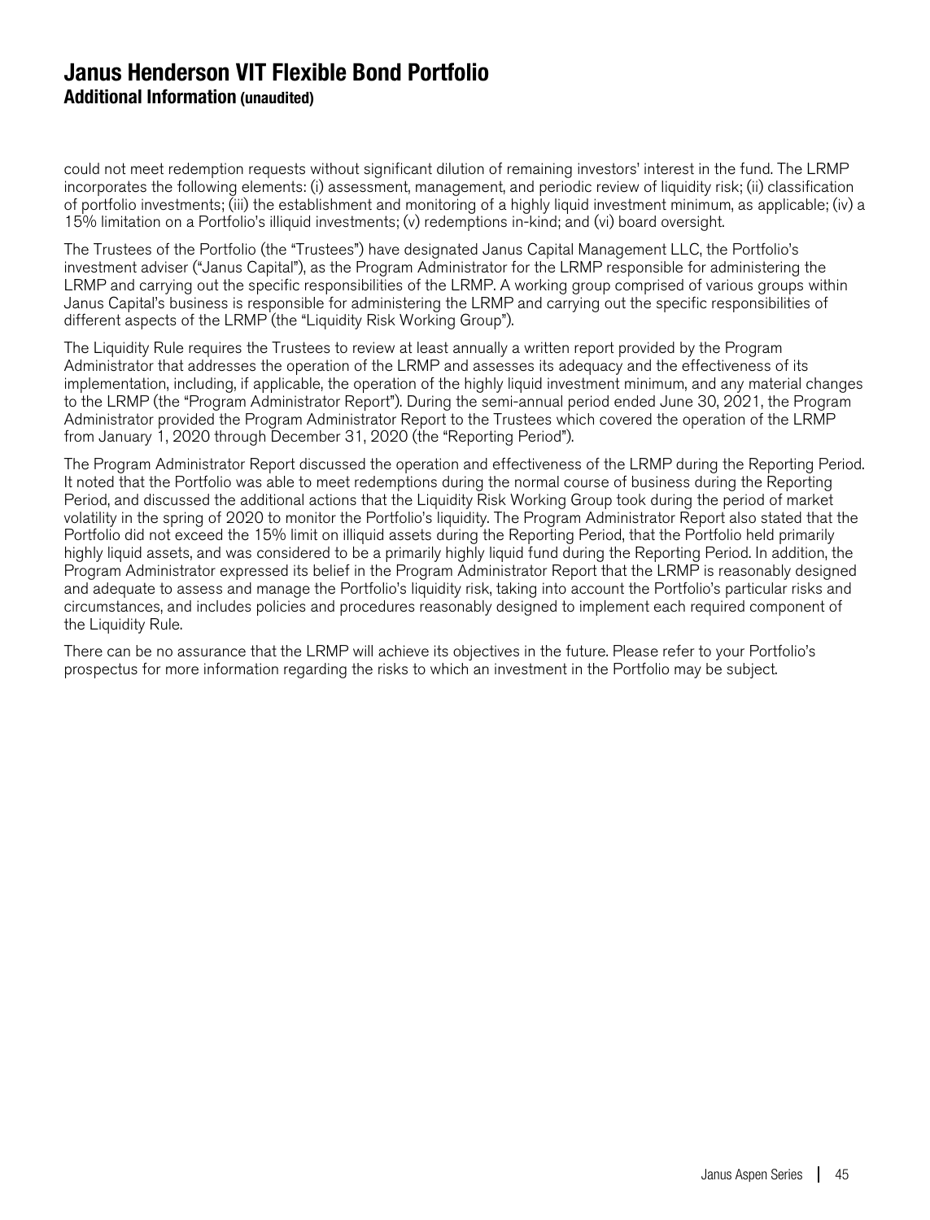# Janus Henderson VIT Flexible Bond Portfolio
## Additional Information (unaudited)

could not meet redemption requests without significant dilution of remaining investors' interest in the fund. The LRMP incorporates the following elements: (i) assessment, management, and periodic review of liquidity risk; (ii) classification of portfolio investments; (iii) the establishment and monitoring of a highly liquid investment minimum, as applicable; (iv) a 15% limitation on a Portfolio's illiquid investments; (v) redemptions in-kind; and (vi) board oversight.

The Trustees of the Portfolio (the "Trustees") have designated Janus Capital Management LLC, the Portfolio's investment adviser ("Janus Capital"), as the Program Administrator for the LRMP responsible for administering the LRMP and carrying out the specific responsibilities of the LRMP. A working group comprised of various groups within Janus Capital's business is responsible for administering the LRMP and carrying out the specific responsibilities of different aspects of the LRMP (the "Liquidity Risk Working Group").

The Liquidity Rule requires the Trustees to review at least annually a written report provided by the Program Administrator that addresses the operation of the LRMP and assesses its adequacy and the effectiveness of its implementation, including, if applicable, the operation of the highly liquid investment minimum, and any material changes to the LRMP (the "Program Administrator Report"). During the semi-annual period ended June 30, 2021, the Program Administrator provided the Program Administrator Report to the Trustees which covered the operation of the LRMP from January 1, 2020 through December 31, 2020 (the "Reporting Period").

The Program Administrator Report discussed the operation and effectiveness of the LRMP during the Reporting Period. It noted that the Portfolio was able to meet redemptions during the normal course of business during the Reporting Period, and discussed the additional actions that the Liquidity Risk Working Group took during the period of market volatility in the spring of 2020 to monitor the Portfolio's liquidity. The Program Administrator Report also stated that the Portfolio did not exceed the 15% limit on illiquid assets during the Reporting Period, that the Portfolio held primarily highly liquid assets, and was considered to be a primarily highly liquid fund during the Reporting Period. In addition, the Program Administrator expressed its belief in the Program Administrator Report that the LRMP is reasonably designed and adequate to assess and manage the Portfolio's liquidity risk, taking into account the Portfolio's particular risks and circumstances, and includes policies and procedures reasonably designed to implement each required component of the Liquidity Rule.

There can be no assurance that the LRMP will achieve its objectives in the future. Please refer to your Portfolio's prospectus for more information regarding the risks to which an investment in the Portfolio may be subject.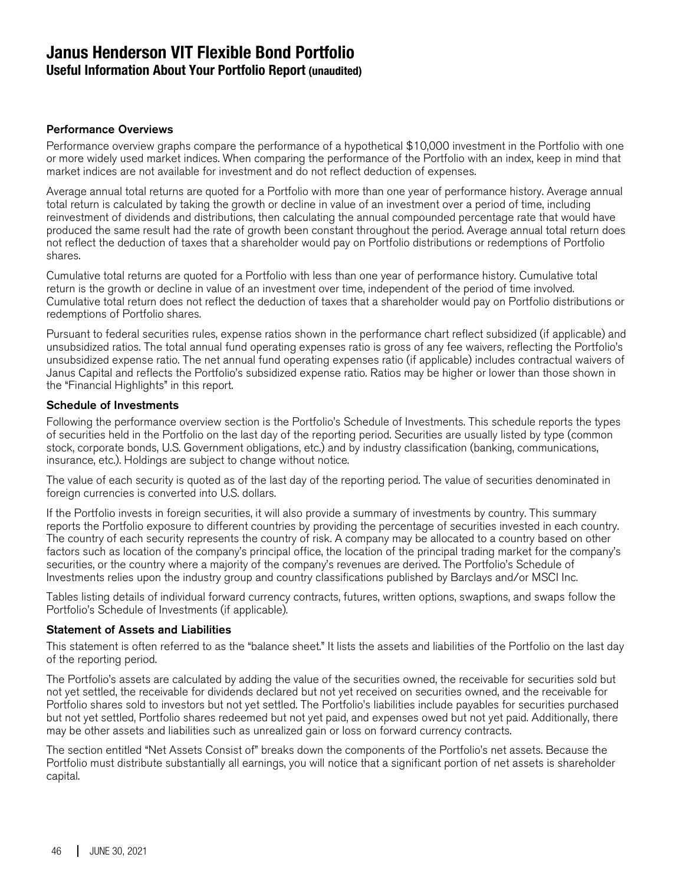# Janus Henderson VIT Flexible Bond Portfolio

## Useful Information About Your Portfolio Report (unaudited)

### Performance Overviews

Performance overview graphs compare the performance of a hypothetical $10,000 investment in the Portfolio with one or more widely used market indices. When comparing the performance of the Portfolio with an index, keep in mind that market indices are not available for investment and do not reflect deduction of expenses.

Average annual total returns are quoted for a Portfolio with more than one year of performance history. Average annual total return is calculated by taking the growth or decline in value of an investment over a period of time, including reinvestment of dividends and distributions, then calculating the annual compounded percentage rate that would have produced the same result had the rate of growth been constant throughout the period. Average annual total return does not reflect the deduction of taxes that a shareholder would pay on Portfolio distributions or redemptions of Portfolio shares.

Cumulative total returns are quoted for a Portfolio with less than one year of performance history. Cumulative total return is the growth or decline in value of an investment over time, independent of the period of time involved. Cumulative total return does not reflect the deduction of taxes that a shareholder would pay on Portfolio distributions or redemptions of Portfolio shares.

Pursuant to federal securities rules, expense ratios shown in the performance chart reflect subsidized (if applicable) and unsubsidized ratios. The total annual fund operating expenses ratio is gross of any fee waivers, reflecting the Portfolio's unsubsidized expense ratio. The net annual fund operating expenses ratio (if applicable) includes contractual waivers of Janus Capital and reflects the Portfolio's subsidized expense ratio. Ratios may be higher or lower than those shown in the "Financial Highlights" in this report.

### Schedule of Investments

Following the performance overview section is the Portfolio's Schedule of Investments. This schedule reports the types of securities held in the Portfolio on the last day of the reporting period. Securities are usually listed by type (common stock, corporate bonds, U.S. Government obligations, etc.) and by industry classification (banking, communications, insurance, etc.). Holdings are subject to change without notice.

The value of each security is quoted as of the last day of the reporting period. The value of securities denominated in foreign currencies is converted into U.S. dollars.

If the Portfolio invests in foreign securities, it will also provide a summary of investments by country. This summary reports the Portfolio exposure to different countries by providing the percentage of securities invested in each country. The country of each security represents the country of risk. A company may be allocated to a country based on other factors such as location of the company's principal office, the location of the principal trading market for the company's securities, or the country where a majority of the company's revenues are derived. The Portfolio's Schedule of Investments relies upon the industry group and country classifications published by Barclays and/or MSCI Inc.

Tables listing details of individual forward currency contracts, futures, written options, swaptions, and swaps follow the Portfolio's Schedule of Investments (if applicable).

### Statement of Assets and Liabilities

This statement is often referred to as the "balance sheet." It lists the assets and liabilities of the Portfolio on the last day of the reporting period.

The Portfolio's assets are calculated by adding the value of the securities owned, the receivable for securities sold but not yet settled, the receivable for dividends declared but not yet received on securities owned, and the receivable for Portfolio shares sold to investors but not yet settled. The Portfolio's liabilities include payables for securities purchased but not yet settled, Portfolio shares redeemed but not yet paid, and expenses owed but not yet paid. Additionally, there may be other assets and liabilities such as unrealized gain or loss on forward currency contracts.

The section entitled "Net Assets Consist of" breaks down the components of the Portfolio's net assets. Because the Portfolio must distribute substantially all earnings, you will notice that a significant portion of net assets is shareholder capital.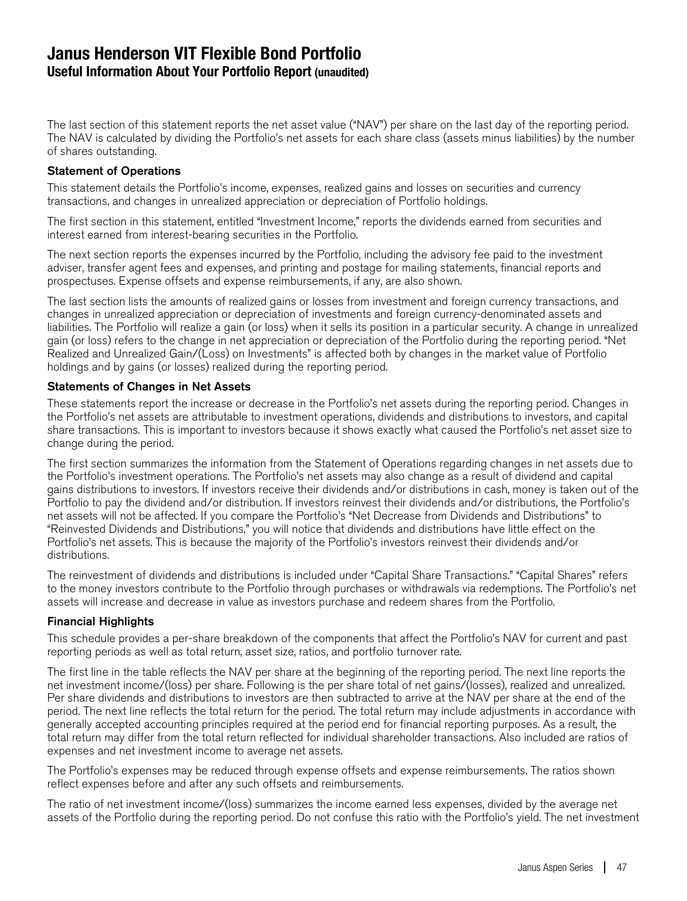# Janus Henderson VIT Flexible Bond Portfolio

## Useful Information About Your Portfolio Report (unaudited)

The last section of this statement reports the net asset value ("NAV") per share on the last day of the reporting period. The NAV is calculated by dividing the Portfolio's net assets for each share class (assets minus liabilities) by the number of shares outstanding.

### Statement of Operations

This statement details the Portfolio's income, expenses, realized gains and losses on securities and currency transactions, and changes in unrealized appreciation or depreciation of Portfolio holdings.

The first section in this statement, entitled "Investment Income," reports the dividends earned from securities and interest earned from interest-bearing securities in the Portfolio.

The next section reports the expenses incurred by the Portfolio, including the advisory fee paid to the investment adviser, transfer agent fees and expenses, and printing and postage for mailing statements, financial reports and prospectuses. Expense offsets and expense reimbursements, if any, are also shown.

The last section lists the amounts of realized gains or losses from investment and foreign currency transactions, and changes in unrealized appreciation or depreciation of investments and foreign currency-denominated assets and liabilities. The Portfolio will realize a gain (or loss) when it sells its position in a particular security. A change in unrealized gain (or loss) refers to the change in net appreciation or depreciation of the Portfolio during the reporting period. "Net Realized and Unrealized Gain/(Loss) on Investments" is affected both by changes in the market value of Portfolio holdings and by gains (or losses) realized during the reporting period.

### Statements of Changes in Net Assets

These statements report the increase or decrease in the Portfolio's net assets during the reporting period. Changes in the Portfolio's net assets are attributable to investment operations, dividends and distributions to investors, and capital share transactions. This is important to investors because it shows exactly what caused the Portfolio's net asset size to change during the period.

The first section summarizes the information from the Statement of Operations regarding changes in net assets due to the Portfolio's investment operations. The Portfolio's net assets may also change as a result of dividend and capital gains distributions to investors. If investors receive their dividends and/or distributions in cash, money is taken out of the Portfolio to pay the dividend and/or distribution. If investors reinvest their dividends and/or distributions, the Portfolio's net assets will not be affected. If you compare the Portfolio's "Net Decrease from Dividends and Distributions" to "Reinvested Dividends and Distributions," you will notice that dividends and distributions have little effect on the Portfolio's net assets. This is because the majority of the Portfolio's investors reinvest their dividends and/or distributions.

The reinvestment of dividends and distributions is included under "Capital Share Transactions." "Capital Shares" refers to the money investors contribute to the Portfolio through purchases or withdrawals via redemptions. The Portfolio's net assets will increase and decrease in value as investors purchase and redeem shares from the Portfolio.

### Financial Highlights

This schedule provides a per-share breakdown of the components that affect the Portfolio's NAV for current and past reporting periods as well as total return, asset size, ratios, and portfolio turnover rate.

The first line in the table reflects the NAV per share at the beginning of the reporting period. The next line reports the net investment income/(loss) per share. Following is the per share total of net gains/(losses), realized and unrealized. Per share dividends and distributions to investors are then subtracted to arrive at the NAV per share at the end of the period. The next line reflects the total return for the period. The total return may include adjustments in accordance with generally accepted accounting principles required at the period end for financial reporting purposes. As a result, the total return may differ from the total return reflected for individual shareholder transactions. Also included are ratios of expenses and net investment income to average net assets.

The Portfolio's expenses may be reduced through expense offsets and expense reimbursements. The ratios shown reflect expenses before and after any such offsets and reimbursements.

The ratio of net investment income/(loss) summarizes the income earned less expenses, divided by the average net assets of the Portfolio during the reporting period. Do not confuse this ratio with the Portfolio's yield. The net investment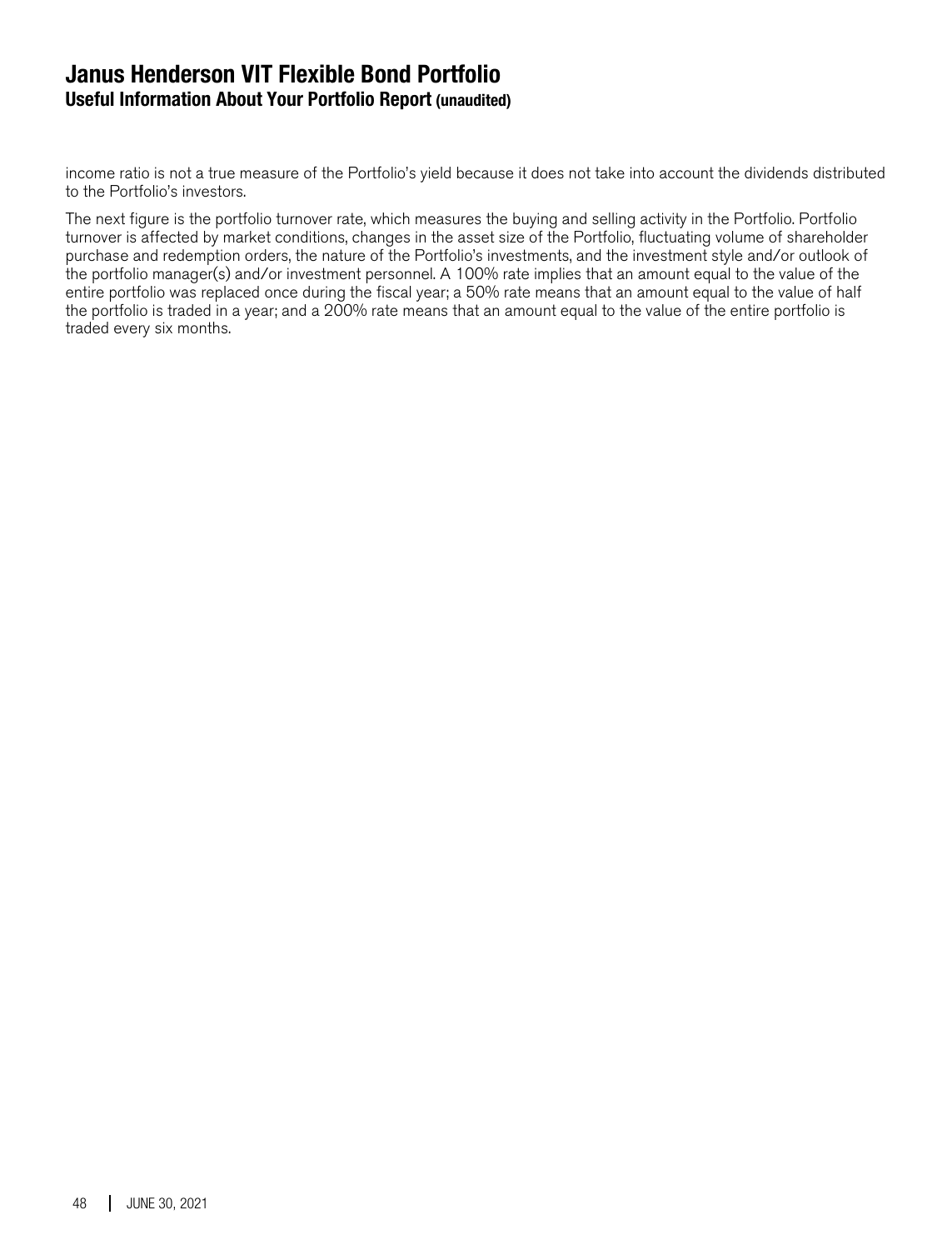income ratio is not a true measure of the Portfolio's yield because it does not take into account the dividends distributed to the Portfolio's investors.

The next figure is the portfolio turnover rate, which measures the buying and selling activity in the Portfolio. Portfolio turnover is affected by market conditions, changes in the asset size of the Portfolio, fluctuating volume of shareholder purchase and redemption orders, the nature of the Portfolio's investments, and the investment style and/or outlook of the portfolio manager(s) and/or investment personnel. A 100% rate implies that an amount equal to the value of the entire portfolio was replaced once during the fiscal year; a 50% rate means that an amount equal to the value of half the portfolio is traded in a year; and a 200% rate means that an amount equal to the value of the entire portfolio is traded every six months.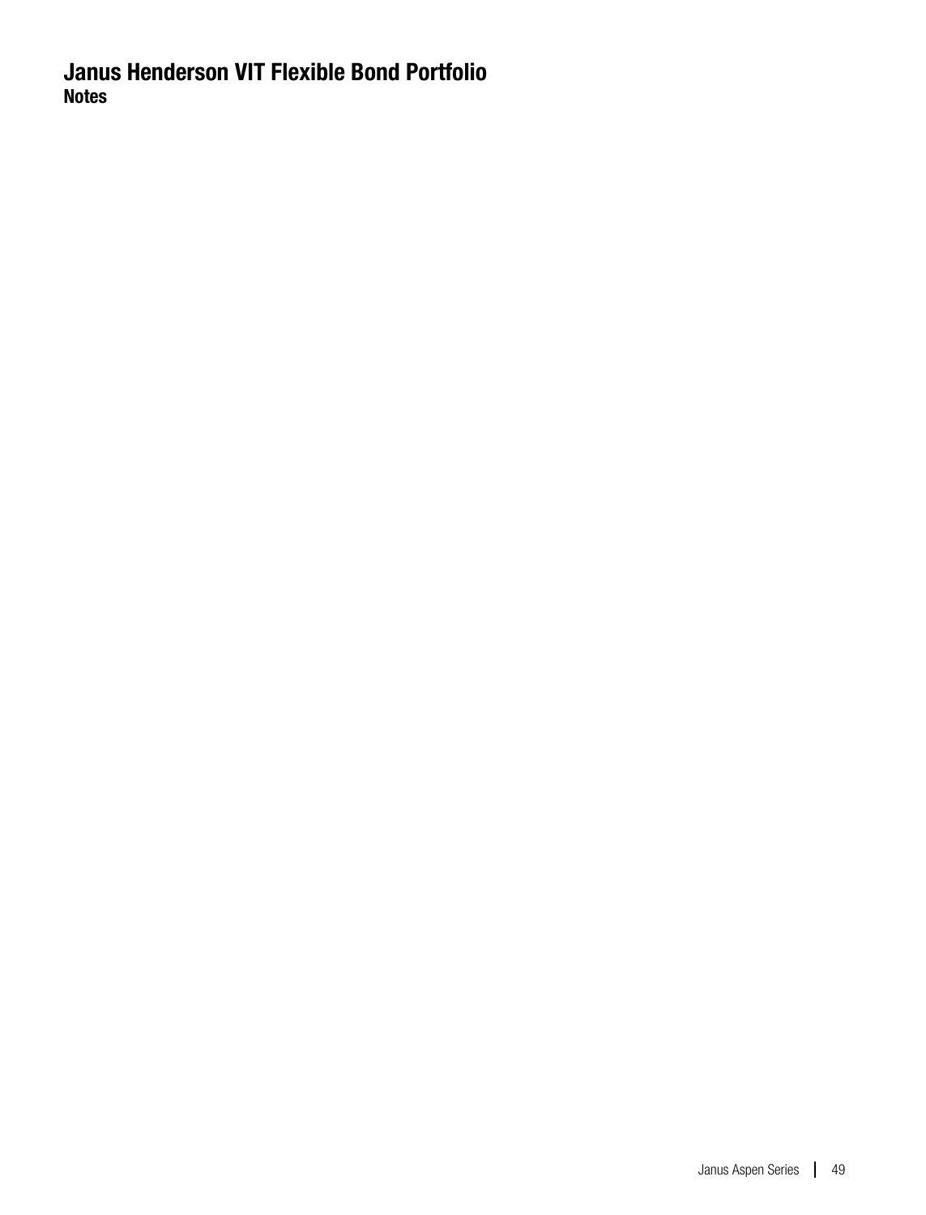# Janus Henderson VIT Flexible Bond Portfolio
## Notes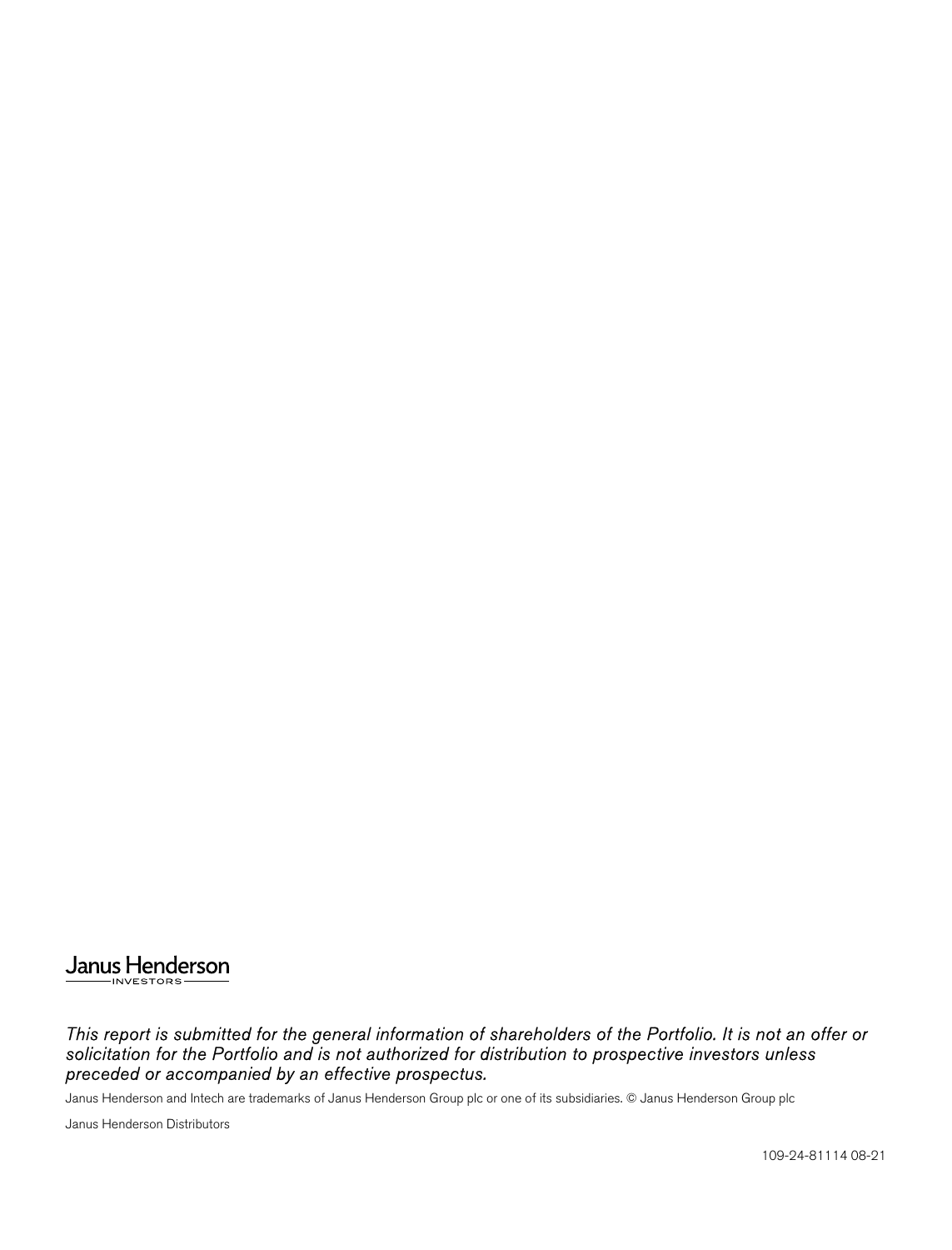Janus Henderson
INVESTORS

*This report is submitted for the general information of shareholders of the Portfolio. It is not an offer or solicitation for the Portfolio and is not authorized for distribution to prospective investors unless preceded or accompanied by an effective prospectus.*

Janus Henderson and Intech are trademarks of Janus Henderson Group plc or one of its subsidiaries. © Janus Henderson Group plc

Janus Henderson Distributors

109-24-81114 08-21